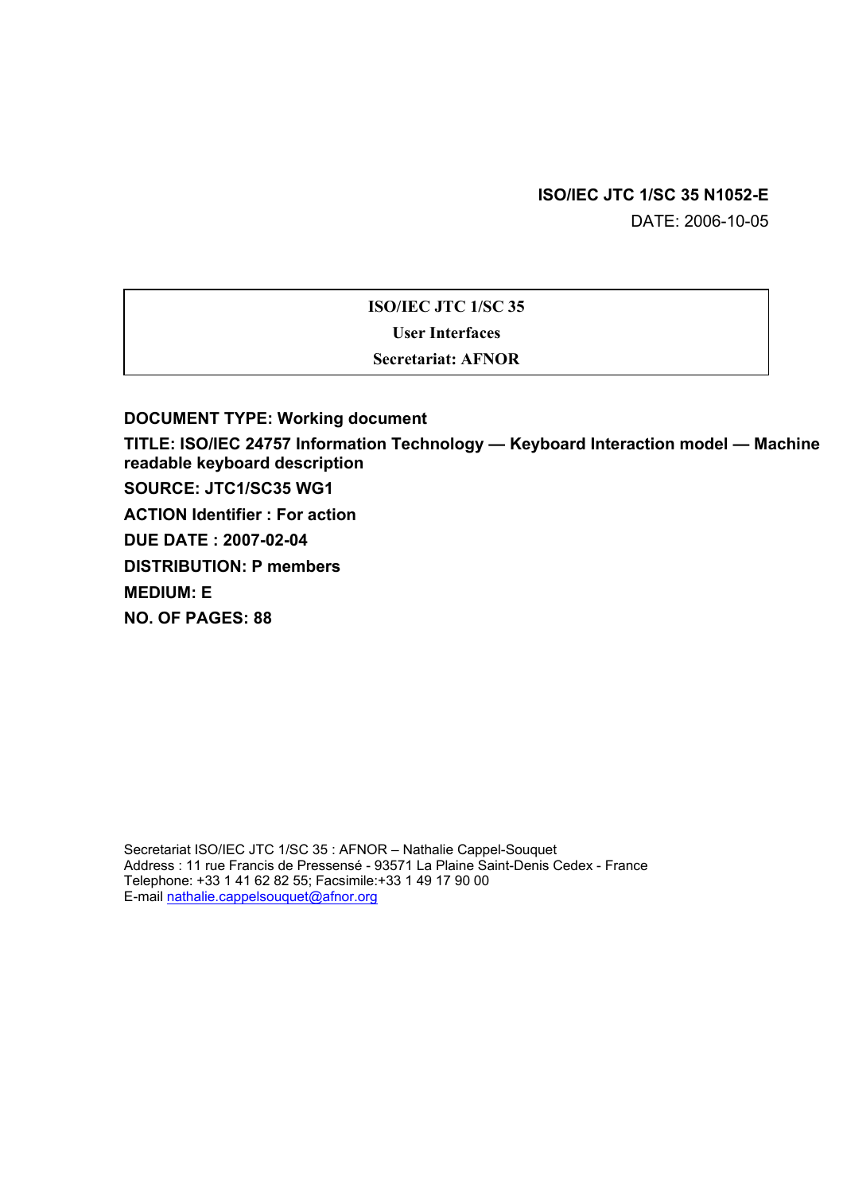**ISO/IEC JTC 1/SC 35 N1052-E**

DATE: 2006-10-05

| |
|---|
| **ISO/IEC JTC 1/SC 35** |
| **User Interfaces** |
| **Secretariat: AFNOR** |

**DOCUMENT TYPE: Working document**

**TITLE: ISO/IEC 24757 Information Technology — Keyboard Interaction model — Machine readable keyboard description**

**SOURCE: JTC1/SC35 WG1**

**ACTION Identifier : For action**

**DUE DATE : 2007-02-04**

**DISTRIBUTION: P members**

**MEDIUM: E**

**NO. OF PAGES: 88**

Secretariat ISO/IEC JTC 1/SC 35 : AFNOR – Nathalie Cappel-Souquet
Address : 11 rue Francis de Pressensé - 93571 La Plaine Saint-Denis Cedex - France
Telephone: +33 1 41 62 82 55; Facsimile:+33 1 49 17 90 00
E-mail nathalie.cappelsouquet@afnor.org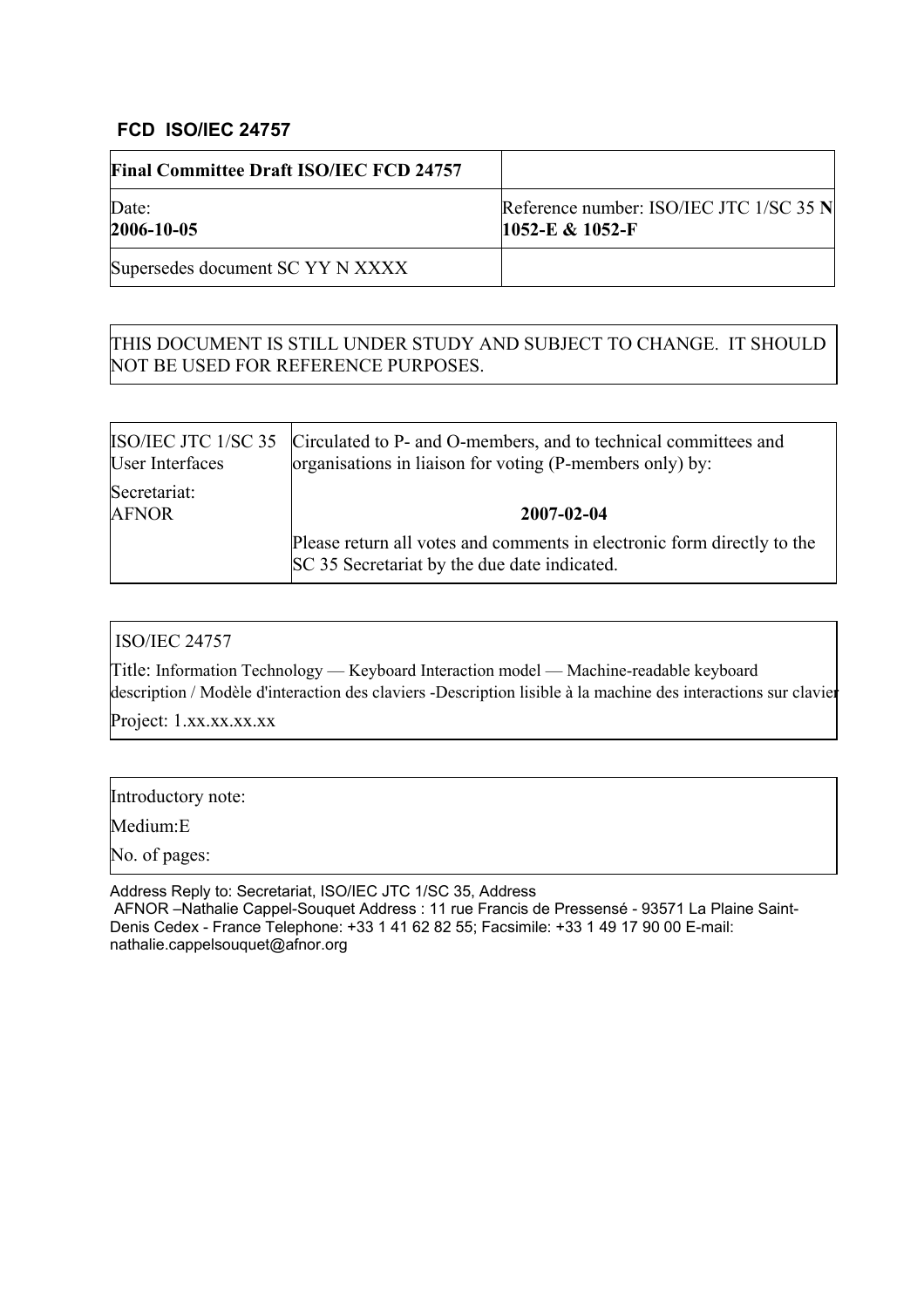**FCD ISO/IEC 24757**

| | |
|---|---|
| **Final Committee Draft ISO/IEC FCD 24757** | |
| Date:<br>**2006-10-05** | Reference number: ISO/IEC JTC 1/SC 35 **N 1052-E & 1052-F** |
| Supersedes document SC YY N XXXX | |

THIS DOCUMENT IS STILL UNDER STUDY AND SUBJECT TO CHANGE. IT SHOULD NOT BE USED FOR REFERENCE PURPOSES.

| | |
|---|---|
| ISO/IEC JTC 1/SC 35<br>User Interfaces<br>Secretariat:<br>AFNOR | Circulated to P- and O-members, and to technical committees and organisations in liaison for voting (P-members only) by:<br>**2007-02-04**<br>Please return all votes and comments in electronic form directly to the SC 35 Secretariat by the due date indicated. |

ISO/IEC 24757

Title: Information Technology — Keyboard Interaction model — Machine-readable keyboard description / Modèle d'interaction des claviers -Description lisible à la machine des interactions sur clavier

Project: 1.xx.xx.xx.xx

Introductory note:

Medium:E

No. of pages:

Address Reply to: Secretariat, ISO/IEC JTC 1/SC 35, Address
AFNOR –Nathalie Cappel-Souquet Address : 11 rue Francis de Pressensé - 93571 La Plaine Saint-Denis Cedex - France Telephone: +33 1 41 62 82 55; Facsimile: +33 1 49 17 90 00 E-mail: nathalie.cappelsouquet@afnor.org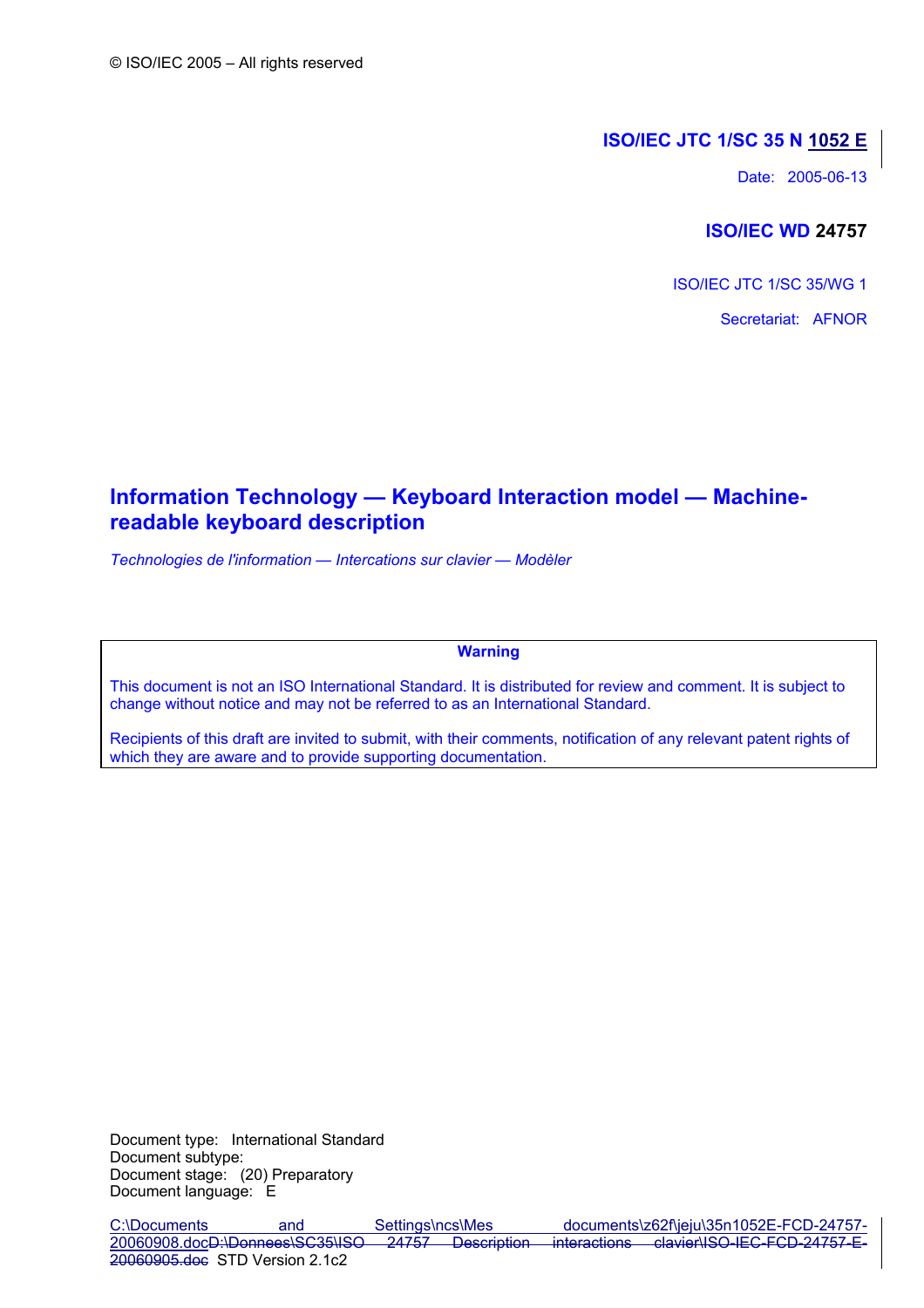© ISO/IEC 2005 – All rights reserved

**ISO/IEC JTC 1/SC 35 N 1052 E**

Date: 2005-06-13

**ISO/IEC WD 24757**

ISO/IEC JTC 1/SC 35/WG 1

Secretariat: AFNOR

# Information Technology — Keyboard Interaction model — Machine-readable keyboard description

*Technologies de l'information — Intercations sur clavier — Modèler*

**Warning**

This document is not an ISO International Standard. It is distributed for review and comment. It is subject to change without notice and may not be referred to as an International Standard.

Recipients of this draft are invited to submit, with their comments, notification of any relevant patent rights of which they are aware and to provide supporting documentation.

Document type: International Standard
Document subtype:
Document stage: (20) Preparatory
Document language: E

C:\Documents and Settings\ncs\Mes documents\z62f\jeju\35n1052E-FCD-24757-20060908.docD:\Donnees\SC35\ISO 24757 Description interactions clavier\ISO-IEC-FCD-24757-E-20060905.doc STD Version 2.1c2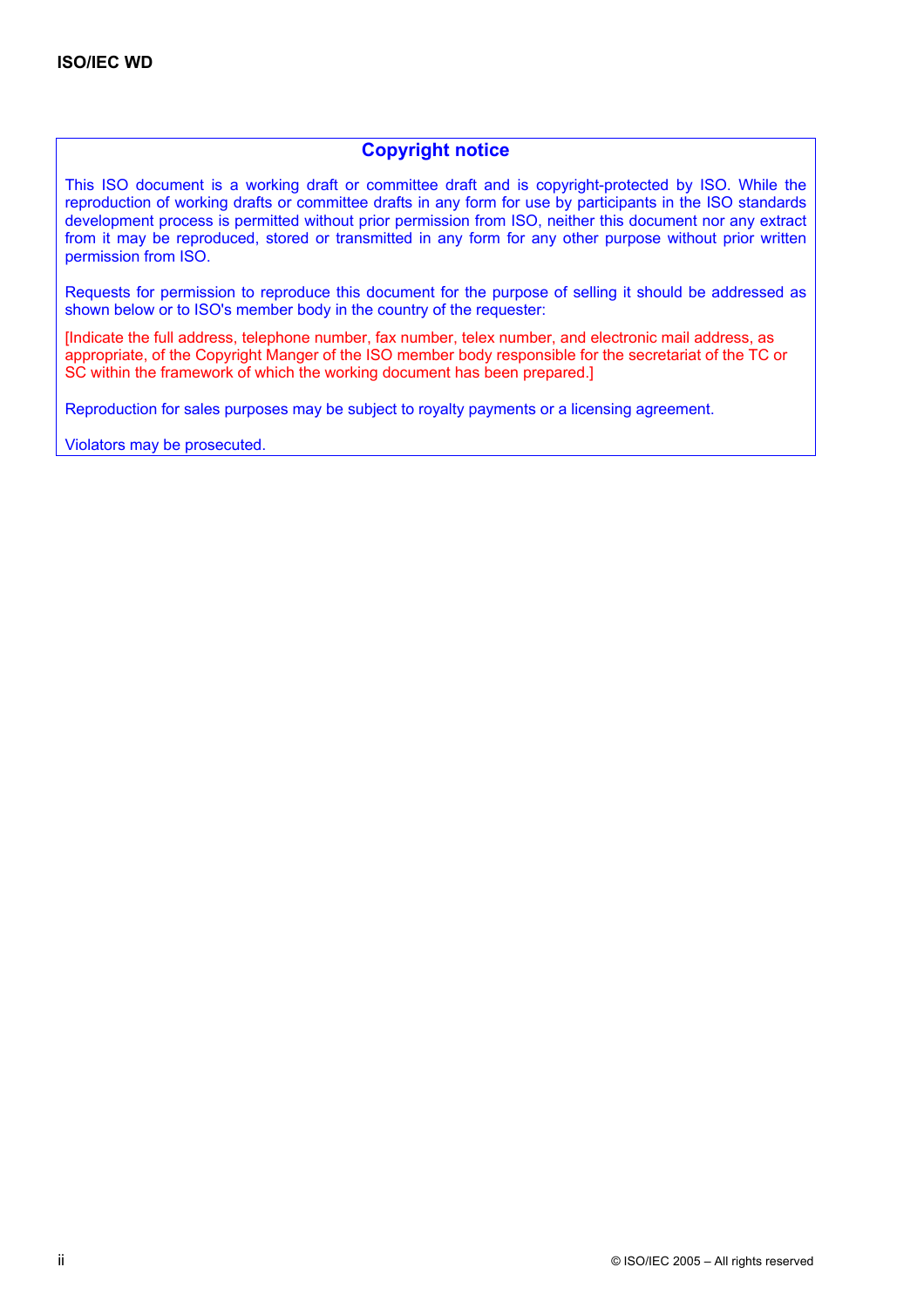## Copyright notice

This ISO document is a working draft or committee draft and is copyright-protected by ISO. While the reproduction of working drafts or committee drafts in any form for use by participants in the ISO standards development process is permitted without prior permission from ISO, neither this document nor any extract from it may be reproduced, stored or transmitted in any form for any other purpose without prior written permission from ISO.

Requests for permission to reproduce this document for the purpose of selling it should be addressed as shown below or to ISO's member body in the country of the requester:

[Indicate the full address, telephone number, fax number, telex number, and electronic mail address, as appropriate, of the Copyright Manger of the ISO member body responsible for the secretariat of the TC or SC within the framework of which the working document has been prepared.]

Reproduction for sales purposes may be subject to royalty payments or a licensing agreement.

Violators may be prosecuted.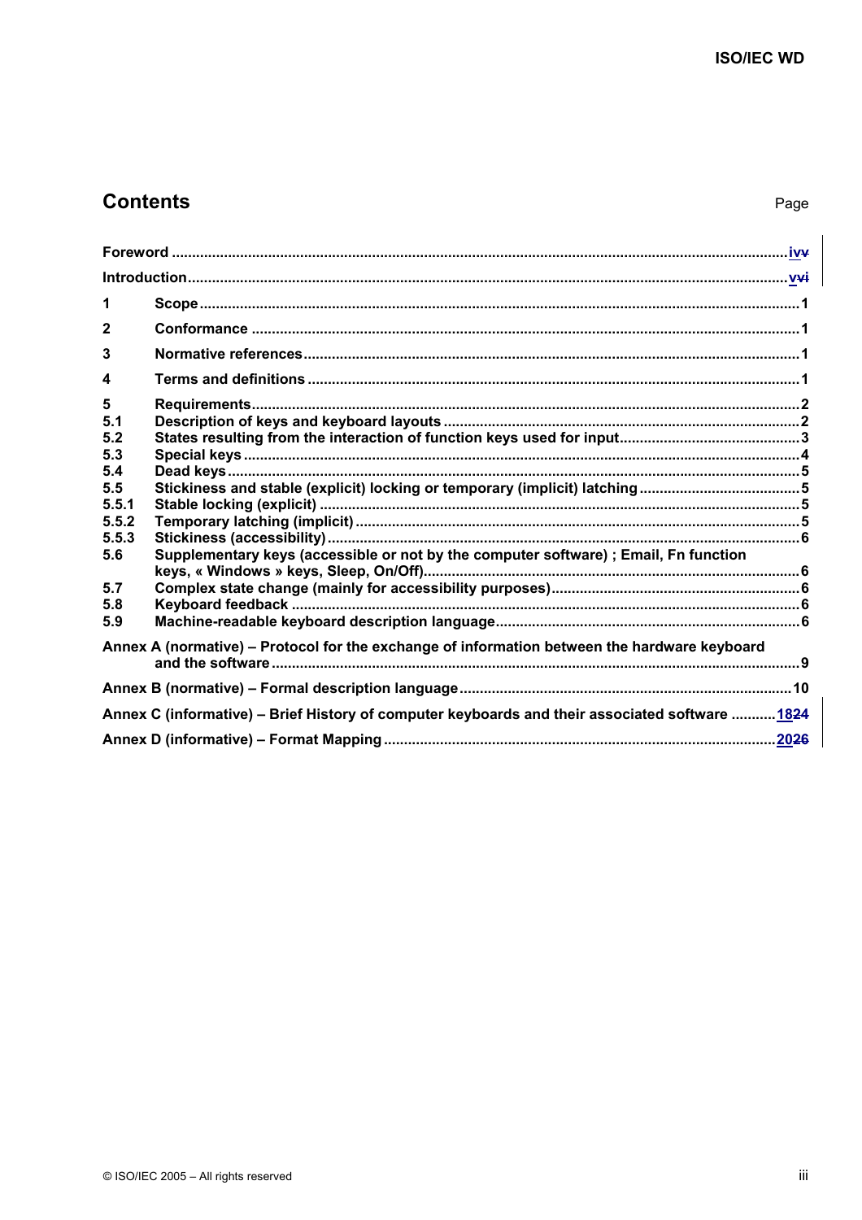## Contents

Page

Foreword ....... ivv
Introduction ....... vvi
1 Scope ....... 1
2 Conformance ....... 1
3 Normative references ....... 1
4 Terms and definitions ....... 1
5 Requirements ....... 2
5.1 Description of keys and keyboard layouts ....... 2
5.2 States resulting from the interaction of function keys used for input ....... 3
5.3 Special keys ....... 4
5.4 Dead keys ....... 5
5.5 Stickiness and stable (explicit) locking or temporary (implicit) latching ....... 5
5.5.1 Stable locking (explicit) ....... 5
5.5.2 Temporary latching (implicit) ....... 5
5.5.3 Stickiness (accessibility) ....... 6
5.6 Supplementary keys (accessible or not by the computer software) ; Email, Fn function keys, « Windows » keys, Sleep, On/Off) ....... 6
5.7 Complex state change (mainly for accessibility purposes) ....... 6
5.8 Keyboard feedback ....... 6
5.9 Machine-readable keyboard description language ....... 6
Annex A (normative) – Protocol for the exchange of information between the hardware keyboard and the software ....... 9
Annex B (normative) – Formal description language ....... 10
Annex C (informative) – Brief History of computer keyboards and their associated software ....... 1824
Annex D (informative) – Format Mapping ....... 2026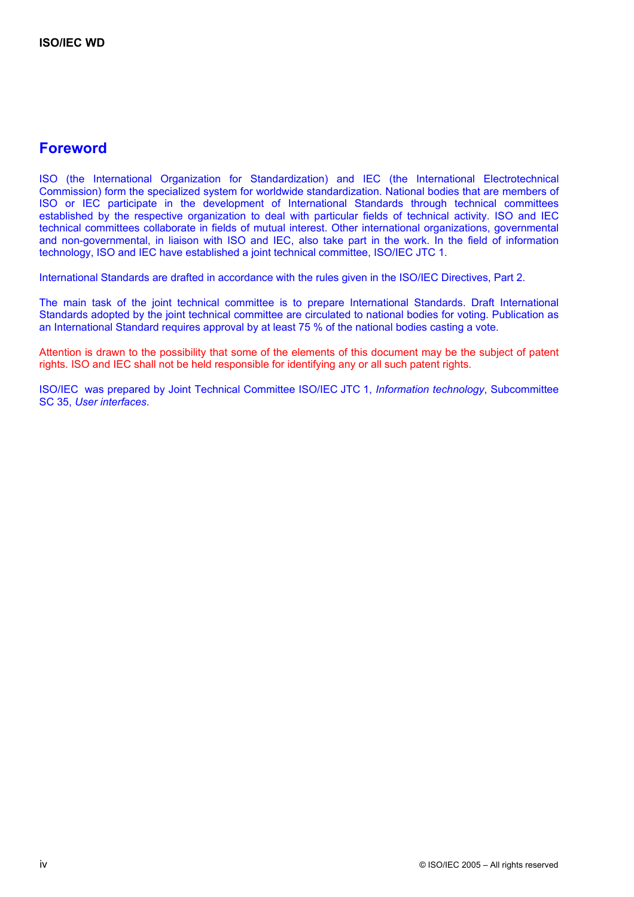# Foreword

ISO (the International Organization for Standardization) and IEC (the International Electrotechnical Commission) form the specialized system for worldwide standardization. National bodies that are members of ISO or IEC participate in the development of International Standards through technical committees established by the respective organization to deal with particular fields of technical activity. ISO and IEC technical committees collaborate in fields of mutual interest. Other international organizations, governmental and non-governmental, in liaison with ISO and IEC, also take part in the work. In the field of information technology, ISO and IEC have established a joint technical committee, ISO/IEC JTC 1.

International Standards are drafted in accordance with the rules given in the ISO/IEC Directives, Part 2.

The main task of the joint technical committee is to prepare International Standards. Draft International Standards adopted by the joint technical committee are circulated to national bodies for voting. Publication as an International Standard requires approval by at least 75 % of the national bodies casting a vote.

Attention is drawn to the possibility that some of the elements of this document may be the subject of patent rights. ISO and IEC shall not be held responsible for identifying any or all such patent rights.

ISO/IEC  was prepared by Joint Technical Committee ISO/IEC JTC 1, *Information technology*, Subcommittee SC 35, *User interfaces*.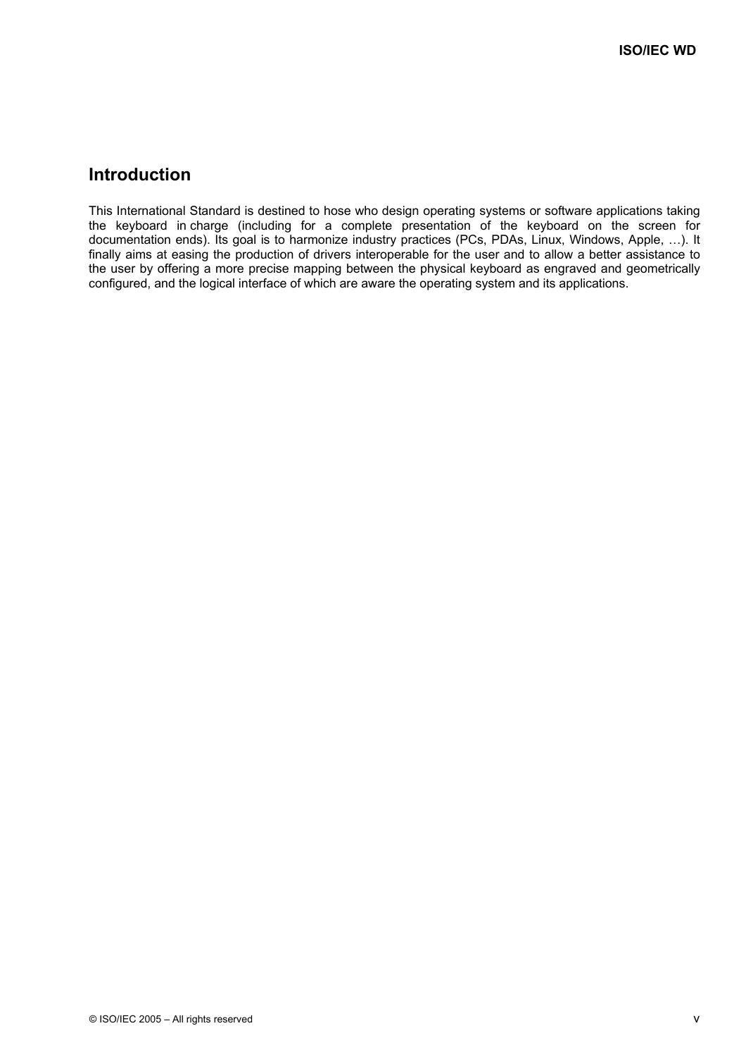## Introduction

This International Standard is destined to hose who design operating systems or software applications taking the keyboard in charge (including for a complete presentation of the keyboard on the screen for documentation ends). Its goal is to harmonize industry practices (PCs, PDAs, Linux, Windows, Apple, …). It finally aims at easing the production of drivers interoperable for the user and to allow a better assistance to the user by offering a more precise mapping between the physical keyboard as engraved and geometrically configured, and the logical interface of which are aware the operating system and its applications.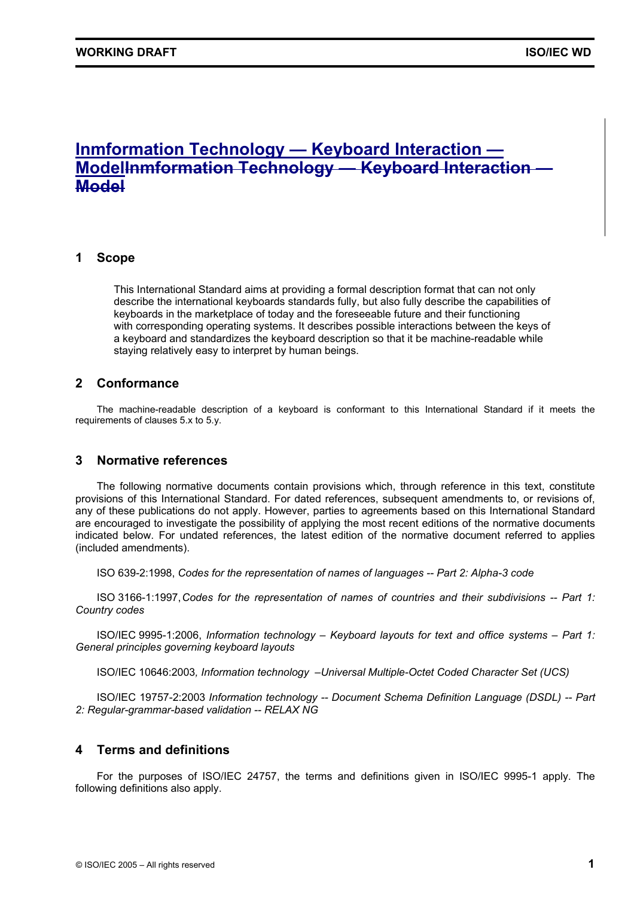# Inmformation Technology — Keyboard Interaction — ModelInmformation Technology — Keyboard Interaction — Model

## 1 Scope

This International Standard aims at providing a formal description format that can not only describe the international keyboards standards fully, but also fully describe the capabilities of keyboards in the marketplace of today and the foreseeable future and their functioning with corresponding operating systems. It describes possible interactions between the keys of a keyboard and standardizes the keyboard description so that it be machine-readable while staying relatively easy to interpret by human beings.

## 2 Conformance

The machine-readable description of a keyboard is conformant to this International Standard if it meets the requirements of clauses 5.x to 5.y.

## 3 Normative references

The following normative documents contain provisions which, through reference in this text, constitute provisions of this International Standard. For dated references, subsequent amendments to, or revisions of, any of these publications do not apply. However, parties to agreements based on this International Standard are encouraged to investigate the possibility of applying the most recent editions of the normative documents indicated below. For undated references, the latest edition of the normative document referred to applies (included amendments).

ISO 639-2:1998, *Codes for the representation of names of languages -- Part 2: Alpha-3 code*

ISO 3166-1:1997, *Codes for the representation of names of countries and their subdivisions -- Part 1: Country codes*

ISO/IEC 9995-1:2006, *Information technology – Keyboard layouts for text and office systems – Part 1: General principles governing keyboard layouts*

ISO/IEC 10646:2003, *Information technology –Universal Multiple-Octet Coded Character Set (UCS)*

ISO/IEC 19757-2:2003 *Information technology -- Document Schema Definition Language (DSDL) -- Part 2: Regular-grammar-based validation -- RELAX NG*

## 4 Terms and definitions

For the purposes of ISO/IEC 24757, the terms and definitions given in ISO/IEC 9995-1 apply. The following definitions also apply.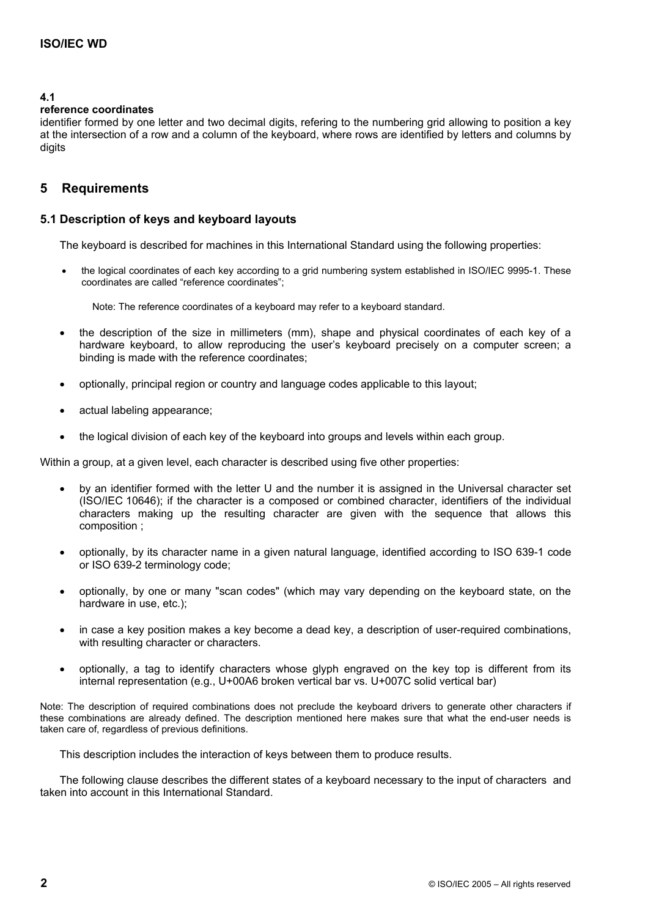**4.1**
**reference coordinates**
identifier formed by one letter and two decimal digits, refering to the numbering grid allowing to position a key at the intersection of a row and a column of the keyboard, where rows are identified by letters and columns by digits

## 5 Requirements

### 5.1 Description of keys and keyboard layouts

The keyboard is described for machines in this International Standard using the following properties:

- the logical coordinates of each key according to a grid numbering system established in ISO/IEC 9995-1. These coordinates are called "reference coordinates";

  Note: The reference coordinates of a keyboard may refer to a keyboard standard.

- the description of the size in millimeters (mm), shape and physical coordinates of each key of a hardware keyboard, to allow reproducing the user's keyboard precisely on a computer screen; a binding is made with the reference coordinates;

- optionally, principal region or country and language codes applicable to this layout;

- actual labeling appearance;

- the logical division of each key of the keyboard into groups and levels within each group.

Within a group, at a given level, each character is described using five other properties:

- by an identifier formed with the letter U and the number it is assigned in the Universal character set (ISO/IEC 10646); if the character is a composed or combined character, identifiers of the individual characters making up the resulting character are given with the sequence that allows this composition ;

- optionally, by its character name in a given natural language, identified according to ISO 639-1 code or ISO 639-2 terminology code;

- optionally, by one or many "scan codes" (which may vary depending on the keyboard state, on the hardware in use, etc.);

- in case a key position makes a key become a dead key, a description of user-required combinations, with resulting character or characters.

- optionally, a tag to identify characters whose glyph engraved on the key top is different from its internal representation (e.g., U+00A6 broken vertical bar vs. U+007C solid vertical bar)

Note: The description of required combinations does not preclude the keyboard drivers to generate other characters if these combinations are already defined. The description mentioned here makes sure that what the end-user needs is taken care of, regardless of previous definitions.

This description includes the interaction of keys between them to produce results.

The following clause describes the different states of a keyboard necessary to the input of characters and taken into account in this International Standard.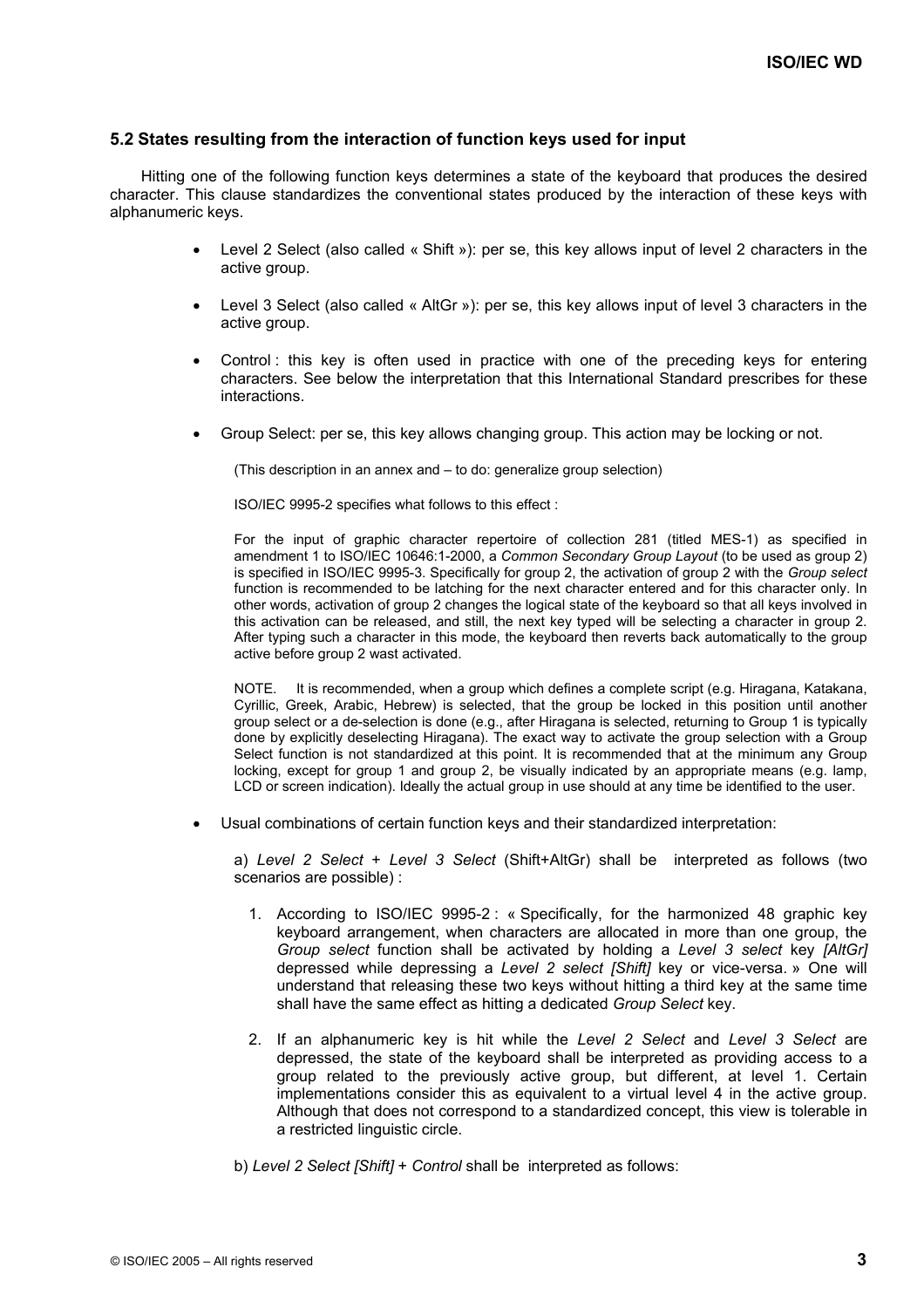### 5.2 States resulting from the interaction of function keys used for input

Hitting one of the following function keys determines a state of the keyboard that produces the desired character. This clause standardizes the conventional states produced by the interaction of these keys with alphanumeric keys.

- Level 2 Select (also called « Shift »): per se, this key allows input of level 2 characters in the active group.
- Level 3 Select (also called « AltGr »): per se, this key allows input of level 3 characters in the active group.
- Control : this key is often used in practice with one of the preceding keys for entering characters. See below the interpretation that this International Standard prescribes for these interactions.
- Group Select: per se, this key allows changing group. This action may be locking or not.

  (This description in an annex and – to do: generalize group selection)

  ISO/IEC 9995-2 specifies what follows to this effect :

  For the input of graphic character repertoire of collection 281 (titled MES-1) as specified in amendment 1 to ISO/IEC 10646:1-2000, a *Common Secondary Group Layout* (to be used as group 2) is specified in ISO/IEC 9995-3. Specifically for group 2, the activation of group 2 with the *Group select* function is recommended to be latching for the next character entered and for this character only. In other words, activation of group 2 changes the logical state of the keyboard so that all keys involved in this activation can be released, and still, the next key typed will be selecting a character in group 2. After typing such a character in this mode, the keyboard then reverts back automatically to the group active before group 2 wast activated.

  NOTE. It is recommended, when a group which defines a complete script (e.g. Hiragana, Katakana, Cyrillic, Greek, Arabic, Hebrew) is selected, that the group be locked in this position until another group select or a de-selection is done (e.g., after Hiragana is selected, returning to Group 1 is typically done by explicitly deselecting Hiragana). The exact way to activate the group selection with a Group Select function is not standardized at this point. It is recommended that at the minimum any Group locking, except for group 1 and group 2, be visually indicated by an appropriate means (e.g. lamp, LCD or screen indication). Ideally the actual group in use should at any time be identified to the user.

- Usual combinations of certain function keys and their standardized interpretation:

  a) *Level 2 Select* + *Level 3 Select* (Shift+AltGr) shall be interpreted as follows (two scenarios are possible) :

  1. According to ISO/IEC 9995-2 : « Specifically, for the harmonized 48 graphic key keyboard arrangement, when characters are allocated in more than one group, the *Group select* function shall be activated by holding a *Level 3 select* key *[AltGr]* depressed while depressing a *Level 2 select [Shift]* key or vice-versa. » One will understand that releasing these two keys without hitting a third key at the same time shall have the same effect as hitting a dedicated *Group Select* key.
  2. If an alphanumeric key is hit while the *Level 2 Select* and *Level 3 Select* are depressed, the state of the keyboard shall be interpreted as providing access to a group related to the previously active group, but different, at level 1. Certain implementations consider this as equivalent to a virtual level 4 in the active group. Although that does not correspond to a standardized concept, this view is tolerable in a restricted linguistic circle.

  b) *Level 2 Select [Shift]* + *Control* shall be interpreted as follows: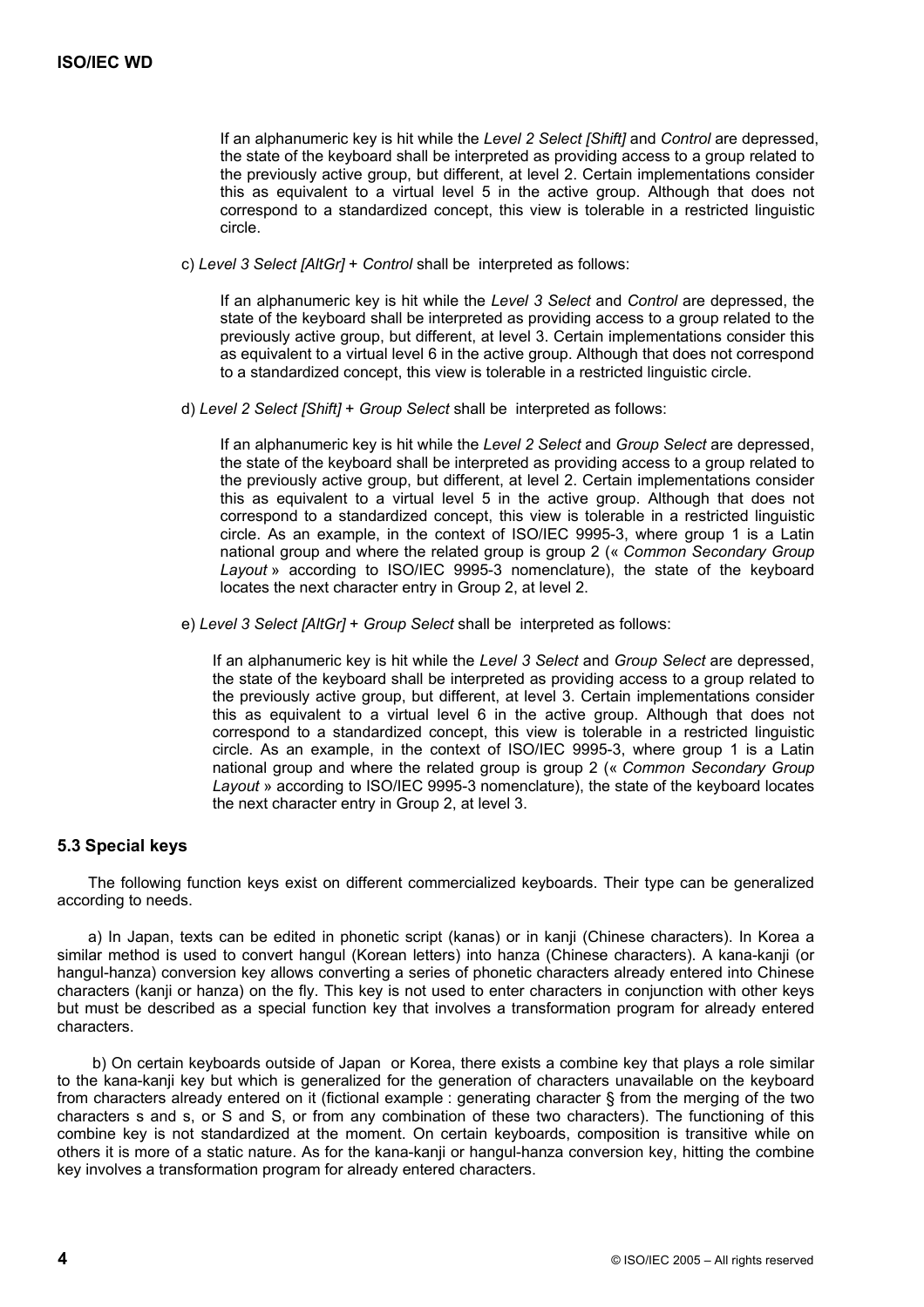If an alphanumeric key is hit while the *Level 2 Select [Shift]* and *Control* are depressed, the state of the keyboard shall be interpreted as providing access to a group related to the previously active group, but different, at level 2. Certain implementations consider this as equivalent to a virtual level 5 in the active group. Although that does not correspond to a standardized concept, this view is tolerable in a restricted linguistic circle.

c) *Level 3 Select [AltGr]* + *Control* shall be interpreted as follows:

If an alphanumeric key is hit while the *Level 3 Select* and *Control* are depressed, the state of the keyboard shall be interpreted as providing access to a group related to the previously active group, but different, at level 3. Certain implementations consider this as equivalent to a virtual level 6 in the active group. Although that does not correspond to a standardized concept, this view is tolerable in a restricted linguistic circle.

d) *Level 2 Select [Shift]* + *Group Select* shall be interpreted as follows:

If an alphanumeric key is hit while the *Level 2 Select* and *Group Select* are depressed, the state of the keyboard shall be interpreted as providing access to a group related to the previously active group, but different, at level 2. Certain implementations consider this as equivalent to a virtual level 5 in the active group. Although that does not correspond to a standardized concept, this view is tolerable in a restricted linguistic circle. As an example, in the context of ISO/IEC 9995-3, where group 1 is a Latin national group and where the related group is group 2 (« *Common Secondary Group Layout* » according to ISO/IEC 9995-3 nomenclature), the state of the keyboard locates the next character entry in Group 2, at level 2.

e) *Level 3 Select [AltGr]* + *Group Select* shall be interpreted as follows:

If an alphanumeric key is hit while the *Level 3 Select* and *Group Select* are depressed, the state of the keyboard shall be interpreted as providing access to a group related to the previously active group, but different, at level 3. Certain implementations consider this as equivalent to a virtual level 6 in the active group. Although that does not correspond to a standardized concept, this view is tolerable in a restricted linguistic circle. As an example, in the context of ISO/IEC 9995-3, where group 1 is a Latin national group and where the related group is group 2 (« *Common Secondary Group Layout* » according to ISO/IEC 9995-3 nomenclature), the state of the keyboard locates the next character entry in Group 2, at level 3.

### 5.3 Special keys

The following function keys exist on different commercialized keyboards. Their type can be generalized according to needs.

a) In Japan, texts can be edited in phonetic script (kanas) or in kanji (Chinese characters). In Korea a similar method is used to convert hangul (Korean letters) into hanza (Chinese characters). A kana-kanji (or hangul-hanza) conversion key allows converting a series of phonetic characters already entered into Chinese characters (kanji or hanza) on the fly. This key is not used to enter characters in conjunction with other keys but must be described as a special function key that involves a transformation program for already entered characters.

b) On certain keyboards outside of Japan or Korea, there exists a combine key that plays a role similar to the kana-kanji key but which is generalized for the generation of characters unavailable on the keyboard from characters already entered on it (fictional example : generating character § from the merging of the two characters s and s, or S and S, or from any combination of these two characters). The functioning of this combine key is not standardized at the moment. On certain keyboards, composition is transitive while on others it is more of a static nature. As for the kana-kanji or hangul-hanza conversion key, hitting the combine key involves a transformation program for already entered characters.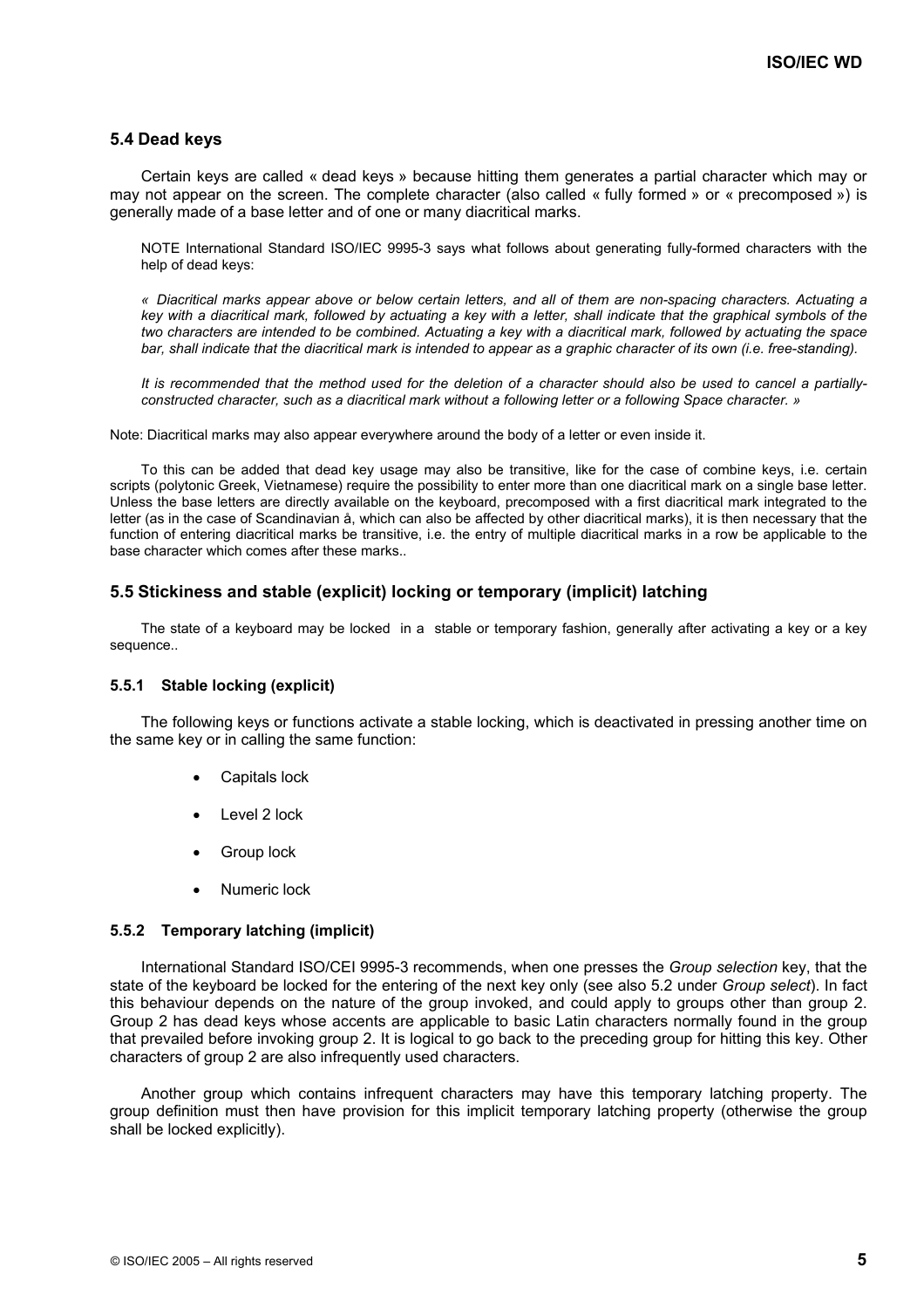## 5.4 Dead keys

Certain keys are called « dead keys » because hitting them generates a partial character which may or may not appear on the screen. The complete character (also called « fully formed » or « precomposed ») is generally made of a base letter and of one or many diacritical marks.

NOTE International Standard ISO/IEC 9995-3 says what follows about generating fully-formed characters with the help of dead keys:

*« Diacritical marks appear above or below certain letters, and all of them are non-spacing characters. Actuating a key with a diacritical mark, followed by actuating a key with a letter, shall indicate that the graphical symbols of the two characters are intended to be combined. Actuating a key with a diacritical mark, followed by actuating the space bar, shall indicate that the diacritical mark is intended to appear as a graphic character of its own (i.e. free-standing).*

*It is recommended that the method used for the deletion of a character should also be used to cancel a partially-constructed character, such as a diacritical mark without a following letter or a following Space character. »*

Note: Diacritical marks may also appear everywhere around the body of a letter or even inside it.

To this can be added that dead key usage may also be transitive, like for the case of combine keys, i.e. certain scripts (polytonic Greek, Vietnamese) require the possibility to enter more than one diacritical mark on a single base letter. Unless the base letters are directly available on the keyboard, precomposed with a first diacritical mark integrated to the letter (as in the case of Scandinavian å, which can also be affected by other diacritical marks), it is then necessary that the function of entering diacritical marks be transitive, i.e. the entry of multiple diacritical marks in a row be applicable to the base character which comes after these marks..

## 5.5 Stickiness and stable (explicit) locking or temporary (implicit) latching

The state of a keyboard may be locked in a stable or temporary fashion, generally after activating a key or a key sequence..

### 5.5.1 Stable locking (explicit)

The following keys or functions activate a stable locking, which is deactivated in pressing another time on the same key or in calling the same function:

- Capitals lock
- Level 2 lock
- Group lock
- Numeric lock

### 5.5.2 Temporary latching (implicit)

International Standard ISO/CEI 9995-3 recommends, when one presses the *Group selection* key, that the state of the keyboard be locked for the entering of the next key only (see also 5.2 under *Group select*). In fact this behaviour depends on the nature of the group invoked, and could apply to groups other than group 2. Group 2 has dead keys whose accents are applicable to basic Latin characters normally found in the group that prevailed before invoking group 2. It is logical to go back to the preceding group for hitting this key. Other characters of group 2 are also infrequently used characters.

Another group which contains infrequent characters may have this temporary latching property. The group definition must then have provision for this implicit temporary latching property (otherwise the group shall be locked explicitly).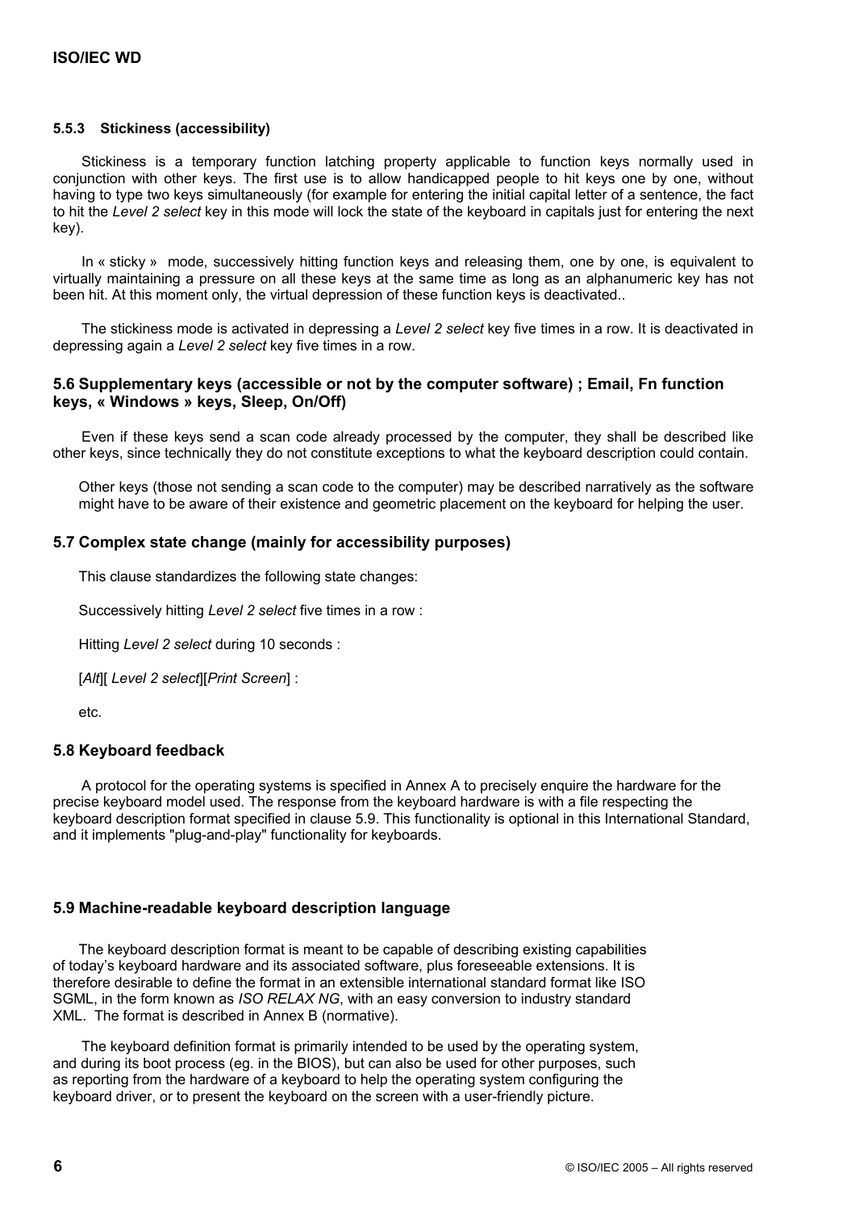#### 5.5.3 Stickiness (accessibility)

Stickiness is a temporary function latching property applicable to function keys normally used in conjunction with other keys. The first use is to allow handicapped people to hit keys one by one, without having to type two keys simultaneously (for example for entering the initial capital letter of a sentence, the fact to hit the *Level 2 select* key in this mode will lock the state of the keyboard in capitals just for entering the next key).

In « sticky » mode, successively hitting function keys and releasing them, one by one, is equivalent to virtually maintaining a pressure on all these keys at the same time as long as an alphanumeric key has not been hit. At this moment only, the virtual depression of these function keys is deactivated..

The stickiness mode is activated in depressing a *Level 2 select* key five times in a row. It is deactivated in depressing again a *Level 2 select* key five times in a row.

### 5.6 Supplementary keys (accessible or not by the computer software) ; Email, Fn function keys, « Windows » keys, Sleep, On/Off)

Even if these keys send a scan code already processed by the computer, they shall be described like other keys, since technically they do not constitute exceptions to what the keyboard description could contain.

Other keys (those not sending a scan code to the computer) may be described narratively as the software might have to be aware of their existence and geometric placement on the keyboard for helping the user.

### 5.7 Complex state change (mainly for accessibility purposes)

This clause standardizes the following state changes:

Successively hitting *Level 2 select* five times in a row :

Hitting *Level 2 select* during 10 seconds :

[*Alt*][ *Level 2 select*][*Print Screen*] :

etc.

### 5.8 Keyboard feedback

A protocol for the operating systems is specified in Annex A to precisely enquire the hardware for the precise keyboard model used. The response from the keyboard hardware is with a file respecting the keyboard description format specified in clause 5.9. This functionality is optional in this International Standard, and it implements "plug-and-play" functionality for keyboards.

### 5.9 Machine-readable keyboard description language

The keyboard description format is meant to be capable of describing existing capabilities of today's keyboard hardware and its associated software, plus foreseeable extensions. It is therefore desirable to define the format in an extensible international standard format like ISO SGML, in the form known as *ISO RELAX NG*, with an easy conversion to industry standard XML. The format is described in Annex B (normative).

The keyboard definition format is primarily intended to be used by the operating system, and during its boot process (eg. in the BIOS), but can also be used for other purposes, such as reporting from the hardware of a keyboard to help the operating system configuring the keyboard driver, or to present the keyboard on the screen with a user-friendly picture.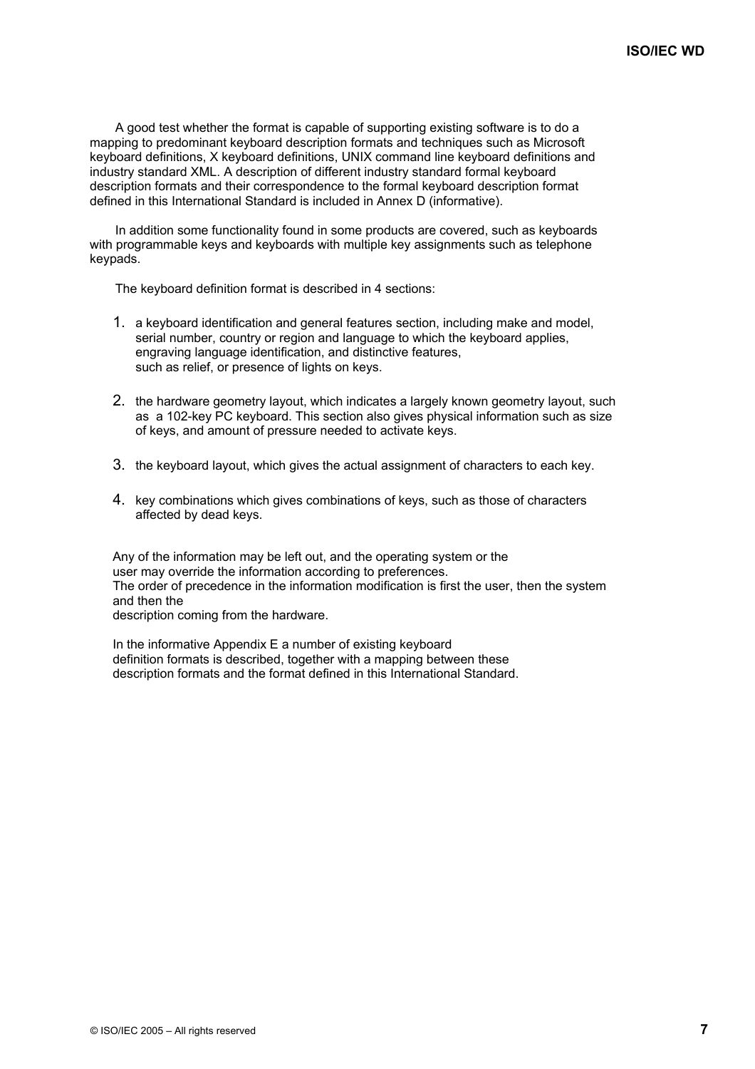A good test whether the format is capable of supporting existing software is to do a mapping to predominant keyboard description formats and techniques such as Microsoft keyboard definitions, X keyboard definitions, UNIX command line keyboard definitions and industry standard XML. A description of different industry standard formal keyboard description formats and their correspondence to the formal keyboard description format defined in this International Standard is included in Annex D (informative).

In addition some functionality found in some products are covered, such as keyboards with programmable keys and keyboards with multiple key assignments such as telephone keypads.

The keyboard definition format is described in 4 sections:

1. a keyboard identification and general features section, including make and model, serial number, country or region and language to which the keyboard applies, engraving language identification, and distinctive features, such as relief, or presence of lights on keys.

2. the hardware geometry layout, which indicates a largely known geometry layout, such as a 102-key PC keyboard. This section also gives physical information such as size of keys, and amount of pressure needed to activate keys.

3. the keyboard layout, which gives the actual assignment of characters to each key.

4. key combinations which gives combinations of keys, such as those of characters affected by dead keys.

Any of the information may be left out, and the operating system or the user may override the information according to preferences.
The order of precedence in the information modification is first the user, then the system and then the
description coming from the hardware.

In the informative Appendix E a number of existing keyboard definition formats is described, together with a mapping between these description formats and the format defined in this International Standard.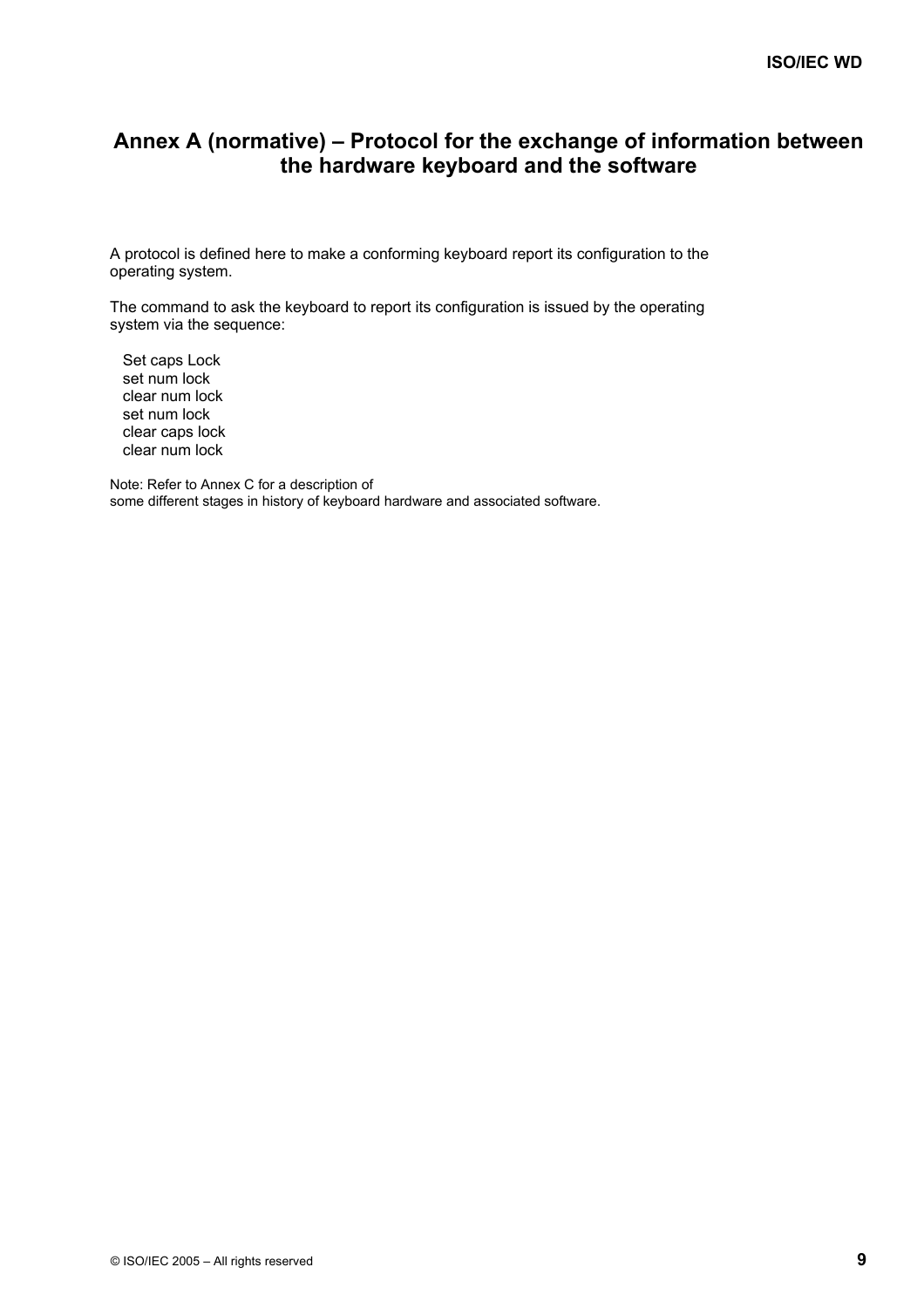# Annex A (normative) – Protocol for the exchange of information between the hardware keyboard and the software

A protocol is defined here to make a conforming keyboard report its configuration to the operating system.

The command to ask the keyboard to report its configuration is issued by the operating system via the sequence:

Set caps Lock
set num lock
clear num lock
set num lock
clear caps lock
clear num lock

Note: Refer to Annex C for a description of
some different stages in history of keyboard hardware and associated software.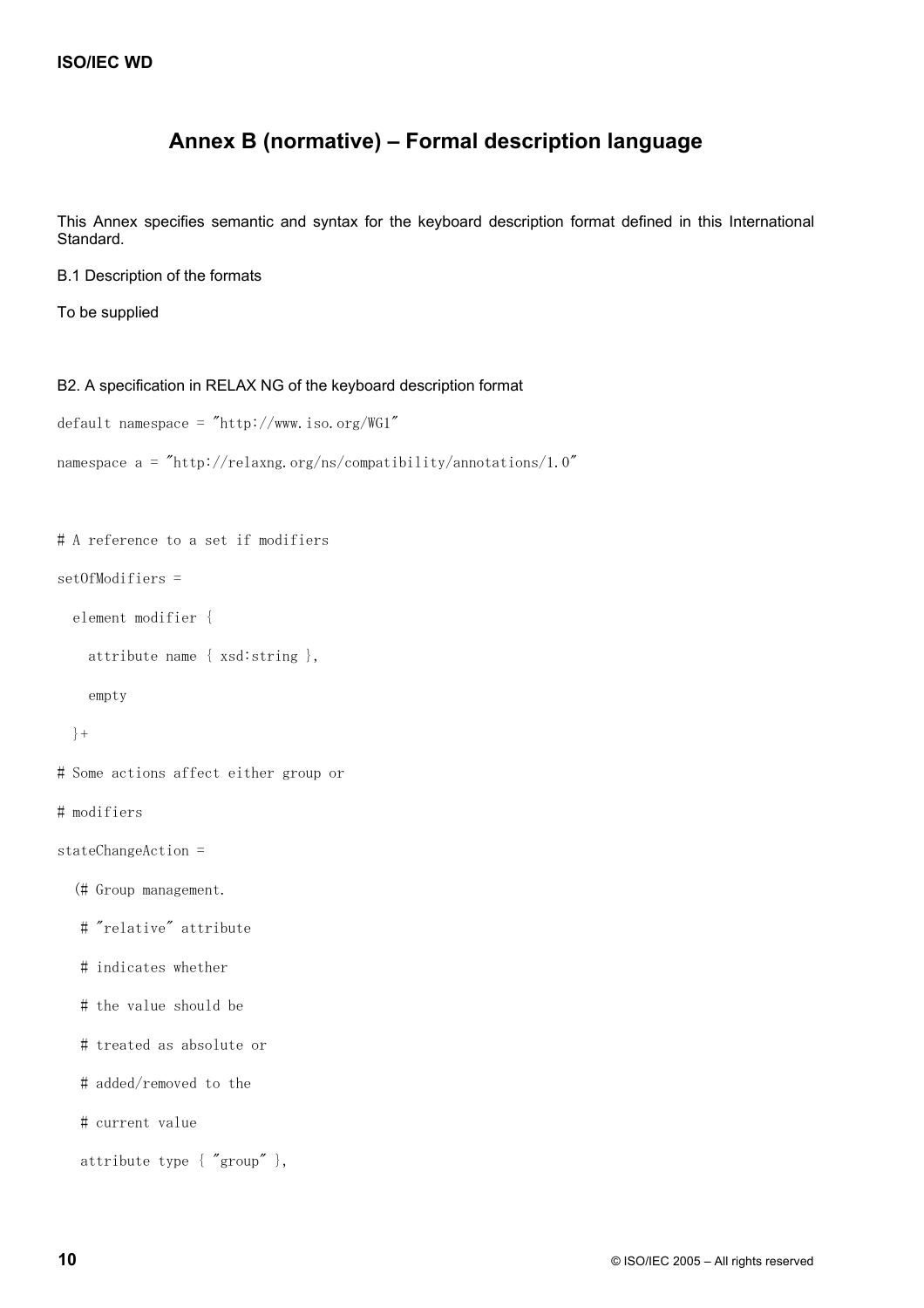# Annex B (normative) – Formal description language

This Annex specifies semantic and syntax for the keyboard description format defined in this International Standard.

B.1 Description of the formats

To be supplied

B2. A specification in RELAX NG of the keyboard description format

```
default namespace = "http://www.iso.org/WG1"

namespace a = "http://relaxng.org/ns/compatibility/annotations/1.0"


# A reference to a set if modifiers

setOfModifiers =

  element modifier {

    attribute name { xsd:string },

    empty

  }+

# Some actions affect either group or

# modifiers

stateChangeAction =

  (# Group management.

   # "relative" attribute

   # indicates whether

   # the value should be

   # treated as absolute or

   # added/removed to the

   # current value

   attribute type { "group" },
```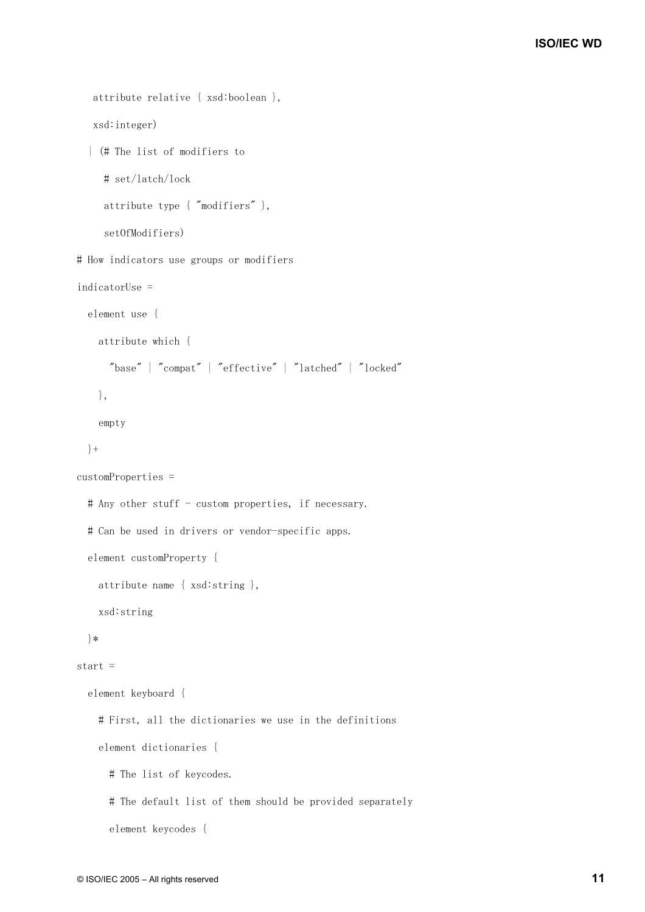```
    attribute relative { xsd:boolean },
    xsd:integer)
  | (# The list of modifiers to
     # set/latch/lock
     attribute type { "modifiers" },
     setOfModifiers)
# How indicators use groups or modifiers
indicatorUse =
  element use {
    attribute which {
      "base" | "compat" | "effective" | "latched" | "locked"
    },
    empty
  }+
customProperties =
  # Any other stuff - custom properties, if necessary.
  # Can be used in drivers or vendor-specific apps.
  element customProperty {
    attribute name { xsd:string },
    xsd:string
  }*
start =
  element keyboard {
    # First, all the dictionaries we use in the definitions
    element dictionaries {
      # The list of keycodes.
      # The default list of them should be provided separately
      element keycodes {
```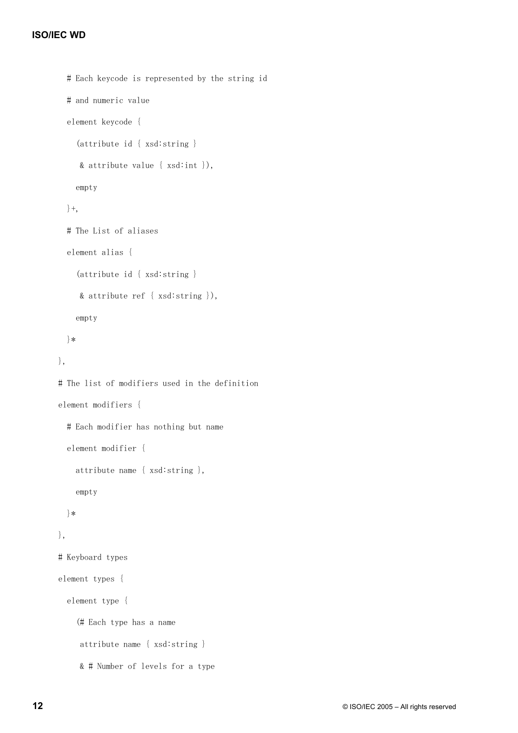```
    # Each keycode is represented by the string id
    # and numeric value
    element keycode {
      (attribute id { xsd:string }
       & attribute value { xsd:int }),
      empty
    }+,
    # The List of aliases
    element alias {
      (attribute id { xsd:string }
       & attribute ref { xsd:string }),
      empty
    }*
  },
  # The list of modifiers used in the definition
  element modifiers {
    # Each modifier has nothing but name
    element modifier {
      attribute name { xsd:string },
      empty
    }*
  },
  # Keyboard types
  element types {
    element type {
      (# Each type has a name
       attribute name { xsd:string }
       & # Number of levels for a type
```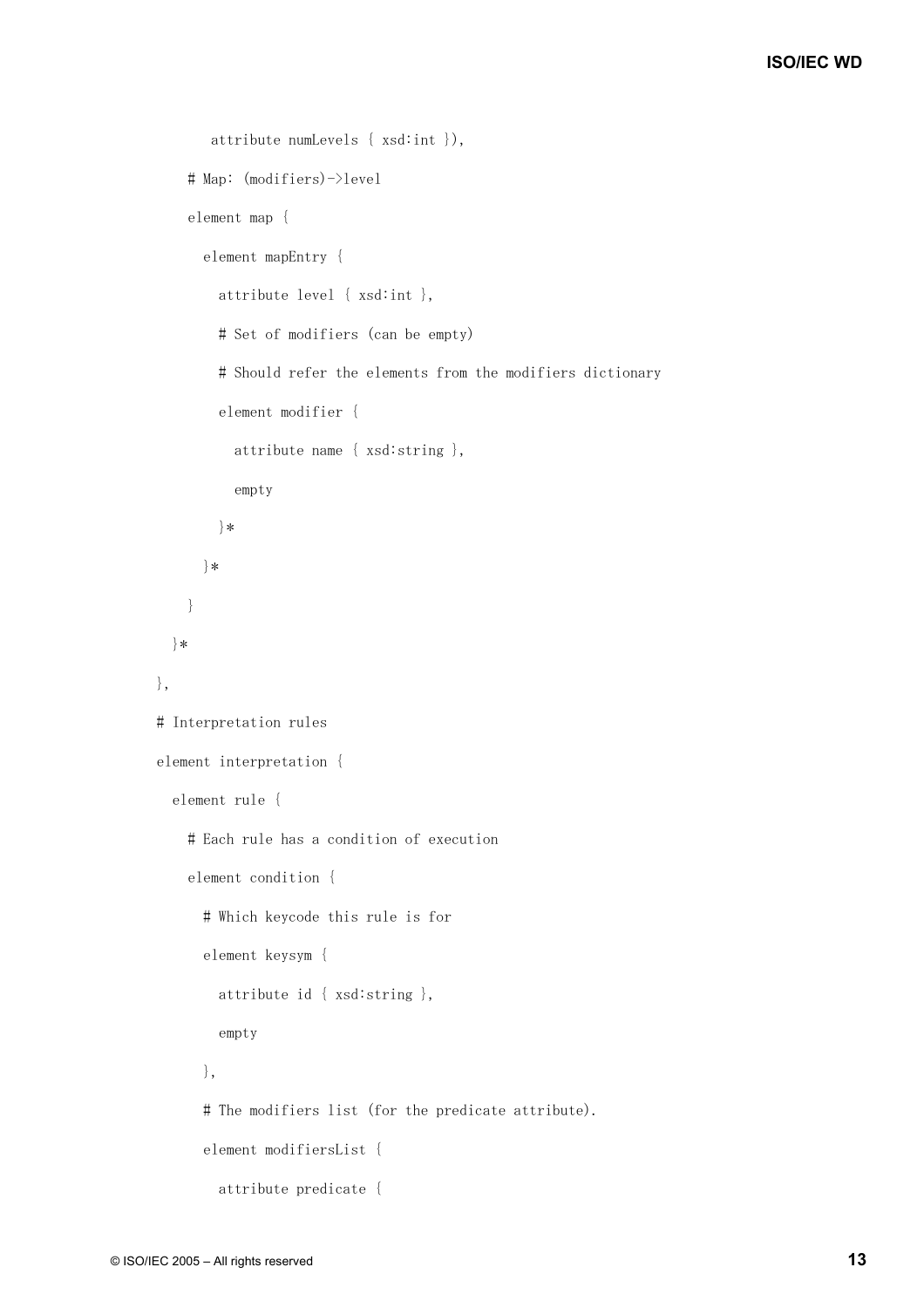```
        attribute numLevels { xsd:int }),
      # Map: (modifiers)->level
      element map {
        element mapEntry {
          attribute level { xsd:int },
          # Set of modifiers (can be empty)
          # Should refer the elements from the modifiers dictionary
          element modifier {
            attribute name { xsd:string },
            empty
          }*
        }*
      }
    }*
  },
  # Interpretation rules
  element interpretation {
    element rule {
      # Each rule has a condition of execution
      element condition {
        # Which keycode this rule is for
        element keysym {
          attribute id { xsd:string },
          empty
        },
        # The modifiers list (for the predicate attribute).
        element modifiersList {
          attribute predicate {
```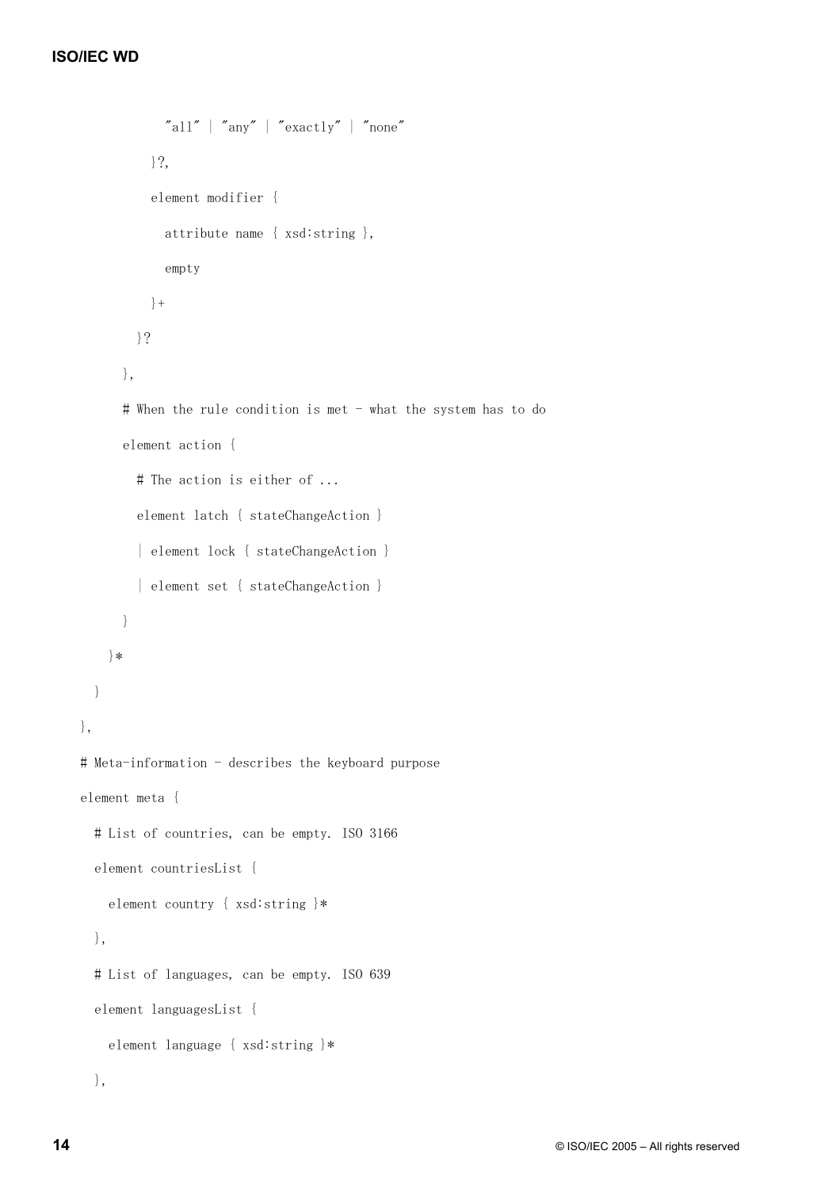```
          "all" | "any" | "exactly" | "none"
        }?,
        element modifier {
          attribute name { xsd:string },
          empty
        }+
      }?
    },
    # When the rule condition is met - what the system has to do
    element action {
      # The action is either of ...
      element latch { stateChangeAction }
      | element lock { stateChangeAction }
      | element set { stateChangeAction }
    }
  }*
}
},
# Meta-information - describes the keyboard purpose
element meta {
  # List of countries, can be empty. ISO 3166
  element countriesList {
    element country { xsd:string }*
  },
  # List of languages, can be empty. ISO 639
  element languagesList {
    element language { xsd:string }*
  },
```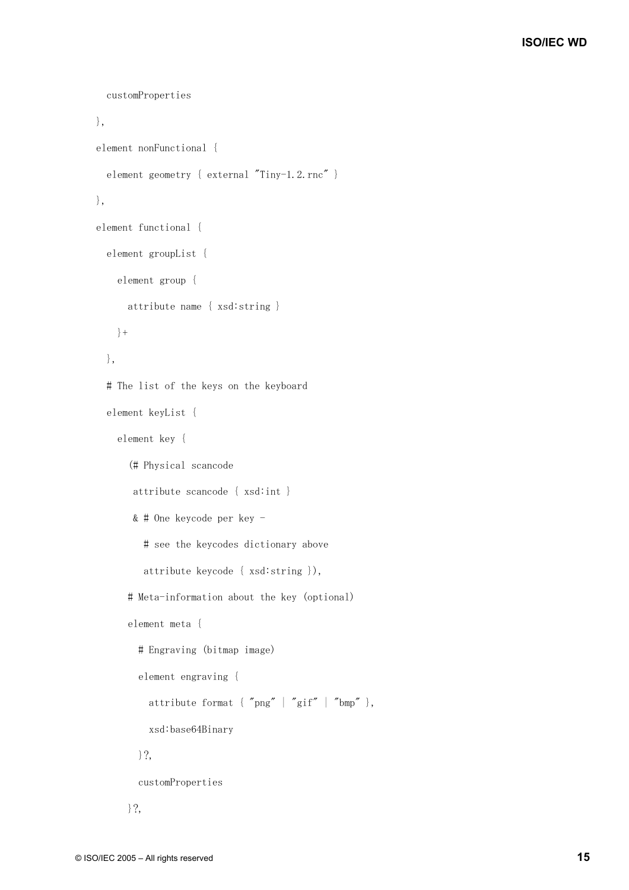```
    customProperties
  },
  element nonFunctional {
    element geometry { external "Tiny-1.2.rnc" }
  },
  element functional {
    element groupList {
      element group {
        attribute name { xsd:string }
      }+
    },
    # The list of the keys on the keyboard
    element keyList {
      element key {
        (# Physical scancode
         attribute scancode { xsd:int }
         & # One keycode per key -
           # see the keycodes dictionary above
           attribute keycode { xsd:string }),
        # Meta-information about the key (optional)
        element meta {
          # Engraving (bitmap image)
          element engraving {
            attribute format { "png" | "gif" | "bmp" },
            xsd:base64Binary
          }?,
          customProperties
        }?,
```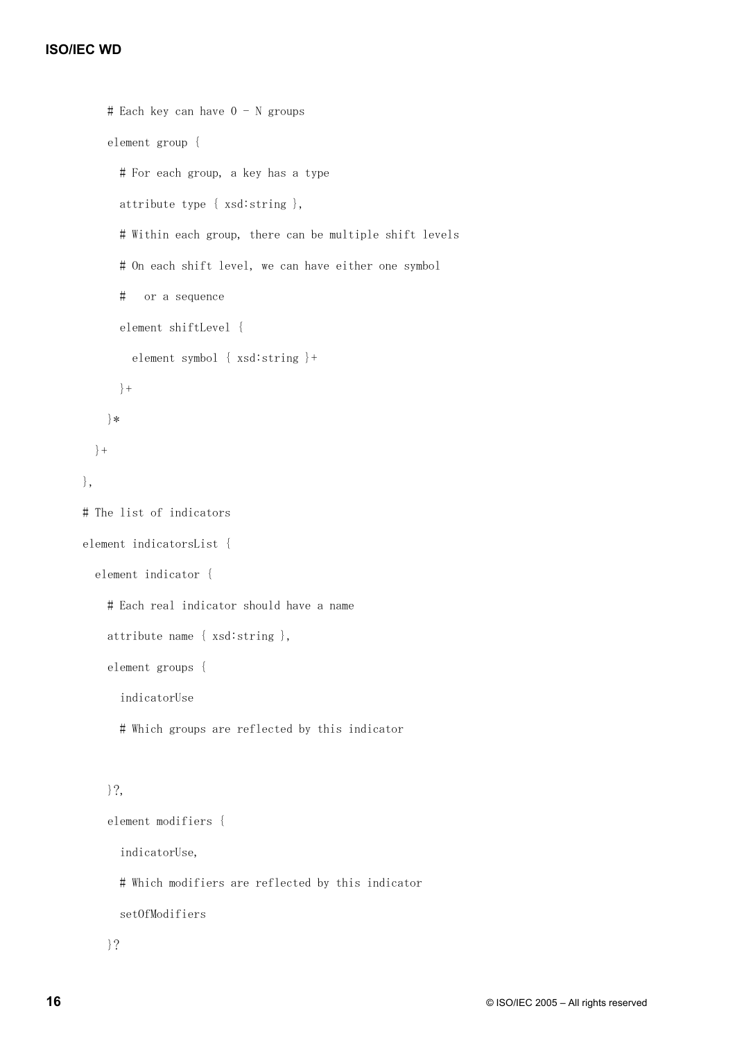```
      # Each key can have 0 - N groups
      element group {
        # For each group, a key has a type
        attribute type { xsd:string },
        # Within each group, there can be multiple shift levels
        # On each shift level, we can have either one symbol
        #   or a sequence
        element shiftLevel {
          element symbol { xsd:string }+
        }+
      }*
    }+
  },
  # The list of indicators
  element indicatorsList {
    element indicator {
      # Each real indicator should have a name
      attribute name { xsd:string },
      element groups {
        indicatorUse
        # Which groups are reflected by this indicator

      }?,
      element modifiers {
        indicatorUse,
        # Which modifiers are reflected by this indicator
        setOfModifiers
      }?
```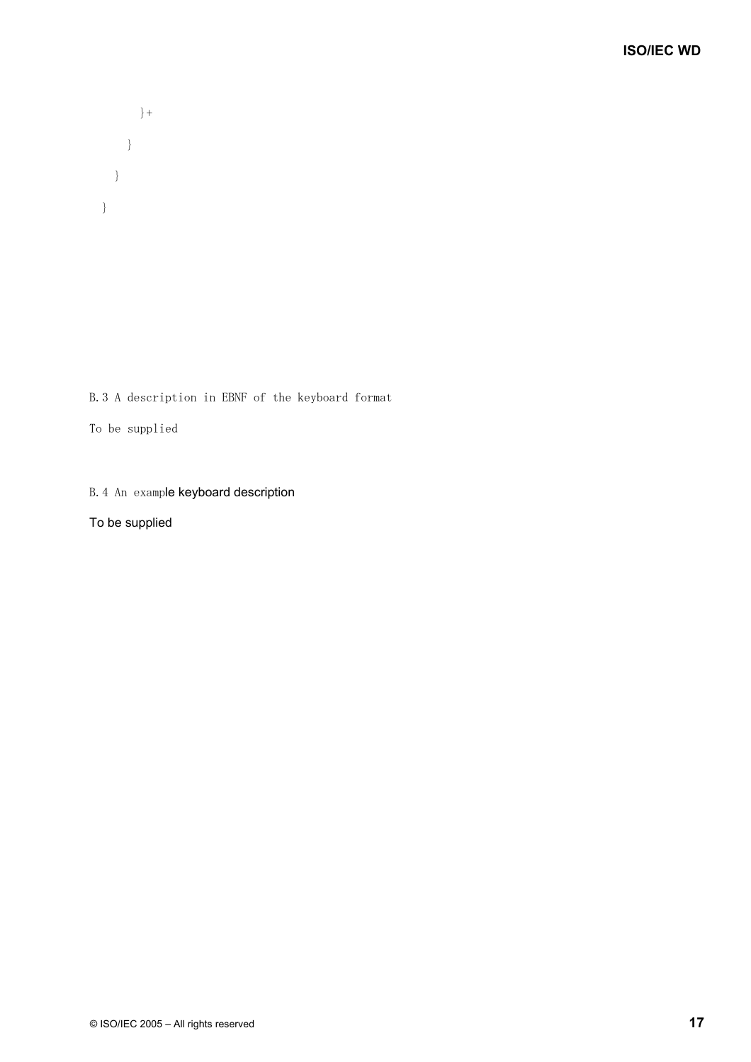```
      }+
    }
  }
}
```

B.3 A description in EBNF of the keyboard format

To be supplied

B.4 An example keyboard description

To be supplied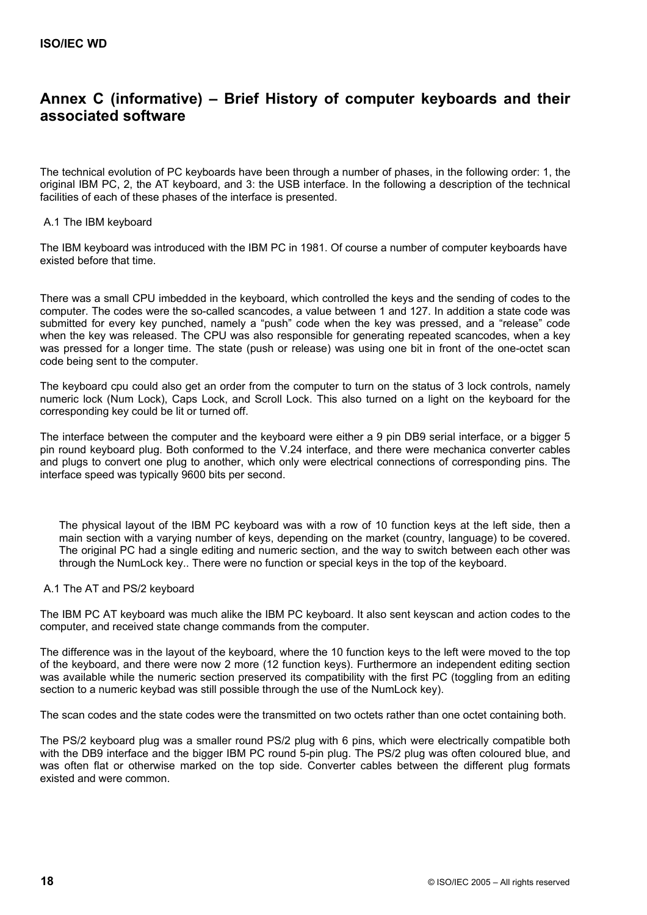# Annex C (informative) – Brief History of computer keyboards and their associated software

The technical evolution of PC keyboards have been through a number of phases, in the following order: 1, the original IBM PC, 2, the AT keyboard, and 3: the USB interface. In the following a description of the technical facilities of each of these phases of the interface is presented.

A.1 The IBM keyboard

The IBM keyboard was introduced with the IBM PC in 1981. Of course a number of computer keyboards have existed before that time.

There was a small CPU imbedded in the keyboard, which controlled the keys and the sending of codes to the computer. The codes were the so-called scancodes, a value between 1 and 127. In addition a state code was submitted for every key punched, namely a “push” code when the key was pressed, and a “release” code when the key was released. The CPU was also responsible for generating repeated scancodes, when a key was pressed for a longer time. The state (push or release) was using one bit in front of the one-octet scan code being sent to the computer.

The keyboard cpu could also get an order from the computer to turn on the status of 3 lock controls, namely numeric lock (Num Lock), Caps Lock, and Scroll Lock. This also turned on a light on the keyboard for the corresponding key could be lit or turned off.

The interface between the computer and the keyboard were either a 9 pin DB9 serial interface, or a bigger 5 pin round keyboard plug. Both conformed to the V.24 interface, and there were mechanica converter cables and plugs to convert one plug to another, which only were electrical connections of corresponding pins. The interface speed was typically 9600 bits per second.

The physical layout of the IBM PC keyboard was with a row of 10 function keys at the left side, then a main section with a varying number of keys, depending on the market (country, language) to be covered. The original PC had a single editing and numeric section, and the way to switch between each other was through the NumLock key.. There were no function or special keys in the top of the keyboard.

A.1 The AT and PS/2 keyboard

The IBM PC AT keyboard was much alike the IBM PC keyboard. It also sent keyscan and action codes to the computer, and received state change commands from the computer.

The difference was in the layout of the keyboard, where the 10 function keys to the left were moved to the top of the keyboard, and there were now 2 more (12 function keys). Furthermore an independent editing section was available while the numeric section preserved its compatibility with the first PC (toggling from an editing section to a numeric keybad was still possible through the use of the NumLock key).

The scan codes and the state codes were the transmitted on two octets rather than one octet containing both.

The PS/2 keyboard plug was a smaller round PS/2 plug with 6 pins, which were electrically compatible both with the DB9 interface and the bigger IBM PC round 5-pin plug. The PS/2 plug was often coloured blue, and was often flat or otherwise marked on the top side. Converter cables between the different plug formats existed and were common.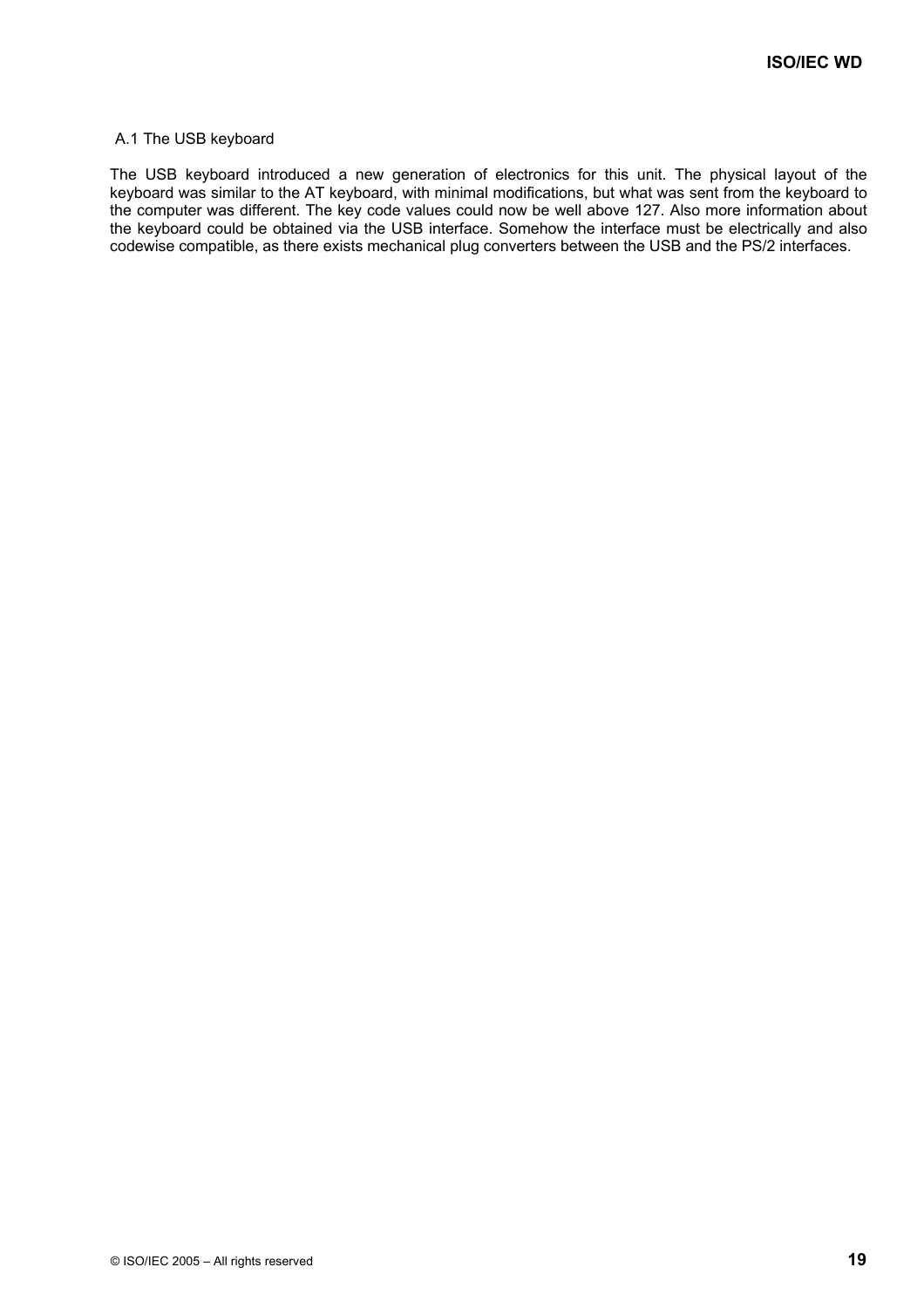## A.1 The USB keyboard

The USB keyboard introduced a new generation of electronics for this unit. The physical layout of the keyboard was similar to the AT keyboard, with minimal modifications, but what was sent from the keyboard to the computer was different. The key code values could now be well above 127. Also more information about the keyboard could be obtained via the USB interface. Somehow the interface must be electrically and also codewise compatible, as there exists mechanical plug converters between the USB and the PS/2 interfaces.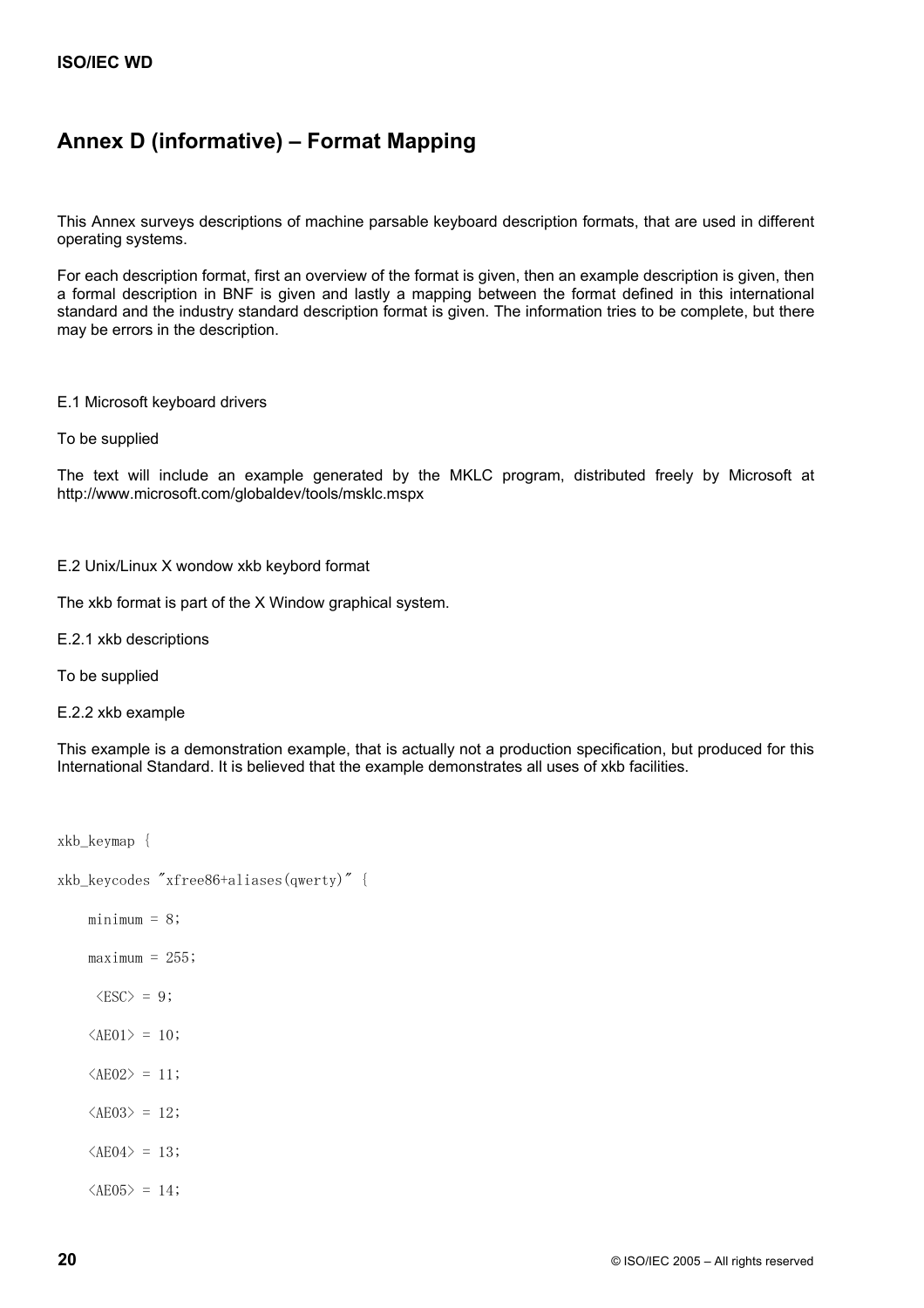# Annex D (informative) – Format Mapping

This Annex surveys descriptions of machine parsable keyboard description formats, that are used in different operating systems.

For each description format, first an overview of the format is given, then an example description is given, then a formal description in BNF is given and lastly a mapping between the format defined in this international standard and the industry standard description format is given. The information tries to be complete, but there may be errors in the description.

E.1 Microsoft keyboard drivers

To be supplied

The text will include an example generated by the MKLC program, distributed freely by Microsoft at http://www.microsoft.com/globaldev/tools/msklc.mspx

E.2 Unix/Linux X wondow xkb keybord format

The xkb format is part of the X Window graphical system.

E.2.1 xkb descriptions

To be supplied

E.2.2 xkb example

This example is a demonstration example, that is actually not a production specification, but produced for this International Standard. It is believed that the example demonstrates all uses of xkb facilities.

```
xkb_keymap {

xkb_keycodes "xfree86+aliases(qwerty)" {

    minimum = 8;

    maximum = 255;

     <ESC> = 9;

    <AE01> = 10;

    <AE02> = 11;

    <AE03> = 12;

    <AE04> = 13;

    <AE05> = 14;
```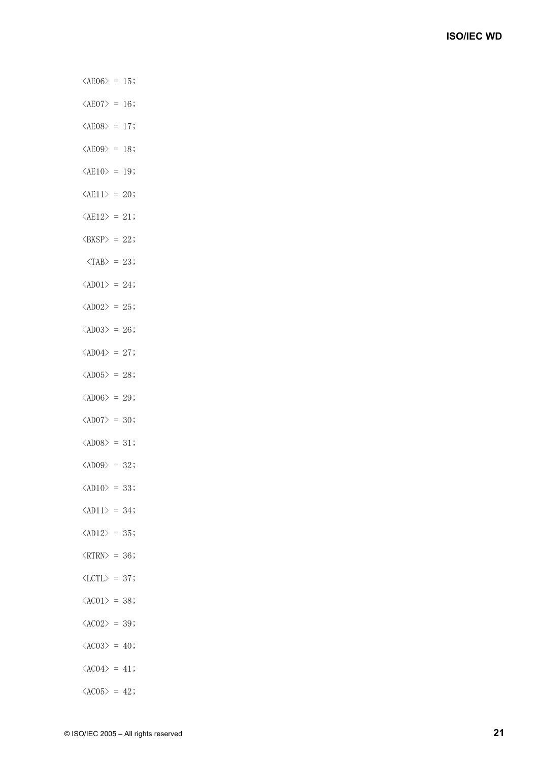```
<AE06> = 15;
<AE07> = 16;
<AE08> = 17;
<AE09> = 18;
<AE10> = 19;
<AE11> = 20;
<AE12> = 21;
<BKSP> = 22;
 <TAB> = 23;
<AD01> = 24;
<AD02> = 25;
<AD03> = 26;
<AD04> = 27;
<AD05> = 28;
<AD06> = 29;
<AD07> = 30;
<AD08> = 31;
<AD09> = 32;
<AD10> = 33;
<AD11> = 34;
<AD12> = 35;
<RTRN> = 36;
<LCTL> = 37;
<AC01> = 38;
<AC02> = 39;
<AC03> = 40;
<AC04> = 41;
<AC05> = 42;
```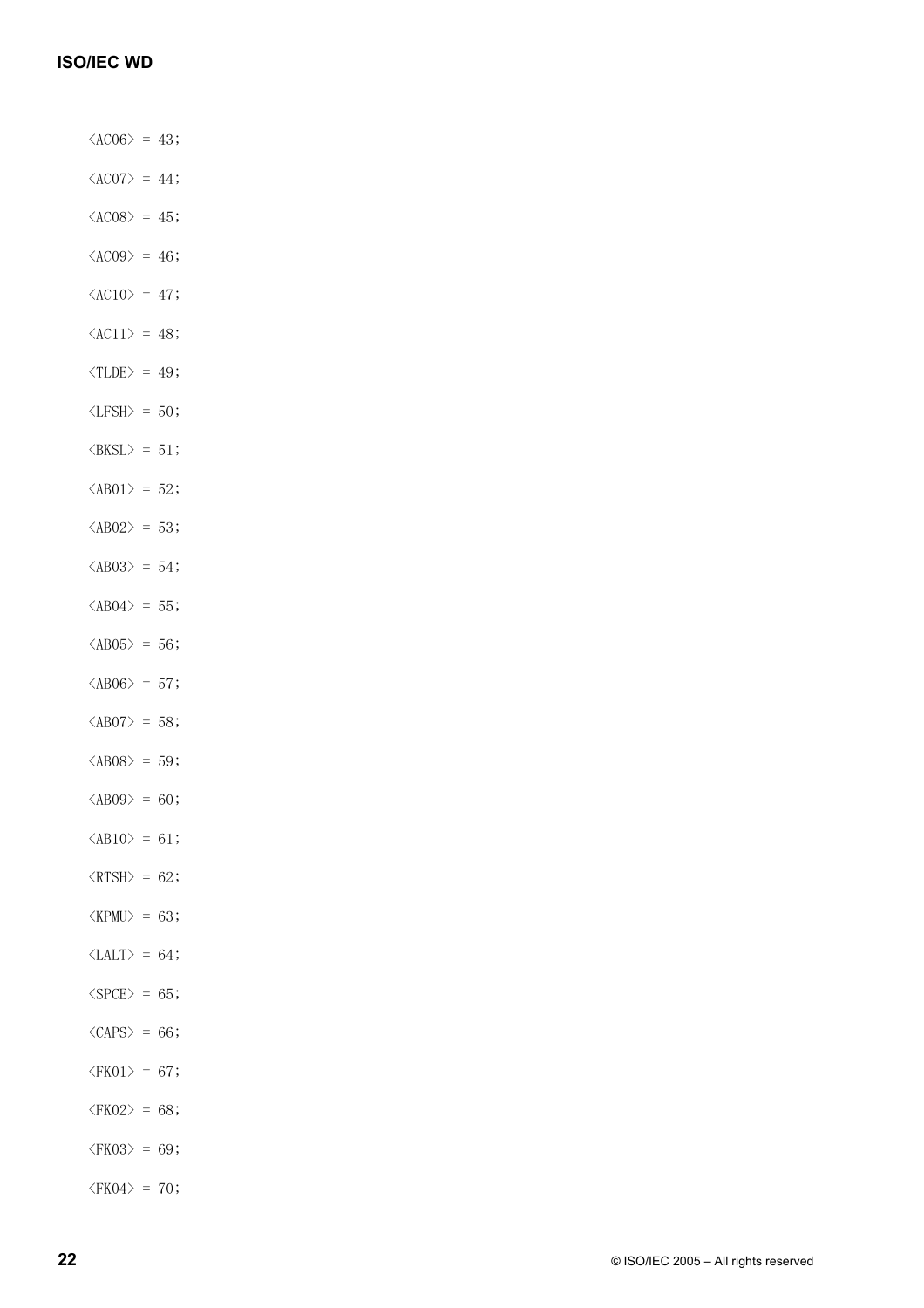```
<AC06> = 43;
<AC07> = 44;
<AC08> = 45;
<AC09> = 46;
<AC10> = 47;
<AC11> = 48;
<TLDE> = 49;
<LFSH> = 50;
<BKSL> = 51;
<AB01> = 52;
<AB02> = 53;
<AB03> = 54;
<AB04> = 55;
<AB05> = 56;
<AB06> = 57;
<AB07> = 58;
<AB08> = 59;
<AB09> = 60;
<AB10> = 61;
<RTSH> = 62;
<KPMU> = 63;
<LALT> = 64;
<SPCE> = 65;
<CAPS> = 66;
<FK01> = 67;
<FK02> = 68;
<FK03> = 69;
<FK04> = 70;
```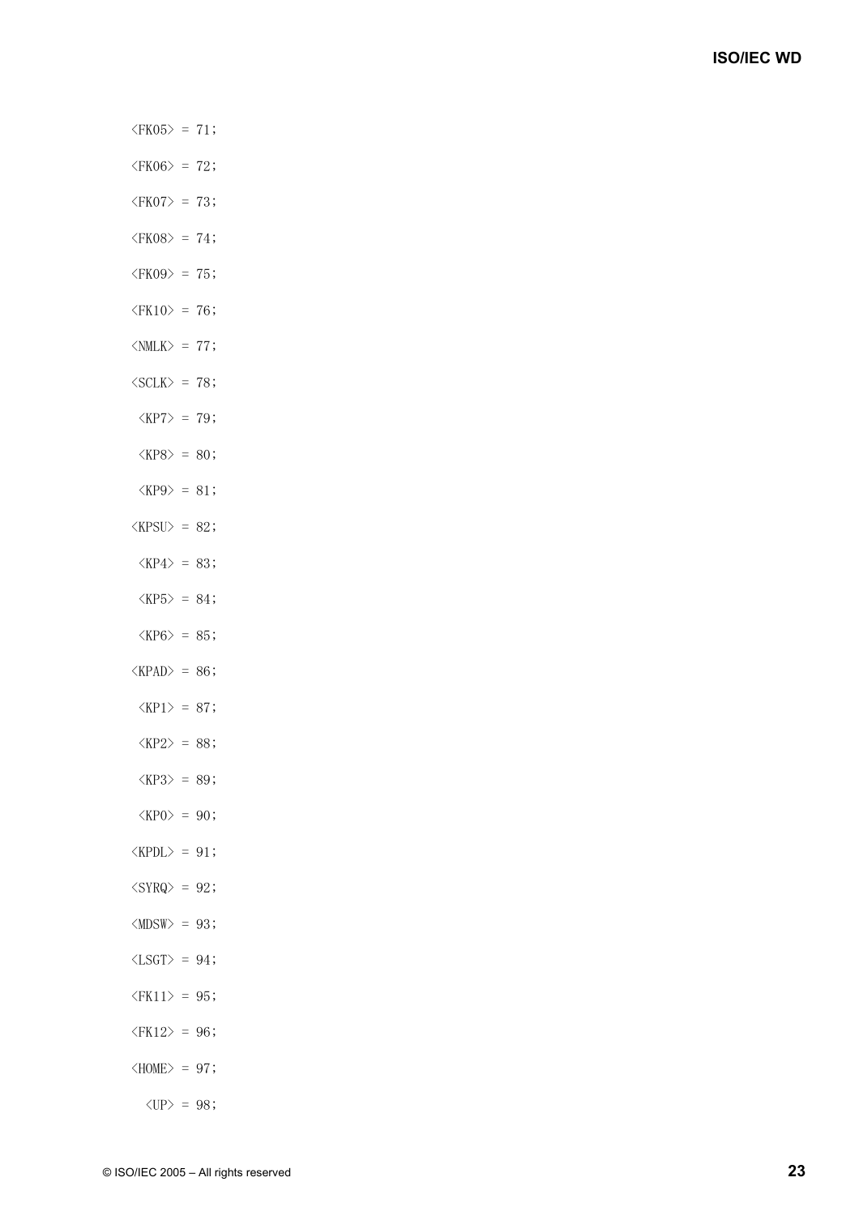```
<FK05> = 71;
<FK06> = 72;
<FK07> = 73;
<FK08> = 74;
<FK09> = 75;
<FK10> = 76;
<NMLK> = 77;
<SCLK> = 78;
 <KP7> = 79;
 <KP8> = 80;
 <KP9> = 81;
<KPSU> = 82;
 <KP4> = 83;
 <KP5> = 84;
 <KP6> = 85;
<KPAD> = 86;
 <KP1> = 87;
 <KP2> = 88;
 <KP3> = 89;
 <KP0> = 90;
<KPDL> = 91;
<SYRQ> = 92;
<MDSW> = 93;
<LSGT> = 94;
<FK11> = 95;
<FK12> = 96;
<HOME> = 97;
  <UP> = 98;
```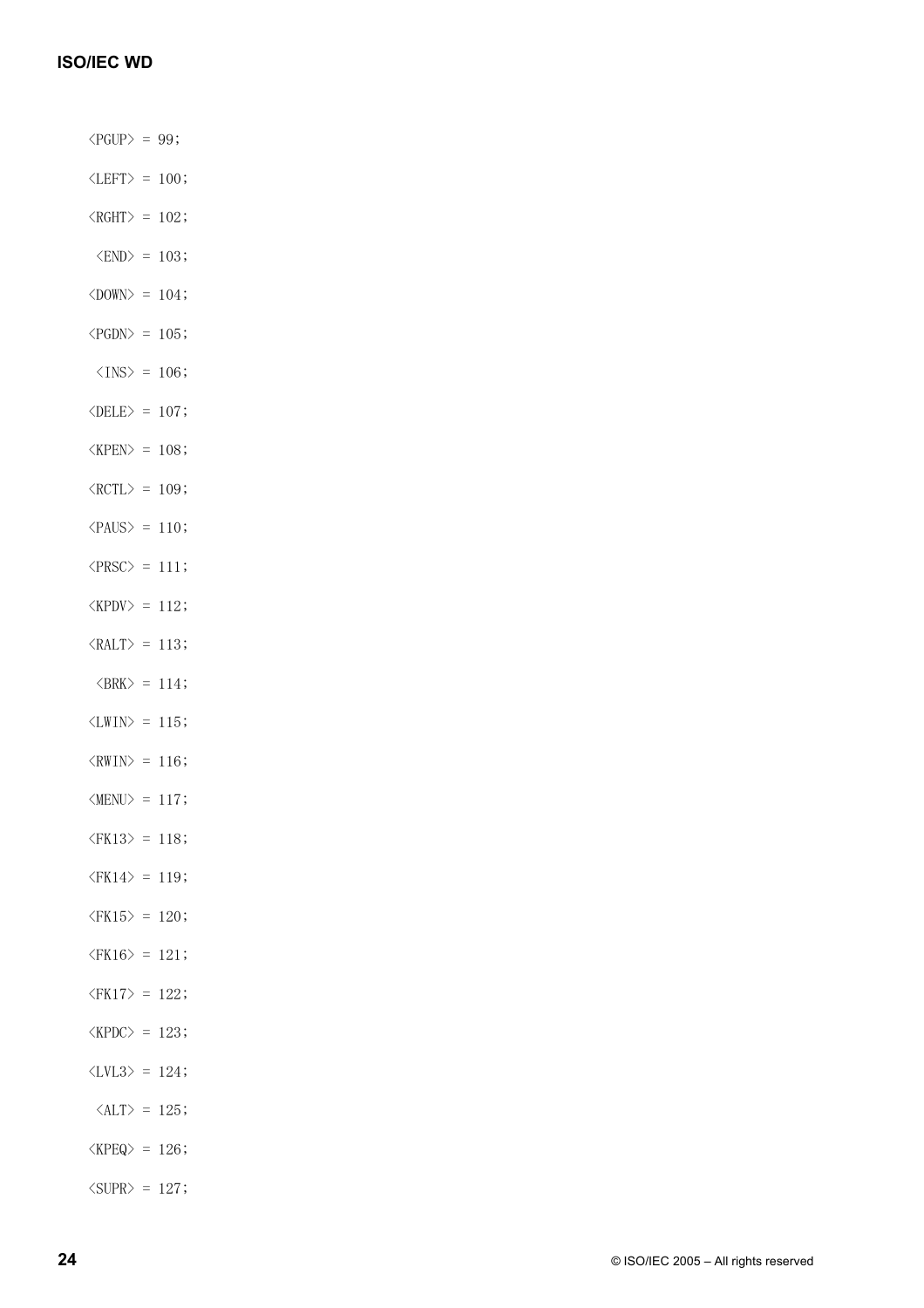```
<PGUP> = 99;
<LEFT> = 100;
<RGHT> = 102;
 <END> = 103;
<DOWN> = 104;
<PGDN> = 105;
 <INS> = 106;
<DELE> = 107;
<KPEN> = 108;
<RCTL> = 109;
<PAUS> = 110;
<PRSC> = 111;
<KPDV> = 112;
<RALT> = 113;
 <BRK> = 114;
<LWIN> = 115;
<RWIN> = 116;
<MENU> = 117;
<FK13> = 118;
<FK14> = 119;
<FK15> = 120;
<FK16> = 121;
<FK17> = 122;
<KPDC> = 123;
<LVL3> = 124;
 <ALT> = 125;
<KPEQ> = 126;
<SUPR> = 127;
```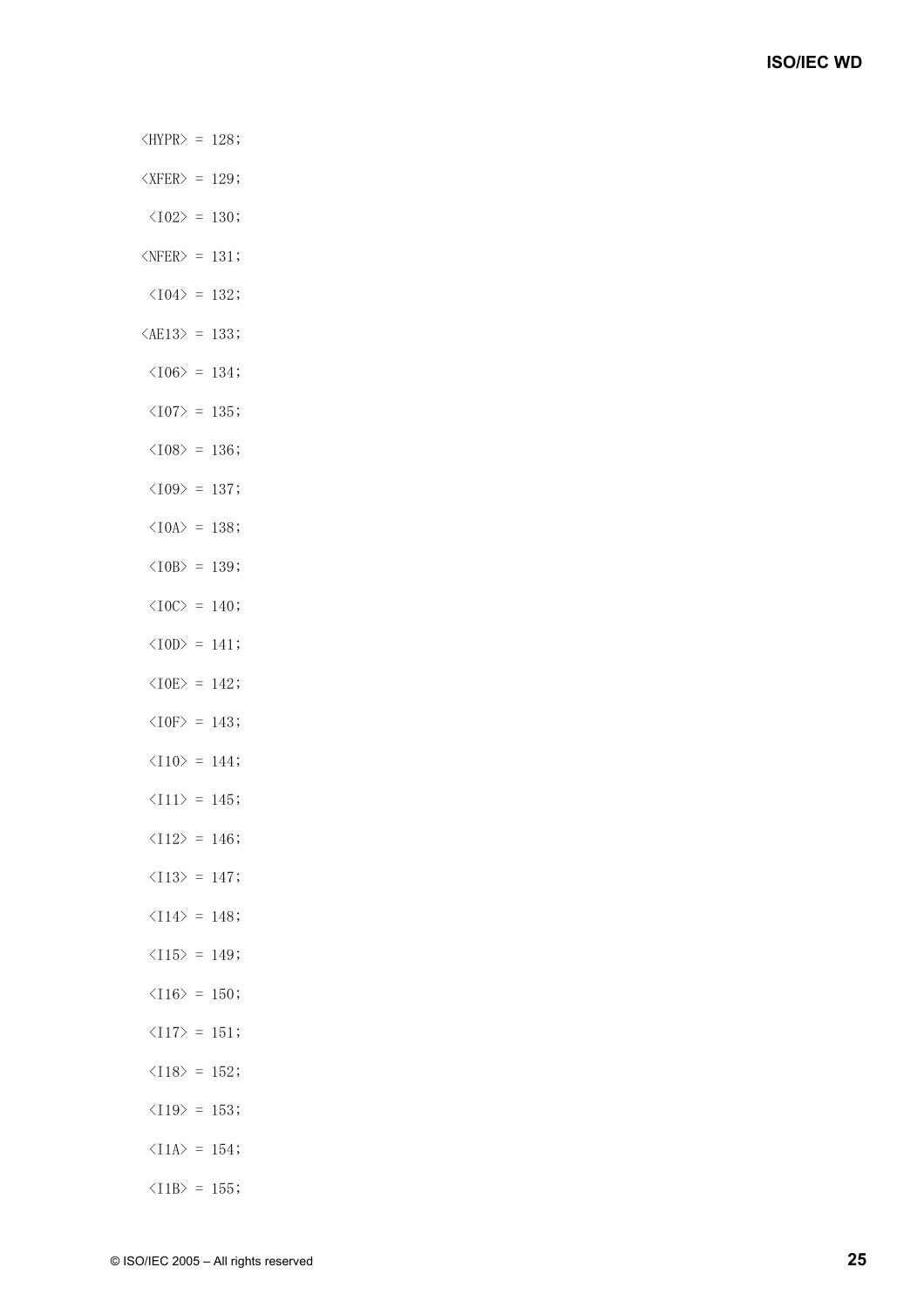```
<HYPR> = 128;
<XFER> = 129;
 <I02> = 130;
<NFER> = 131;
 <I04> = 132;
<AE13> = 133;
 <I06> = 134;
 <I07> = 135;
 <I08> = 136;
 <I09> = 137;
 <I0A> = 138;
 <I0B> = 139;
 <I0C> = 140;
 <I0D> = 141;
 <I0E> = 142;
 <I0F> = 143;
 <I10> = 144;
 <I11> = 145;
 <I12> = 146;
 <I13> = 147;
 <I14> = 148;
 <I15> = 149;
 <I16> = 150;
 <I17> = 151;
 <I18> = 152;
 <I19> = 153;
 <I1A> = 154;
 <I1B> = 155;
```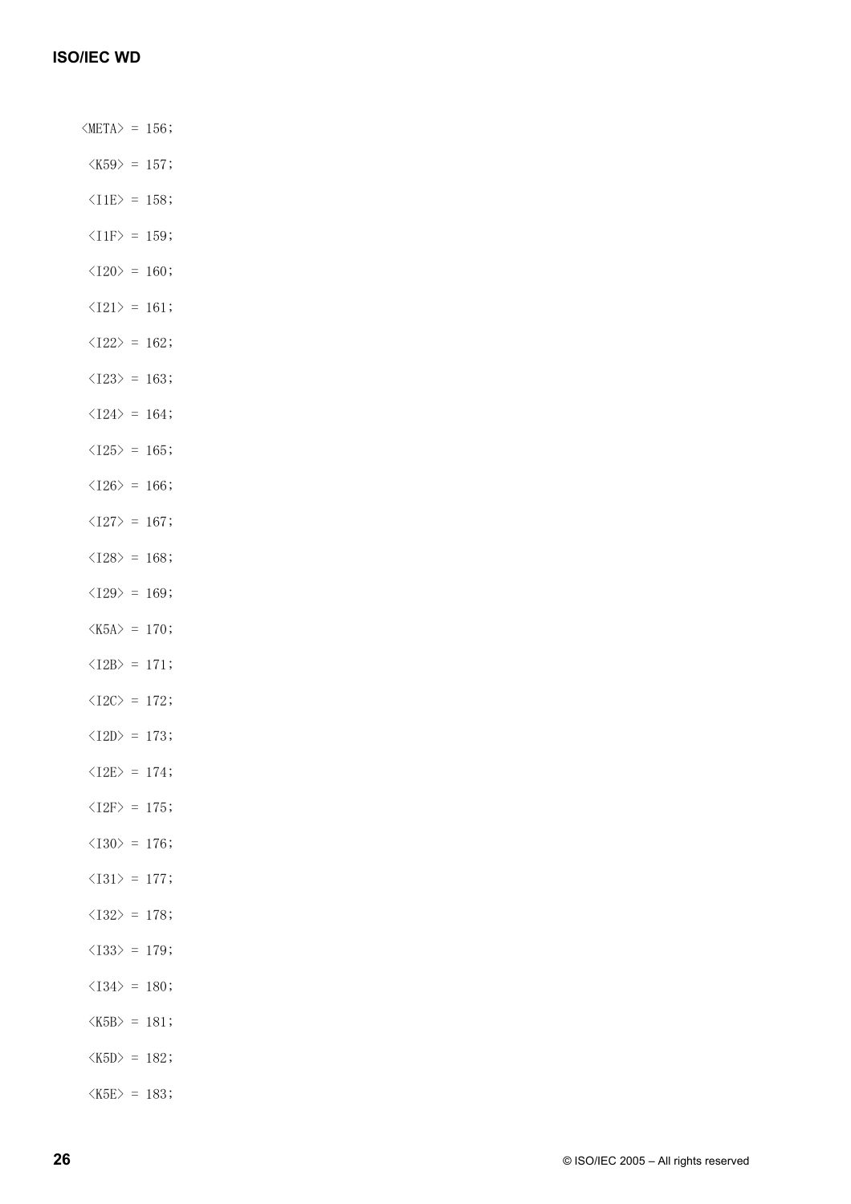```
<META> = 156;
<K59> = 157;
<I1E> = 158;
<I1F> = 159;
<I20> = 160;
<I21> = 161;
<I22> = 162;
<I23> = 163;
<I24> = 164;
<I25> = 165;
<I26> = 166;
<I27> = 167;
<I28> = 168;
<I29> = 169;
<K5A> = 170;
<I2B> = 171;
<I2C> = 172;
<I2D> = 173;
<I2E> = 174;
<I2F> = 175;
<I30> = 176;
<I31> = 177;
<I32> = 178;
<I33> = 179;
<I34> = 180;
<K5B> = 181;
<K5D> = 182;
<K5E> = 183;
```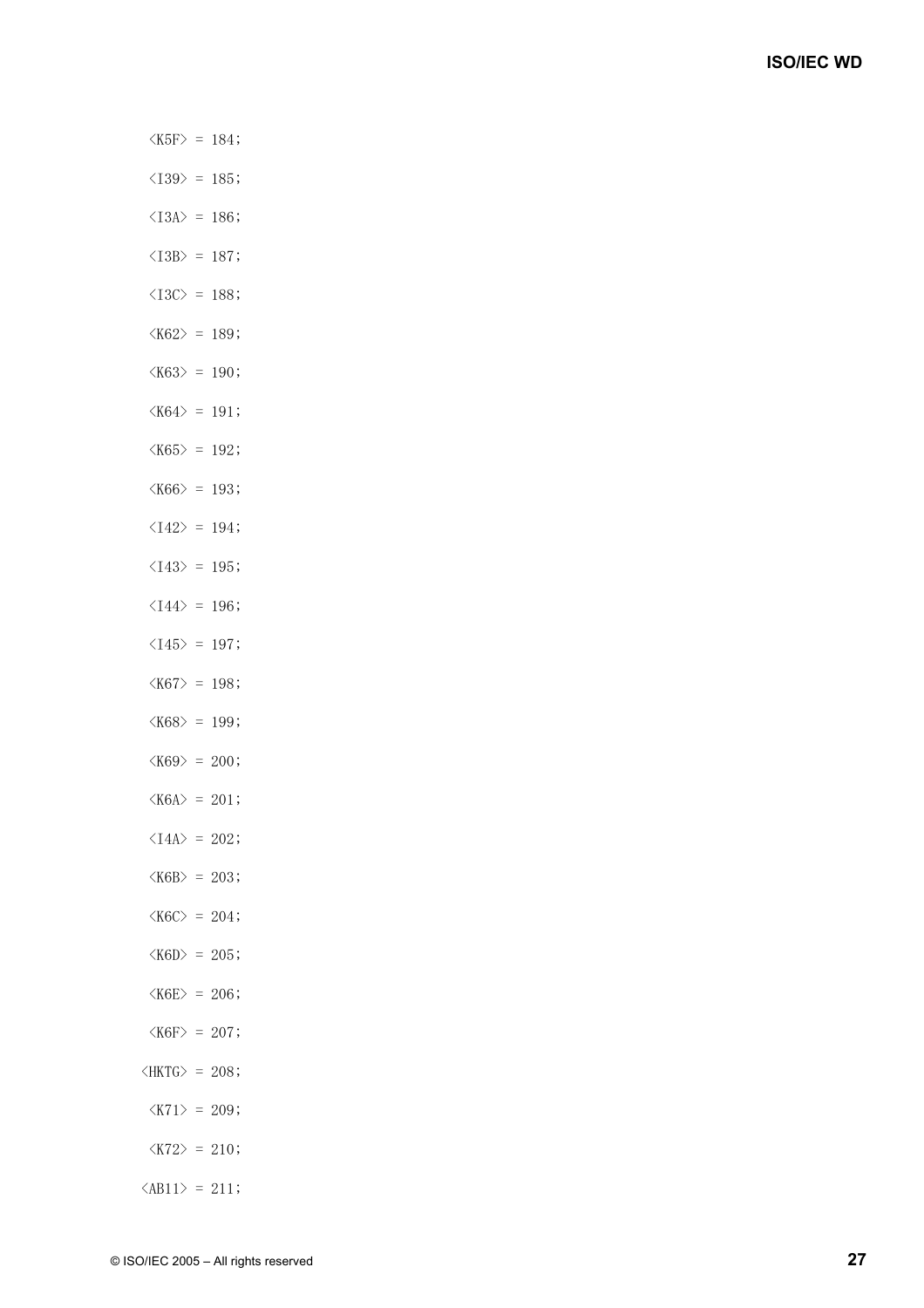```
    <K5F> = 184;
    <I39> = 185;
    <I3A> = 186;
    <I3B> = 187;
    <I3C> = 188;
    <K62> = 189;
    <K63> = 190;
    <K64> = 191;
    <K65> = 192;
    <K66> = 193;
    <I42> = 194;
    <I43> = 195;
    <I44> = 196;
    <I45> = 197;
    <K67> = 198;
    <K68> = 199;
    <K69> = 200;
    <K6A> = 201;
    <I4A> = 202;
    <K6B> = 203;
    <K6C> = 204;
    <K6D> = 205;
    <K6E> = 206;
    <K6F> = 207;
   <HKTG> = 208;
    <K71> = 209;
    <K72> = 210;
   <AB11> = 211;
```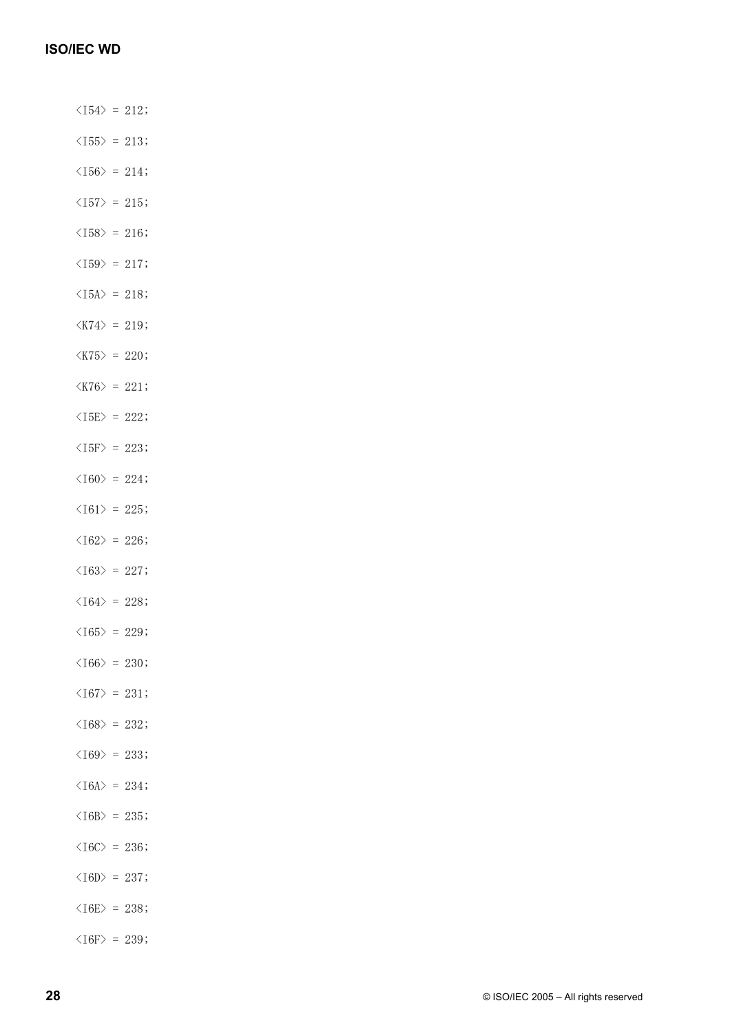```
<I54> = 212;
<I55> = 213;
<I56> = 214;
<I57> = 215;
<I58> = 216;
<I59> = 217;
<I5A> = 218;
<K74> = 219;
<K75> = 220;
<K76> = 221;
<I5E> = 222;
<I5F> = 223;
<I60> = 224;
<I61> = 225;
<I62> = 226;
<I63> = 227;
<I64> = 228;
<I65> = 229;
<I66> = 230;
<I67> = 231;
<I68> = 232;
<I69> = 233;
<I6A> = 234;
<I6B> = 235;
<I6C> = 236;
<I6D> = 237;
<I6E> = 238;
<I6F> = 239;
```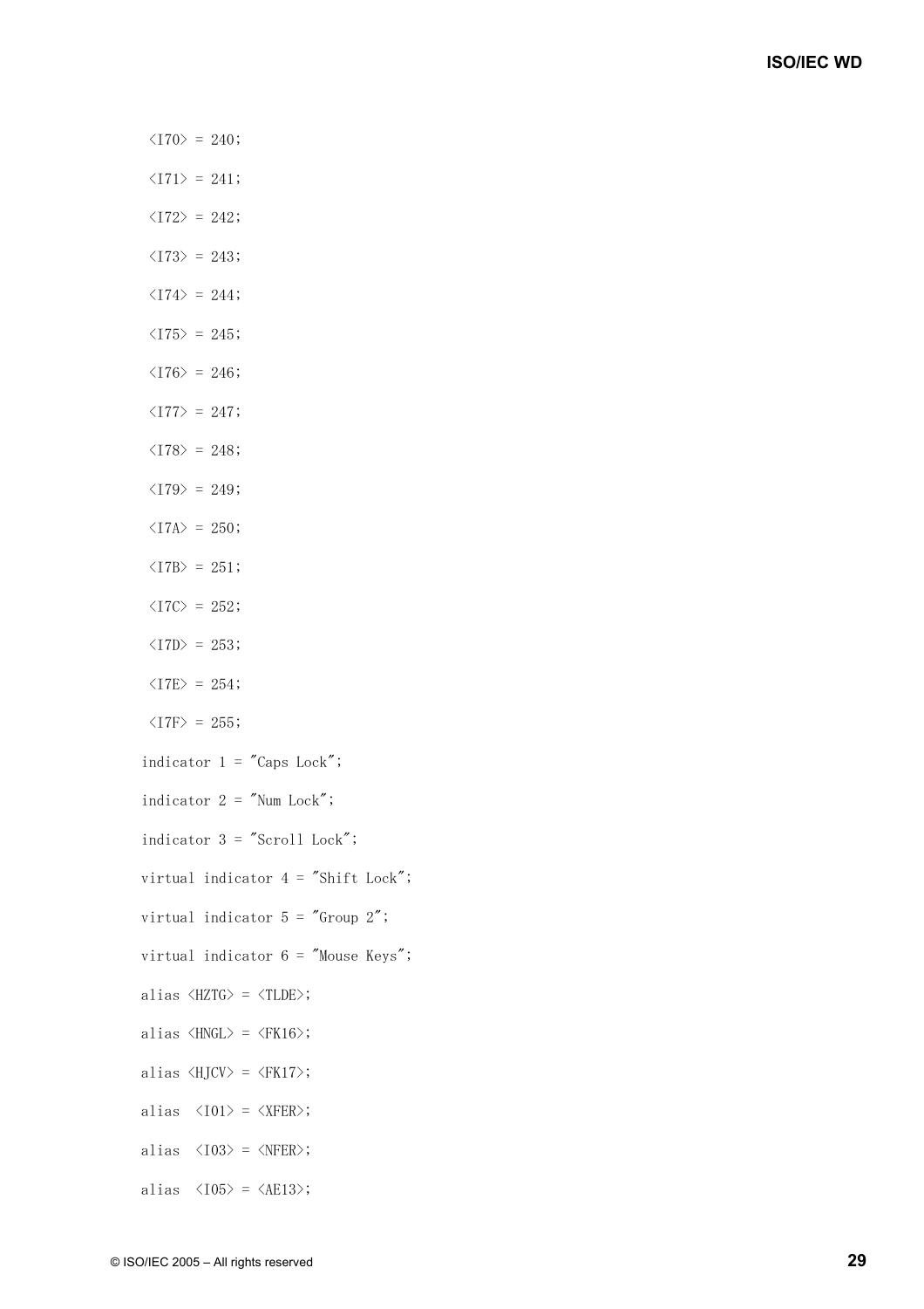```
 <I70> = 240;
 <I71> = 241;
 <I72> = 242;
 <I73> = 243;
 <I74> = 244;
 <I75> = 245;
 <I76> = 246;
 <I77> = 247;
 <I78> = 248;
 <I79> = 249;
 <I7A> = 250;
 <I7B> = 251;
 <I7C> = 252;
 <I7D> = 253;
 <I7E> = 254;
 <I7F> = 255;
indicator 1 = "Caps Lock";
indicator 2 = "Num Lock";
indicator 3 = "Scroll Lock";
virtual indicator 4 = "Shift Lock";
virtual indicator 5 = "Group 2";
virtual indicator 6 = "Mouse Keys";
alias <HZTG> = <TLDE>;
alias <HNGL> = <FK16>;
alias <HJCV> = <FK17>;
alias  <I01> = <XFER>;
alias  <I03> = <NFER>;
alias  <I05> = <AE13>;
```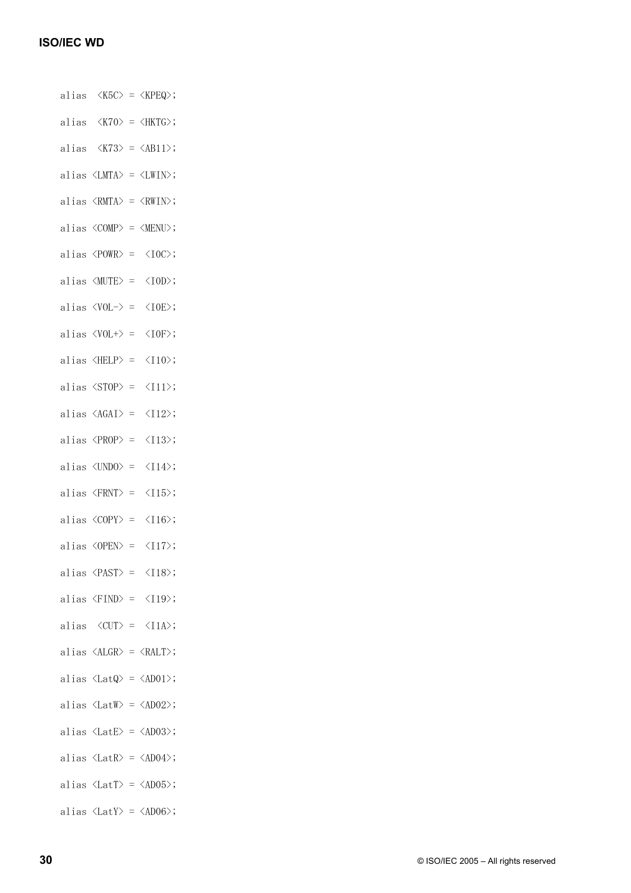```
alias  <K5C> = <KPEQ>;
alias  <K70> = <HKTG>;
alias  <K73> = <AB11>;
alias <LMTA> = <LWIN>;
alias <RMTA> = <RWIN>;
alias <COMP> = <MENU>;
alias <POWR> =  <I0C>;
alias <MUTE> =  <I0D>;
alias <VOL-> =  <I0E>;
alias <VOL+> =  <I0F>;
alias <HELP> =  <I10>;
alias <STOP> =  <I11>;
alias <AGAI> =  <I12>;
alias <PROP> =  <I13>;
alias <UNDO> =  <I14>;
alias <FRNT> =  <I15>;
alias <COPY> =  <I16>;
alias <OPEN> =  <I17>;
alias <PAST> =  <I18>;
alias <FIND> =  <I19>;
alias  <CUT> =  <I1A>;
alias <ALGR> = <RALT>;
alias <LatQ> = <AD01>;
alias <LatW> = <AD02>;
alias <LatE> = <AD03>;
alias <LatR> = <AD04>;
alias <LatT> = <AD05>;
alias <LatY> = <AD06>;
```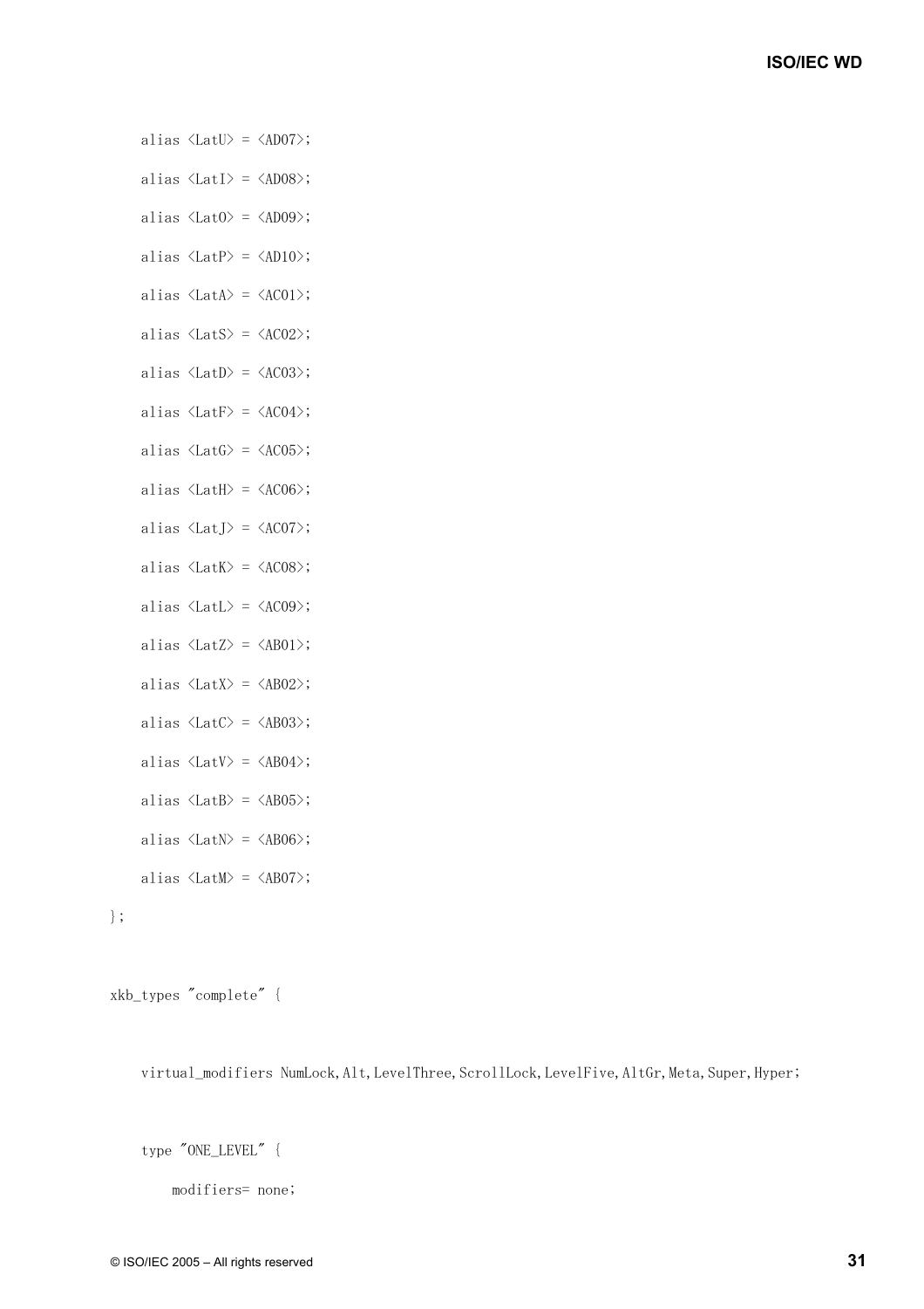```
    alias <LatU> = <AD07>;
    alias <LatI> = <AD08>;
    alias <LatO> = <AD09>;
    alias <LatP> = <AD10>;
    alias <LatA> = <AC01>;
    alias <LatS> = <AC02>;
    alias <LatD> = <AC03>;
    alias <LatF> = <AC04>;
    alias <LatG> = <AC05>;
    alias <LatH> = <AC06>;
    alias <LatJ> = <AC07>;
    alias <LatK> = <AC08>;
    alias <LatL> = <AC09>;
    alias <LatZ> = <AB01>;
    alias <LatX> = <AB02>;
    alias <LatC> = <AB03>;
    alias <LatV> = <AB04>;
    alias <LatB> = <AB05>;
    alias <LatN> = <AB06>;
    alias <LatM> = <AB07>;
};

xkb_types "complete" {

    virtual_modifiers NumLock,Alt,LevelThree,ScrollLock,LevelFive,AltGr,Meta,Super,Hyper;

    type "ONE_LEVEL" {
        modifiers= none;
```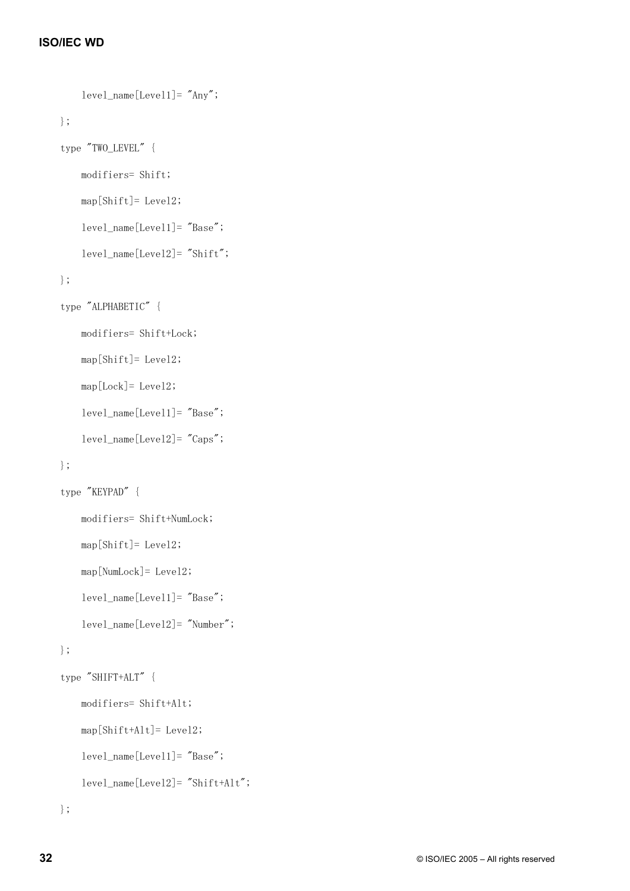```
        level_name[Level1]= "Any";
    };
    type "TWO_LEVEL" {
        modifiers= Shift;
        map[Shift]= Level2;
        level_name[Level1]= "Base";
        level_name[Level2]= "Shift";
    };
    type "ALPHABETIC" {
        modifiers= Shift+Lock;
        map[Shift]= Level2;
        map[Lock]= Level2;
        level_name[Level1]= "Base";
        level_name[Level2]= "Caps";
    };
    type "KEYPAD" {
        modifiers= Shift+NumLock;
        map[Shift]= Level2;
        map[NumLock]= Level2;
        level_name[Level1]= "Base";
        level_name[Level2]= "Number";
    };
    type "SHIFT+ALT" {
        modifiers= Shift+Alt;
        map[Shift+Alt]= Level2;
        level_name[Level1]= "Base";
        level_name[Level2]= "Shift+Alt";
    };
```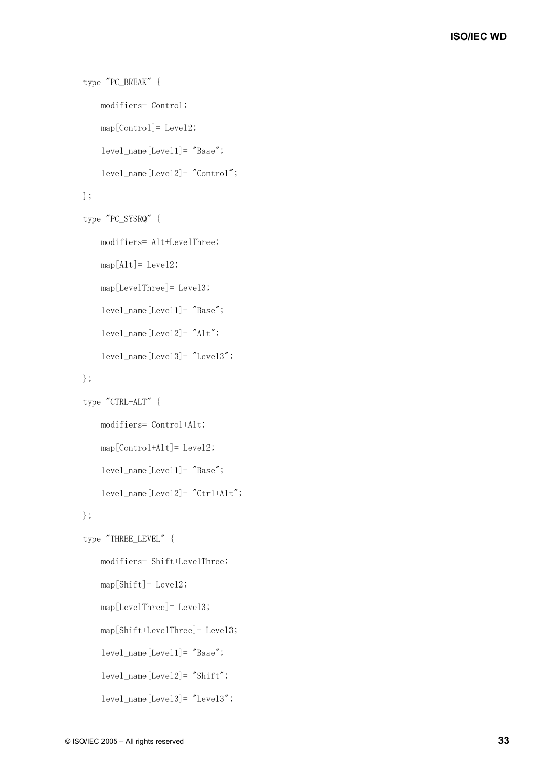```
type "PC_BREAK" {
    modifiers= Control;
    map[Control]= Level2;
    level_name[Level1]= "Base";
    level_name[Level2]= "Control";
};
type "PC_SYSRQ" {
    modifiers= Alt+LevelThree;
    map[Alt]= Level2;
    map[LevelThree]= Level3;
    level_name[Level1]= "Base";
    level_name[Level2]= "Alt";
    level_name[Level3]= "Level3";
};
type "CTRL+ALT" {
    modifiers= Control+Alt;
    map[Control+Alt]= Level2;
    level_name[Level1]= "Base";
    level_name[Level2]= "Ctrl+Alt";
};
type "THREE_LEVEL" {
    modifiers= Shift+LevelThree;
    map[Shift]= Level2;
    map[LevelThree]= Level3;
    map[Shift+LevelThree]= Level3;
    level_name[Level1]= "Base";
    level_name[Level2]= "Shift";
    level_name[Level3]= "Level3";
```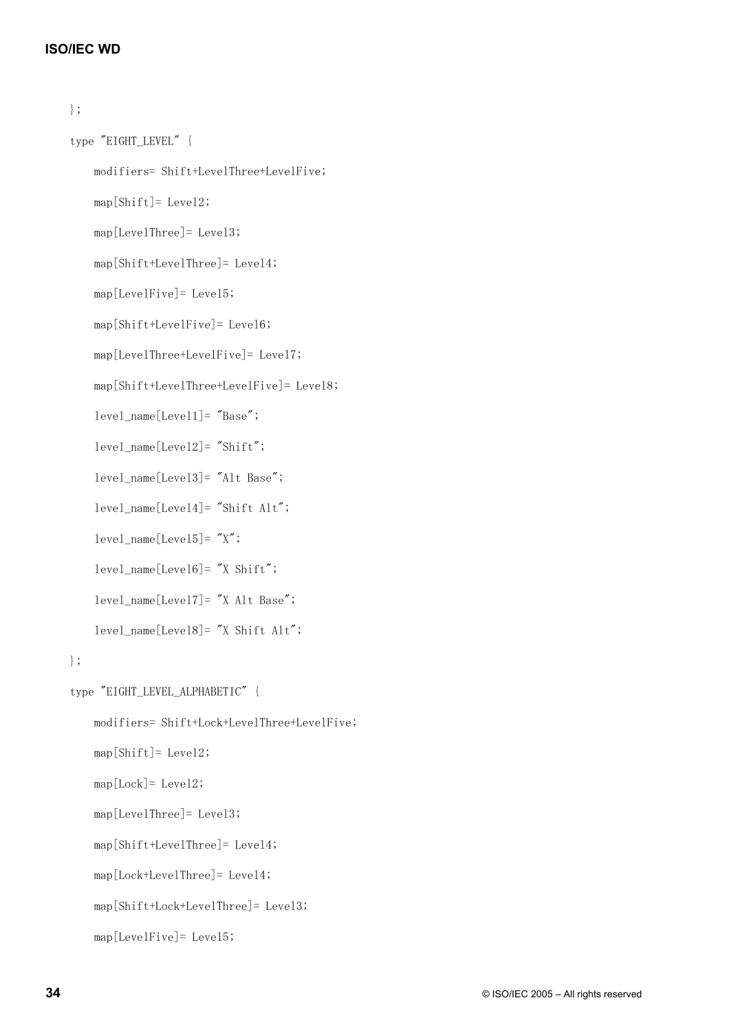```
    };

    type "EIGHT_LEVEL" {

        modifiers= Shift+LevelThree+LevelFive;

        map[Shift]= Level2;

        map[LevelThree]= Level3;

        map[Shift+LevelThree]= Level4;

        map[LevelFive]= Level5;

        map[Shift+LevelFive]= Level6;

        map[LevelThree+LevelFive]= Level7;

        map[Shift+LevelThree+LevelFive]= Level8;

        level_name[Level1]= "Base";

        level_name[Level2]= "Shift";

        level_name[Level3]= "Alt Base";

        level_name[Level4]= "Shift Alt";

        level_name[Level5]= "X";

        level_name[Level6]= "X Shift";

        level_name[Level7]= "X Alt Base";

        level_name[Level8]= "X Shift Alt";

    };

    type "EIGHT_LEVEL_ALPHABETIC" {

        modifiers= Shift+Lock+LevelThree+LevelFive;

        map[Shift]= Level2;

        map[Lock]= Level2;

        map[LevelThree]= Level3;

        map[Shift+LevelThree]= Level4;

        map[Lock+LevelThree]= Level4;

        map[Shift+Lock+LevelThree]= Level3;

        map[LevelFive]= Level5;
```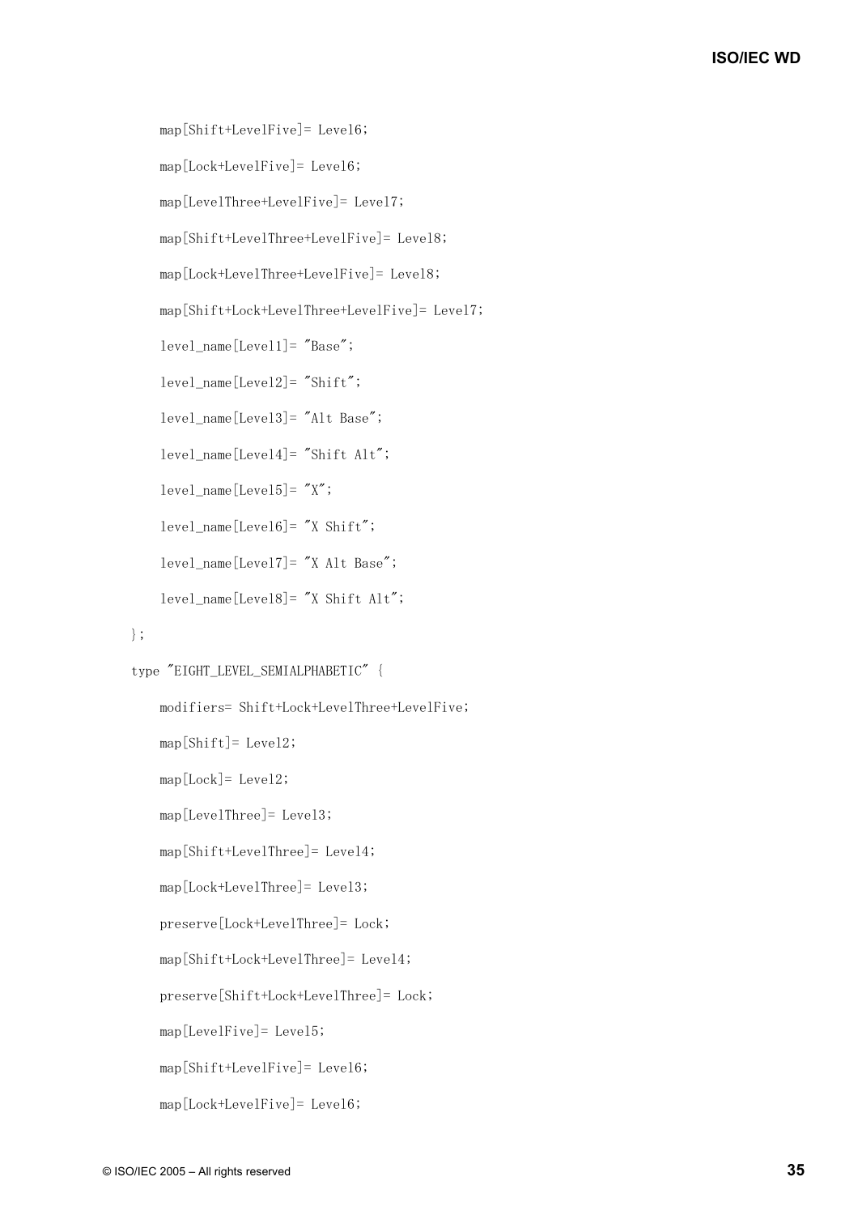```
    map[Shift+LevelFive]= Level6;
    map[Lock+LevelFive]= Level6;
    map[LevelThree+LevelFive]= Level7;
    map[Shift+LevelThree+LevelFive]= Level8;
    map[Lock+LevelThree+LevelFive]= Level8;
    map[Shift+Lock+LevelThree+LevelFive]= Level7;
    level_name[Level1]= "Base";
    level_name[Level2]= "Shift";
    level_name[Level3]= "Alt Base";
    level_name[Level4]= "Shift Alt";
    level_name[Level5]= "X";
    level_name[Level6]= "X Shift";
    level_name[Level7]= "X Alt Base";
    level_name[Level8]= "X Shift Alt";
};
type "EIGHT_LEVEL_SEMIALPHABETIC" {
    modifiers= Shift+Lock+LevelThree+LevelFive;
    map[Shift]= Level2;
    map[Lock]= Level2;
    map[LevelThree]= Level3;
    map[Shift+LevelThree]= Level4;
    map[Lock+LevelThree]= Level3;
    preserve[Lock+LevelThree]= Lock;
    map[Shift+Lock+LevelThree]= Level4;
    preserve[Shift+Lock+LevelThree]= Lock;
    map[LevelFive]= Level5;
    map[Shift+LevelFive]= Level6;
    map[Lock+LevelFive]= Level6;
```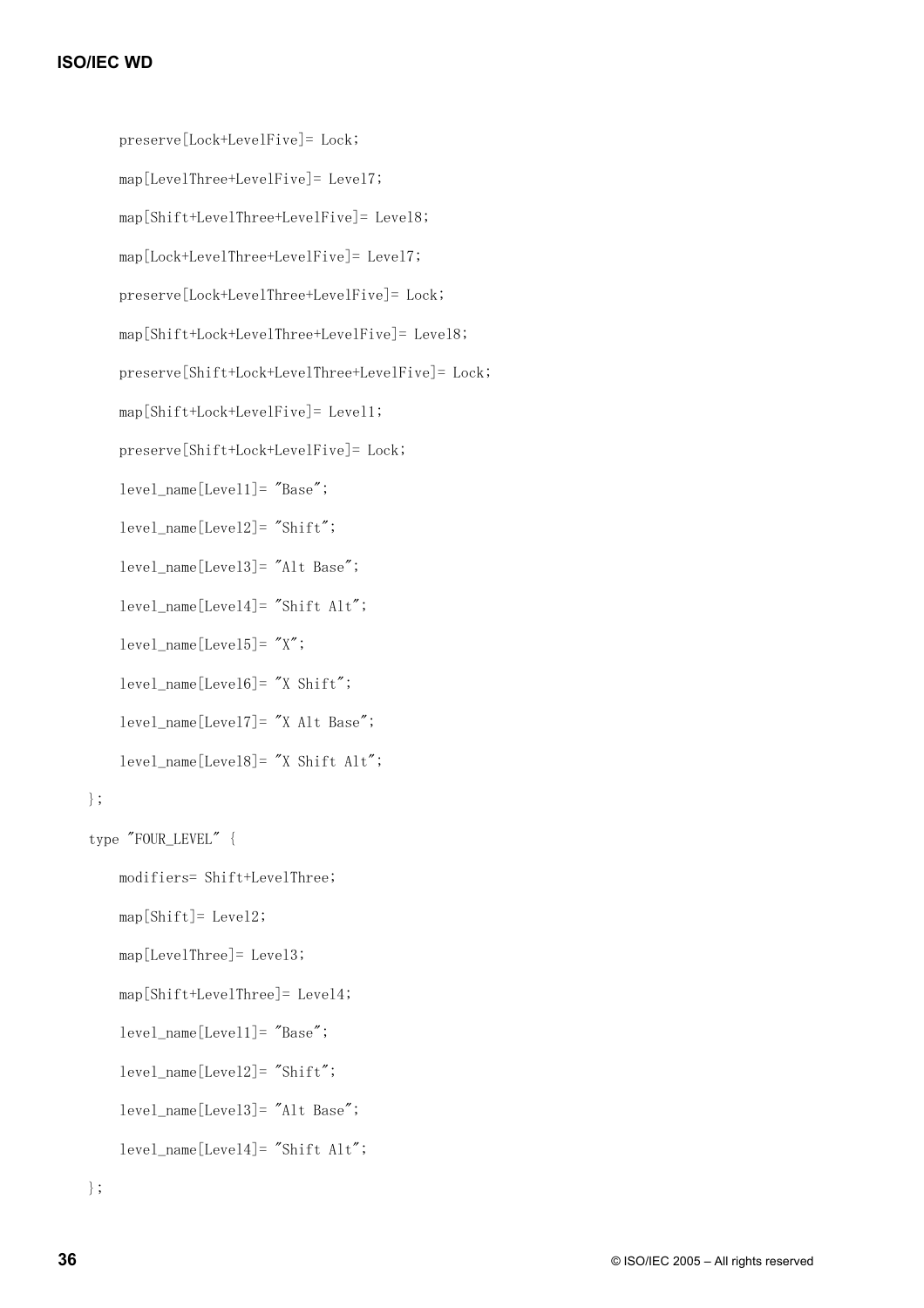```
    preserve[Lock+LevelFive]= Lock;
    map[LevelThree+LevelFive]= Level7;
    map[Shift+LevelThree+LevelFive]= Level8;
    map[Lock+LevelThree+LevelFive]= Level7;
    preserve[Lock+LevelThree+LevelFive]= Lock;
    map[Shift+Lock+LevelThree+LevelFive]= Level8;
    preserve[Shift+Lock+LevelThree+LevelFive]= Lock;
    map[Shift+Lock+LevelFive]= Level1;
    preserve[Shift+Lock+LevelFive]= Lock;
    level_name[Level1]= "Base";
    level_name[Level2]= "Shift";
    level_name[Level3]= "Alt Base";
    level_name[Level4]= "Shift Alt";
    level_name[Level5]= "X";
    level_name[Level6]= "X Shift";
    level_name[Level7]= "X Alt Base";
    level_name[Level8]= "X Shift Alt";
};
type "FOUR_LEVEL" {
    modifiers= Shift+LevelThree;
    map[Shift]= Level2;
    map[LevelThree]= Level3;
    map[Shift+LevelThree]= Level4;
    level_name[Level1]= "Base";
    level_name[Level2]= "Shift";
    level_name[Level3]= "Alt Base";
    level_name[Level4]= "Shift Alt";
};
```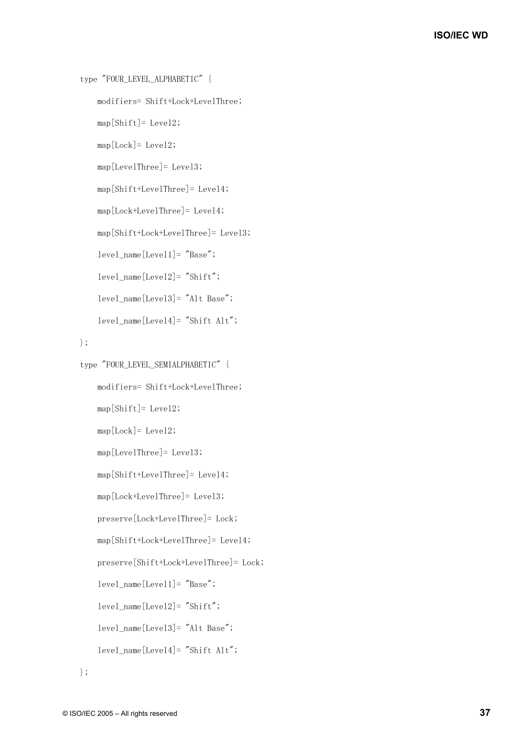```
type "FOUR_LEVEL_ALPHABETIC" {
    modifiers= Shift+Lock+LevelThree;
    map[Shift]= Level2;
    map[Lock]= Level2;
    map[LevelThree]= Level3;
    map[Shift+LevelThree]= Level4;
    map[Lock+LevelThree]= Level4;
    map[Shift+Lock+LevelThree]= Level3;
    level_name[Level1]= "Base";
    level_name[Level2]= "Shift";
    level_name[Level3]= "Alt Base";
    level_name[Level4]= "Shift Alt";
};
type "FOUR_LEVEL_SEMIALPHABETIC" {
    modifiers= Shift+Lock+LevelThree;
    map[Shift]= Level2;
    map[Lock]= Level2;
    map[LevelThree]= Level3;
    map[Shift+LevelThree]= Level4;
    map[Lock+LevelThree]= Level3;
    preserve[Lock+LevelThree]= Lock;
    map[Shift+Lock+LevelThree]= Level4;
    preserve[Shift+Lock+LevelThree]= Lock;
    level_name[Level1]= "Base";
    level_name[Level2]= "Shift";
    level_name[Level3]= "Alt Base";
    level_name[Level4]= "Shift Alt";
};
```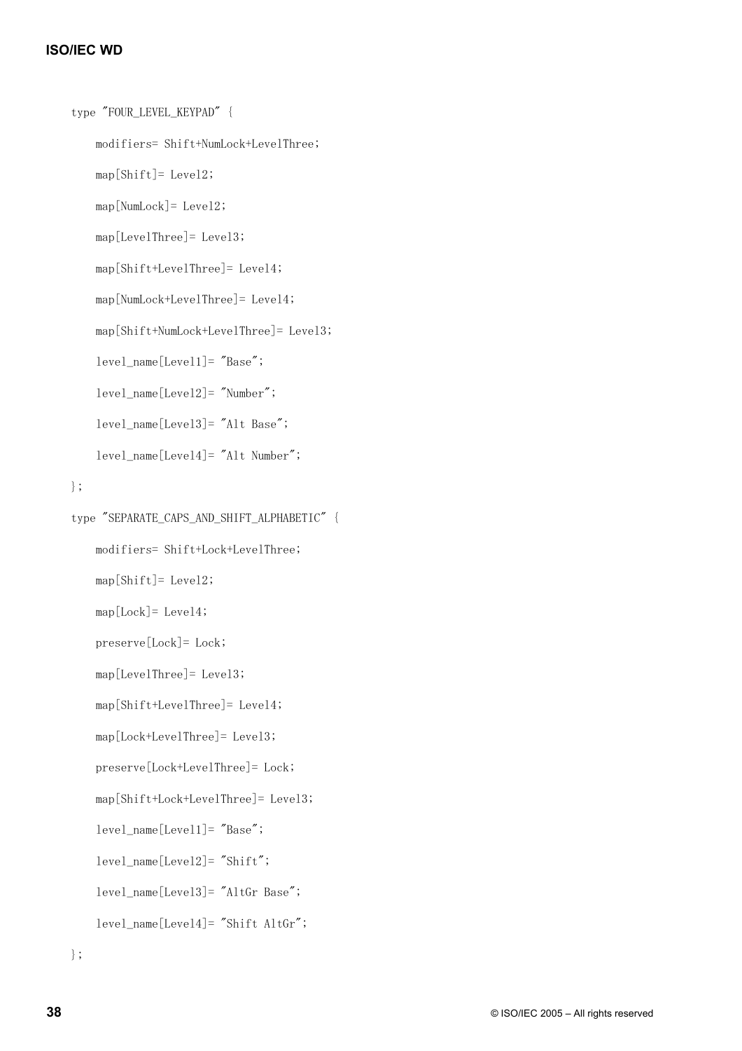```
type "FOUR_LEVEL_KEYPAD" {
    modifiers= Shift+NumLock+LevelThree;
    map[Shift]= Level2;
    map[NumLock]= Level2;
    map[LevelThree]= Level3;
    map[Shift+LevelThree]= Level4;
    map[NumLock+LevelThree]= Level4;
    map[Shift+NumLock+LevelThree]= Level3;
    level_name[Level1]= "Base";
    level_name[Level2]= "Number";
    level_name[Level3]= "Alt Base";
    level_name[Level4]= "Alt Number";
};
type "SEPARATE_CAPS_AND_SHIFT_ALPHABETIC" {
    modifiers= Shift+Lock+LevelThree;
    map[Shift]= Level2;
    map[Lock]= Level4;
    preserve[Lock]= Lock;
    map[LevelThree]= Level3;
    map[Shift+LevelThree]= Level4;
    map[Lock+LevelThree]= Level3;
    preserve[Lock+LevelThree]= Lock;
    map[Shift+Lock+LevelThree]= Level3;
    level_name[Level1]= "Base";
    level_name[Level2]= "Shift";
    level_name[Level3]= "AltGr Base";
    level_name[Level4]= "Shift AltGr";
};
```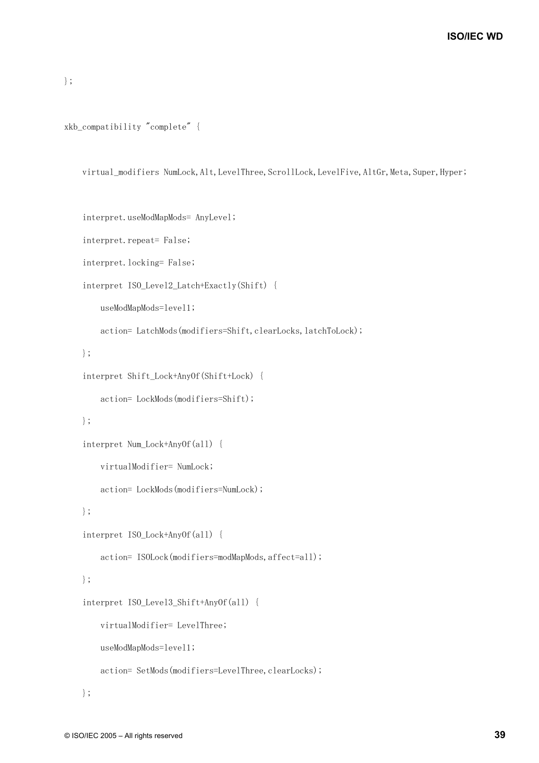```
};

xkb_compatibility "complete" {

    virtual_modifiers NumLock,Alt,LevelThree,ScrollLock,LevelFive,AltGr,Meta,Super,Hyper;

    interpret.useModMapMods= AnyLevel;
    interpret.repeat= False;
    interpret.locking= False;
    interpret ISO_Level2_Latch+Exactly(Shift) {
        useModMapMods=level1;
        action= LatchMods(modifiers=Shift,clearLocks,latchToLock);
    };
    interpret Shift_Lock+AnyOf(Shift+Lock) {
        action= LockMods(modifiers=Shift);
    };
    interpret Num_Lock+AnyOf(all) {
        virtualModifier= NumLock;
        action= LockMods(modifiers=NumLock);
    };
    interpret ISO_Lock+AnyOf(all) {
        action= ISOLock(modifiers=modMapMods,affect=all);
    };
    interpret ISO_Level3_Shift+AnyOf(all) {
        virtualModifier= LevelThree;
        useModMapMods=level1;
        action= SetMods(modifiers=LevelThree,clearLocks);
    };
```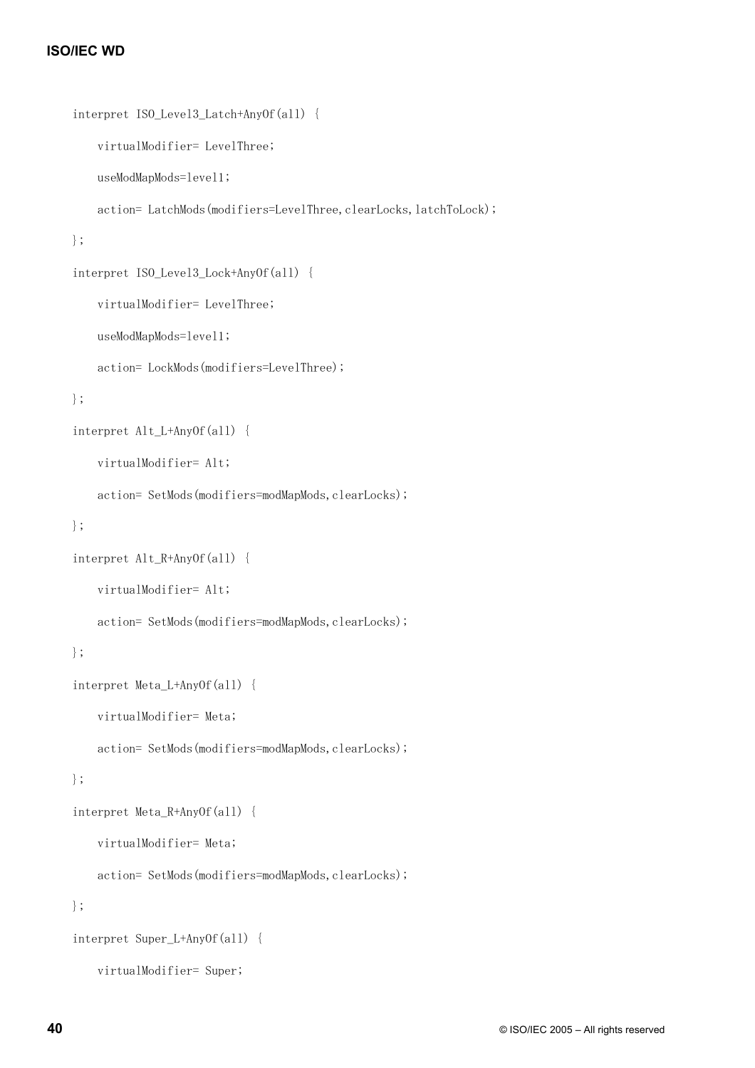```
interpret ISO_Level3_Latch+AnyOf(all) {
    virtualModifier= LevelThree;
    useModMapMods=level1;
    action= LatchMods(modifiers=LevelThree,clearLocks,latchToLock);
};
interpret ISO_Level3_Lock+AnyOf(all) {
    virtualModifier= LevelThree;
    useModMapMods=level1;
    action= LockMods(modifiers=LevelThree);
};
interpret Alt_L+AnyOf(all) {
    virtualModifier= Alt;
    action= SetMods(modifiers=modMapMods,clearLocks);
};
interpret Alt_R+AnyOf(all) {
    virtualModifier= Alt;
    action= SetMods(modifiers=modMapMods,clearLocks);
};
interpret Meta_L+AnyOf(all) {
    virtualModifier= Meta;
    action= SetMods(modifiers=modMapMods,clearLocks);
};
interpret Meta_R+AnyOf(all) {
    virtualModifier= Meta;
    action= SetMods(modifiers=modMapMods,clearLocks);
};
interpret Super_L+AnyOf(all) {
    virtualModifier= Super;
```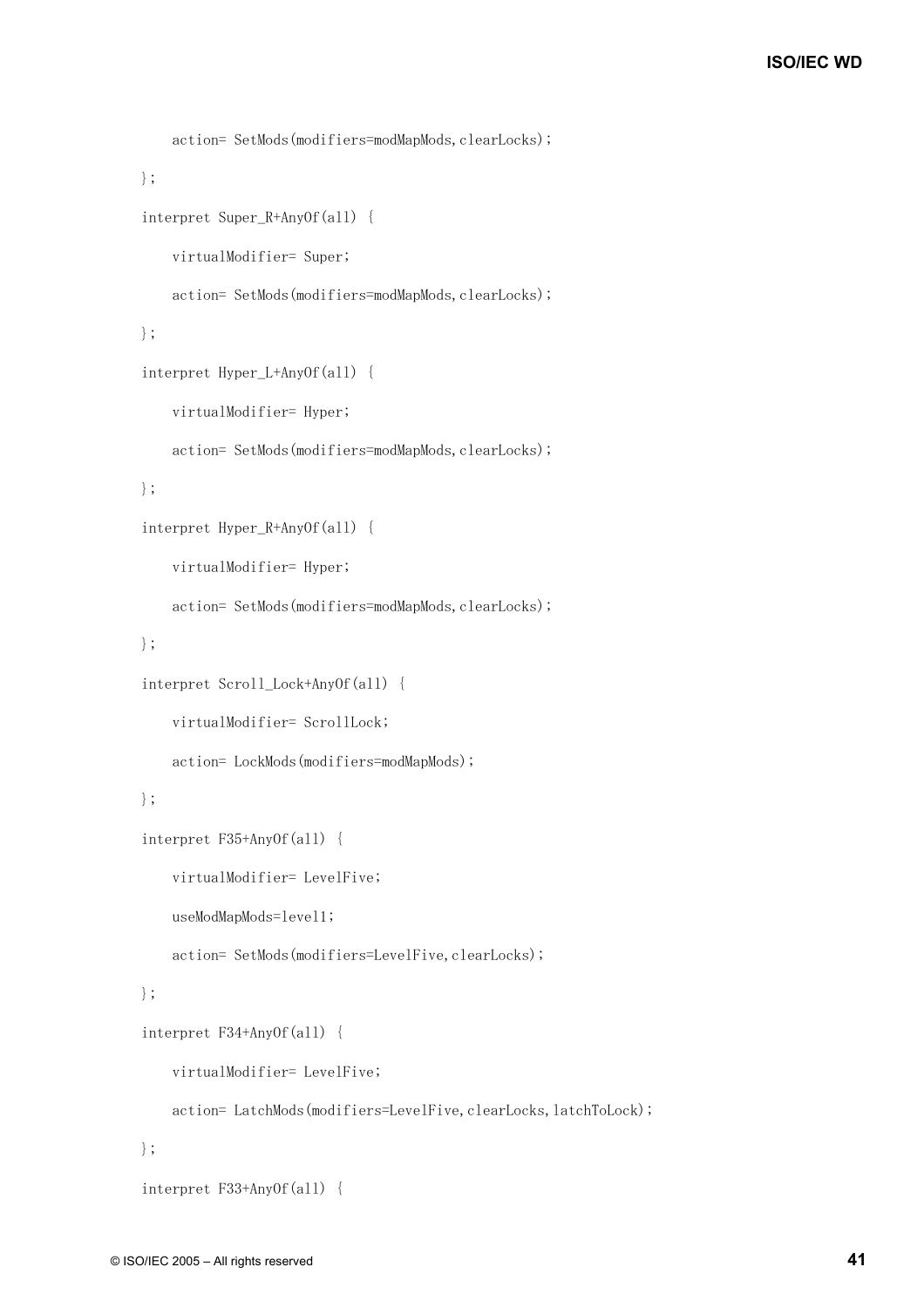```
    action= SetMods(modifiers=modMapMods,clearLocks);
};
interpret Super_R+AnyOf(all) {
    virtualModifier= Super;
    action= SetMods(modifiers=modMapMods,clearLocks);
};
interpret Hyper_L+AnyOf(all) {
    virtualModifier= Hyper;
    action= SetMods(modifiers=modMapMods,clearLocks);
};
interpret Hyper_R+AnyOf(all) {
    virtualModifier= Hyper;
    action= SetMods(modifiers=modMapMods,clearLocks);
};
interpret Scroll_Lock+AnyOf(all) {
    virtualModifier= ScrollLock;
    action= LockMods(modifiers=modMapMods);
};
interpret F35+AnyOf(all) {
    virtualModifier= LevelFive;
    useModMapMods=level1;
    action= SetMods(modifiers=LevelFive,clearLocks);
};
interpret F34+AnyOf(all) {
    virtualModifier= LevelFive;
    action= LatchMods(modifiers=LevelFive,clearLocks,latchToLock);
};
interpret F33+AnyOf(all) {
```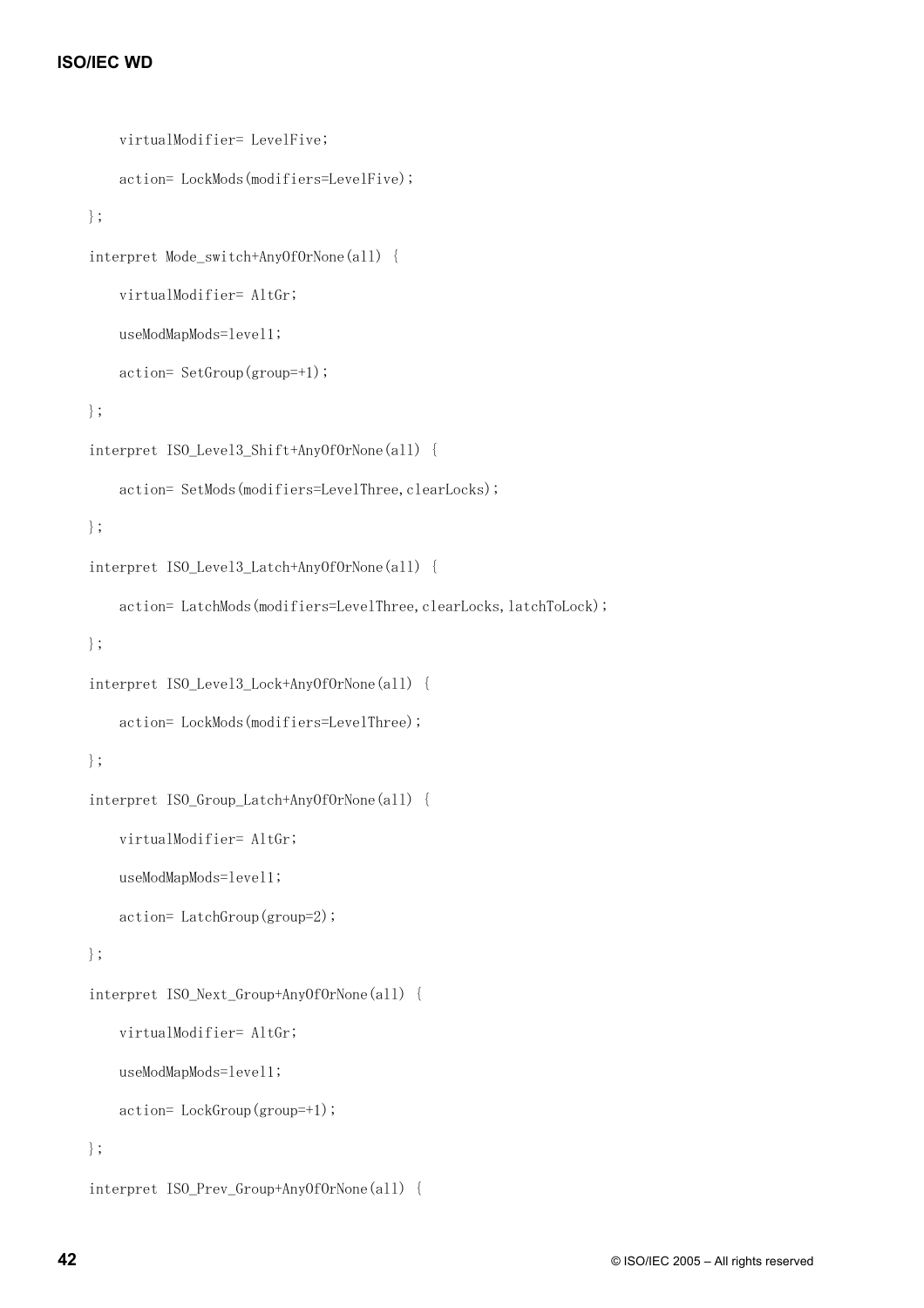```
        virtualModifier= LevelFive;
        action= LockMods(modifiers=LevelFive);
    };
    interpret Mode_switch+AnyOfOrNone(all) {
        virtualModifier= AltGr;
        useModMapMods=level1;
        action= SetGroup(group=+1);
    };
    interpret ISO_Level3_Shift+AnyOfOrNone(all) {
        action= SetMods(modifiers=LevelThree,clearLocks);
    };
    interpret ISO_Level3_Latch+AnyOfOrNone(all) {
        action= LatchMods(modifiers=LevelThree,clearLocks,latchToLock);
    };
    interpret ISO_Level3_Lock+AnyOfOrNone(all) {
        action= LockMods(modifiers=LevelThree);
    };
    interpret ISO_Group_Latch+AnyOfOrNone(all) {
        virtualModifier= AltGr;
        useModMapMods=level1;
        action= LatchGroup(group=2);
    };
    interpret ISO_Next_Group+AnyOfOrNone(all) {
        virtualModifier= AltGr;
        useModMapMods=level1;
        action= LockGroup(group=+1);
    };
    interpret ISO_Prev_Group+AnyOfOrNone(all) {
```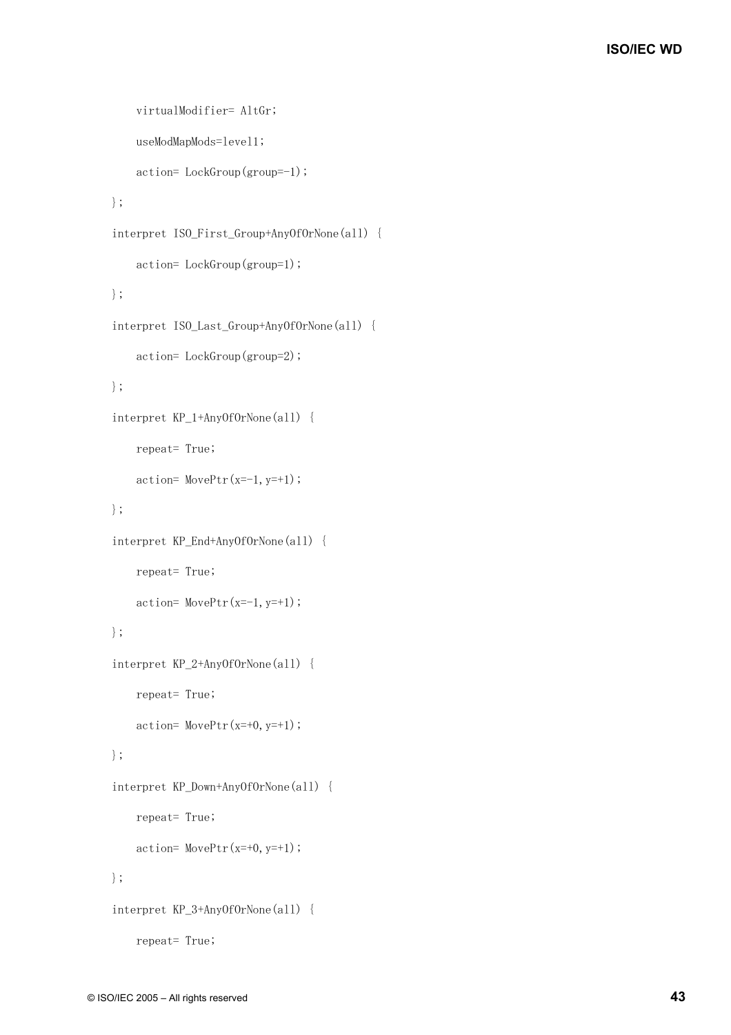```
    virtualModifier= AltGr;
    useModMapMods=level1;
    action= LockGroup(group=-1);
};
interpret ISO_First_Group+AnyOfOrNone(all) {
    action= LockGroup(group=1);
};
interpret ISO_Last_Group+AnyOfOrNone(all) {
    action= LockGroup(group=2);
};
interpret KP_1+AnyOfOrNone(all) {
    repeat= True;
    action= MovePtr(x=-1,y=+1);
};
interpret KP_End+AnyOfOrNone(all) {
    repeat= True;
    action= MovePtr(x=-1,y=+1);
};
interpret KP_2+AnyOfOrNone(all) {
    repeat= True;
    action= MovePtr(x=+0,y=+1);
};
interpret KP_Down+AnyOfOrNone(all) {
    repeat= True;
    action= MovePtr(x=+0,y=+1);
};
interpret KP_3+AnyOfOrNone(all) {
    repeat= True;
```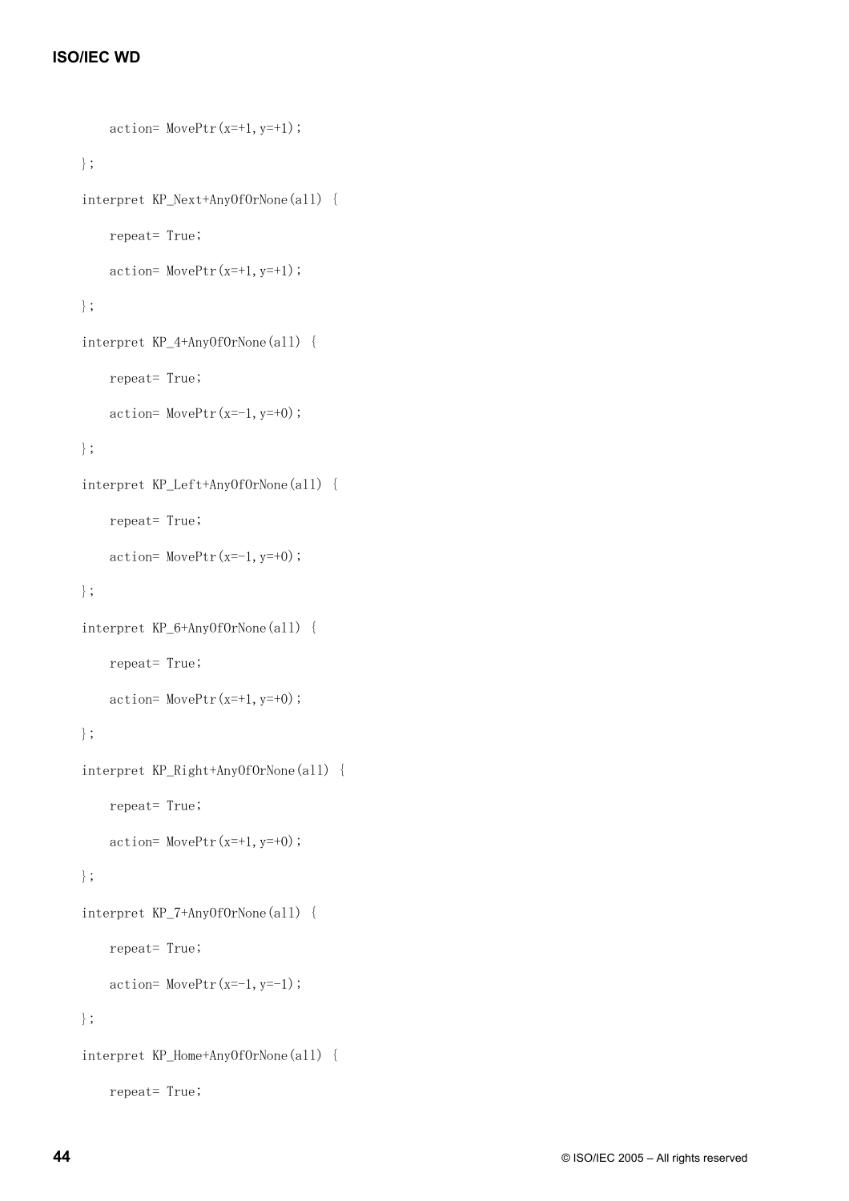```
        action= MovePtr(x=+1,y=+1);
    };
    interpret KP_Next+AnyOfOrNone(all) {
        repeat= True;
        action= MovePtr(x=+1,y=+1);
    };
    interpret KP_4+AnyOfOrNone(all) {
        repeat= True;
        action= MovePtr(x=-1,y=+0);
    };
    interpret KP_Left+AnyOfOrNone(all) {
        repeat= True;
        action= MovePtr(x=-1,y=+0);
    };
    interpret KP_6+AnyOfOrNone(all) {
        repeat= True;
        action= MovePtr(x=+1,y=+0);
    };
    interpret KP_Right+AnyOfOrNone(all) {
        repeat= True;
        action= MovePtr(x=+1,y=+0);
    };
    interpret KP_7+AnyOfOrNone(all) {
        repeat= True;
        action= MovePtr(x=-1,y=-1);
    };
    interpret KP_Home+AnyOfOrNone(all) {
        repeat= True;
```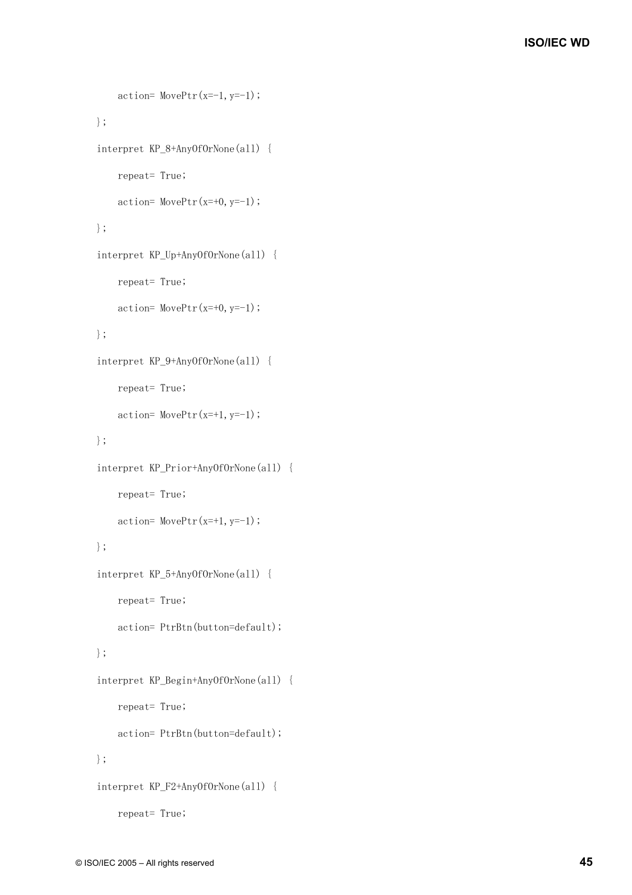```
    action= MovePtr(x=-1,y=-1);
};
interpret KP_8+AnyOfOrNone(all) {
    repeat= True;
    action= MovePtr(x=+0,y=-1);
};
interpret KP_Up+AnyOfOrNone(all) {
    repeat= True;
    action= MovePtr(x=+0,y=-1);
};
interpret KP_9+AnyOfOrNone(all) {
    repeat= True;
    action= MovePtr(x=+1,y=-1);
};
interpret KP_Prior+AnyOfOrNone(all) {
    repeat= True;
    action= MovePtr(x=+1,y=-1);
};
interpret KP_5+AnyOfOrNone(all) {
    repeat= True;
    action= PtrBtn(button=default);
};
interpret KP_Begin+AnyOfOrNone(all) {
    repeat= True;
    action= PtrBtn(button=default);
};
interpret KP_F2+AnyOfOrNone(all) {
    repeat= True;
```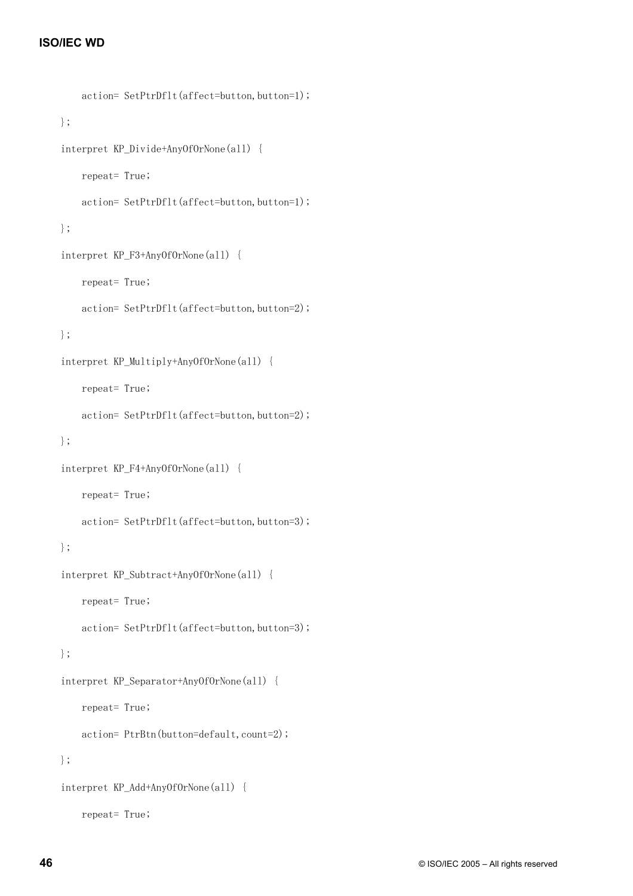```
        action= SetPtrDflt(affect=button,button=1);
    };
    interpret KP_Divide+AnyOfOrNone(all) {
        repeat= True;
        action= SetPtrDflt(affect=button,button=1);
    };
    interpret KP_F3+AnyOfOrNone(all) {
        repeat= True;
        action= SetPtrDflt(affect=button,button=2);
    };
    interpret KP_Multiply+AnyOfOrNone(all) {
        repeat= True;
        action= SetPtrDflt(affect=button,button=2);
    };
    interpret KP_F4+AnyOfOrNone(all) {
        repeat= True;
        action= SetPtrDflt(affect=button,button=3);
    };
    interpret KP_Subtract+AnyOfOrNone(all) {
        repeat= True;
        action= SetPtrDflt(affect=button,button=3);
    };
    interpret KP_Separator+AnyOfOrNone(all) {
        repeat= True;
        action= PtrBtn(button=default,count=2);
    };
    interpret KP_Add+AnyOfOrNone(all) {
        repeat= True;
```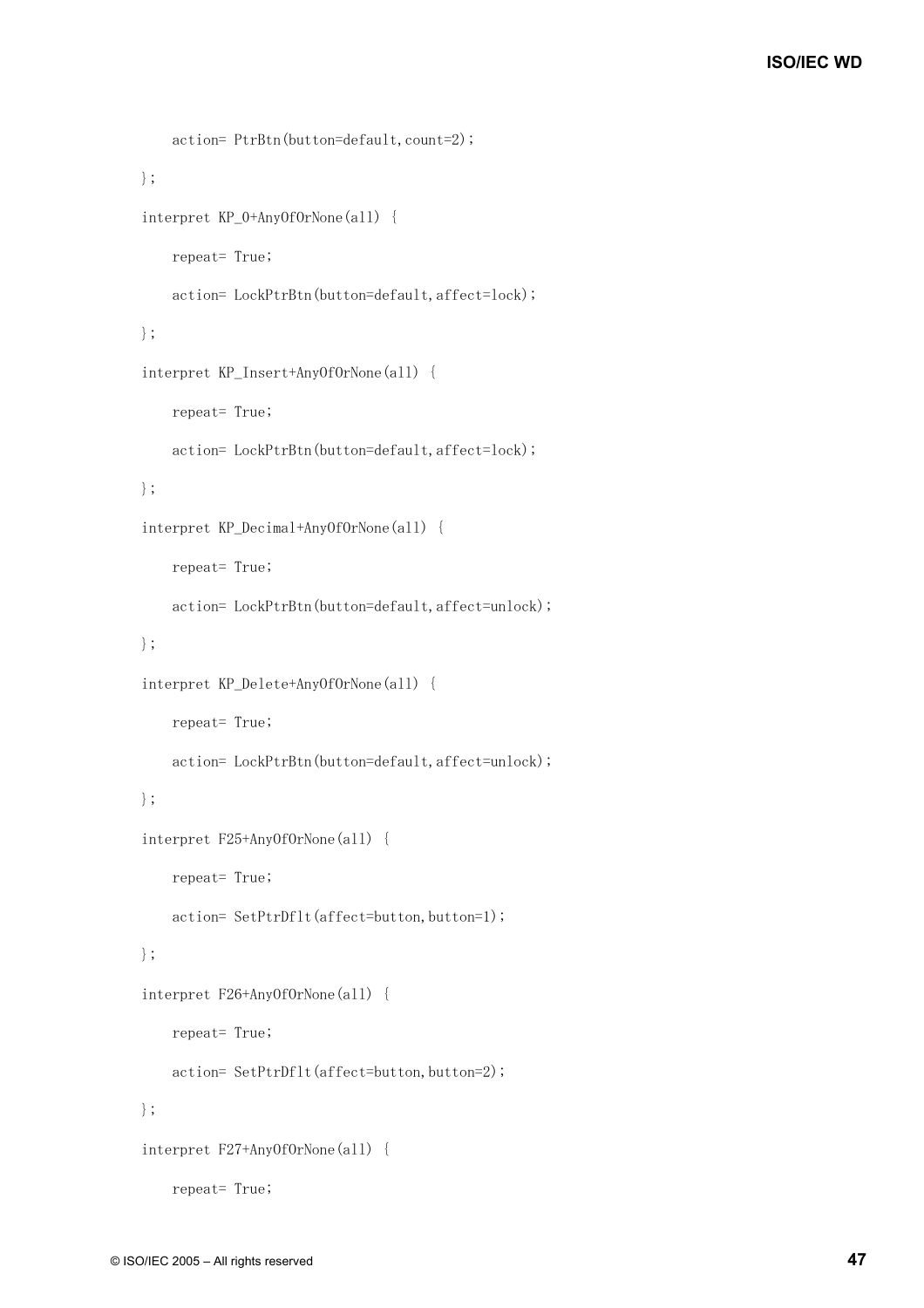```
    action= PtrBtn(button=default,count=2);
};
interpret KP_0+AnyOfOrNone(all) {
    repeat= True;
    action= LockPtrBtn(button=default,affect=lock);
};
interpret KP_Insert+AnyOfOrNone(all) {
    repeat= True;
    action= LockPtrBtn(button=default,affect=lock);
};
interpret KP_Decimal+AnyOfOrNone(all) {
    repeat= True;
    action= LockPtrBtn(button=default,affect=unlock);
};
interpret KP_Delete+AnyOfOrNone(all) {
    repeat= True;
    action= LockPtrBtn(button=default,affect=unlock);
};
interpret F25+AnyOfOrNone(all) {
    repeat= True;
    action= SetPtrDflt(affect=button,button=1);
};
interpret F26+AnyOfOrNone(all) {
    repeat= True;
    action= SetPtrDflt(affect=button,button=2);
};
interpret F27+AnyOfOrNone(all) {
    repeat= True;
```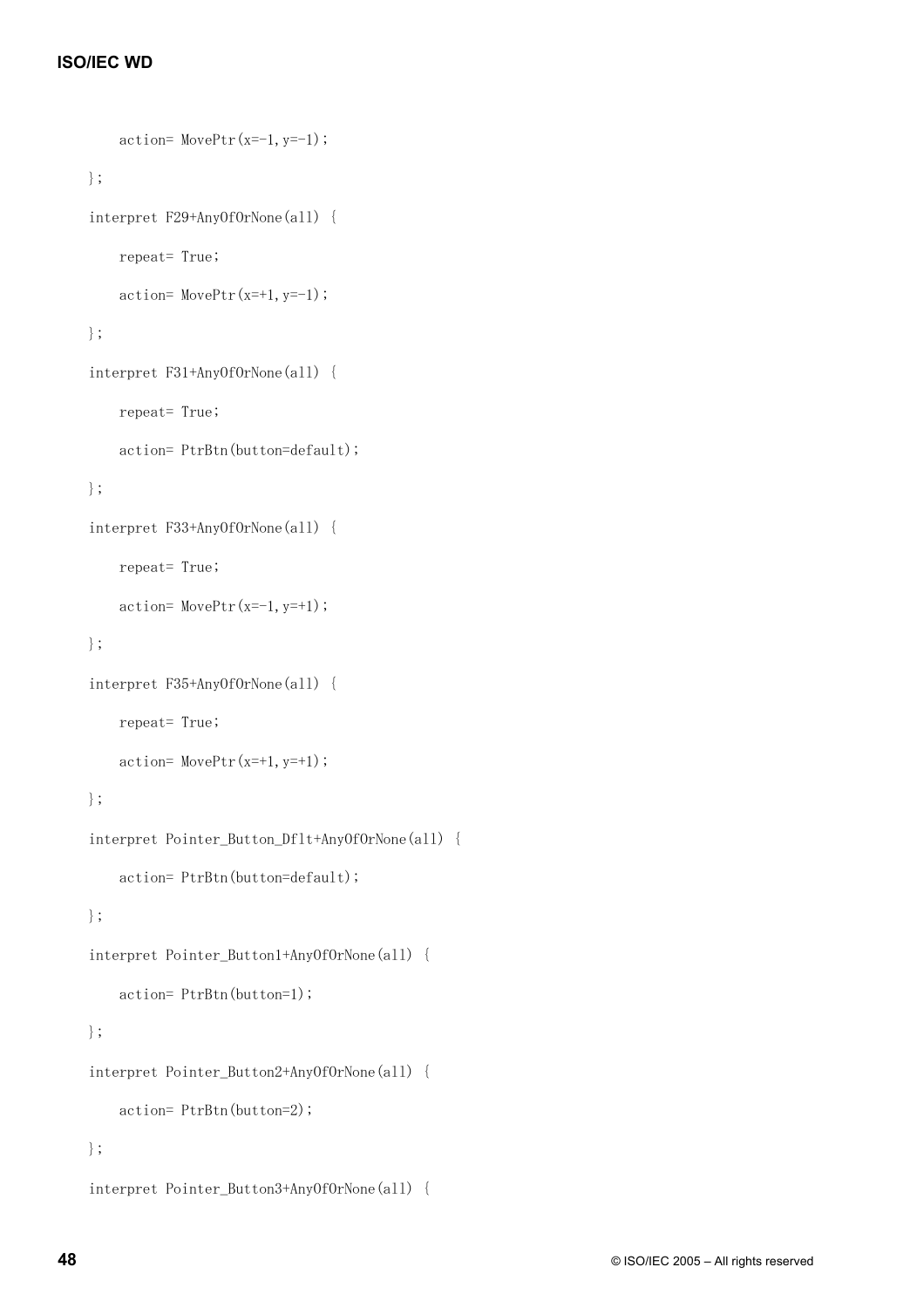```
        action= MovePtr(x=-1,y=-1);
    };
    interpret F29+AnyOfOrNone(all) {
        repeat= True;
        action= MovePtr(x=+1,y=-1);
    };
    interpret F31+AnyOfOrNone(all) {
        repeat= True;
        action= PtrBtn(button=default);
    };
    interpret F33+AnyOfOrNone(all) {
        repeat= True;
        action= MovePtr(x=-1,y=+1);
    };
    interpret F35+AnyOfOrNone(all) {
        repeat= True;
        action= MovePtr(x=+1,y=+1);
    };
    interpret Pointer_Button_Dflt+AnyOfOrNone(all) {
        action= PtrBtn(button=default);
    };
    interpret Pointer_Button1+AnyOfOrNone(all) {
        action= PtrBtn(button=1);
    };
    interpret Pointer_Button2+AnyOfOrNone(all) {
        action= PtrBtn(button=2);
    };
    interpret Pointer_Button3+AnyOfOrNone(all) {
```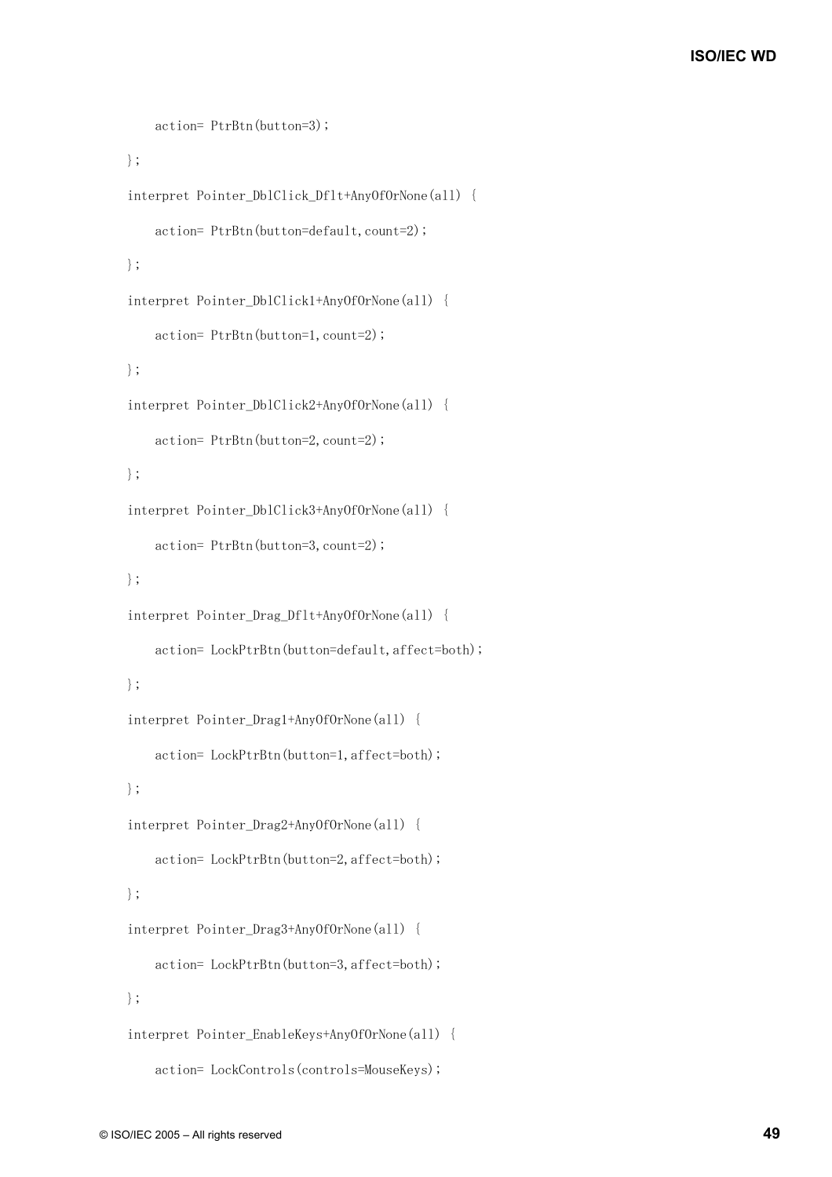```
    action= PtrBtn(button=3);
};
interpret Pointer_DblClick_Dflt+AnyOfOrNone(all) {
    action= PtrBtn(button=default,count=2);
};
interpret Pointer_DblClick1+AnyOfOrNone(all) {
    action= PtrBtn(button=1,count=2);
};
interpret Pointer_DblClick2+AnyOfOrNone(all) {
    action= PtrBtn(button=2,count=2);
};
interpret Pointer_DblClick3+AnyOfOrNone(all) {
    action= PtrBtn(button=3,count=2);
};
interpret Pointer_Drag_Dflt+AnyOfOrNone(all) {
    action= LockPtrBtn(button=default,affect=both);
};
interpret Pointer_Drag1+AnyOfOrNone(all) {
    action= LockPtrBtn(button=1,affect=both);
};
interpret Pointer_Drag2+AnyOfOrNone(all) {
    action= LockPtrBtn(button=2,affect=both);
};
interpret Pointer_Drag3+AnyOfOrNone(all) {
    action= LockPtrBtn(button=3,affect=both);
};
interpret Pointer_EnableKeys+AnyOfOrNone(all) {
    action= LockControls(controls=MouseKeys);
```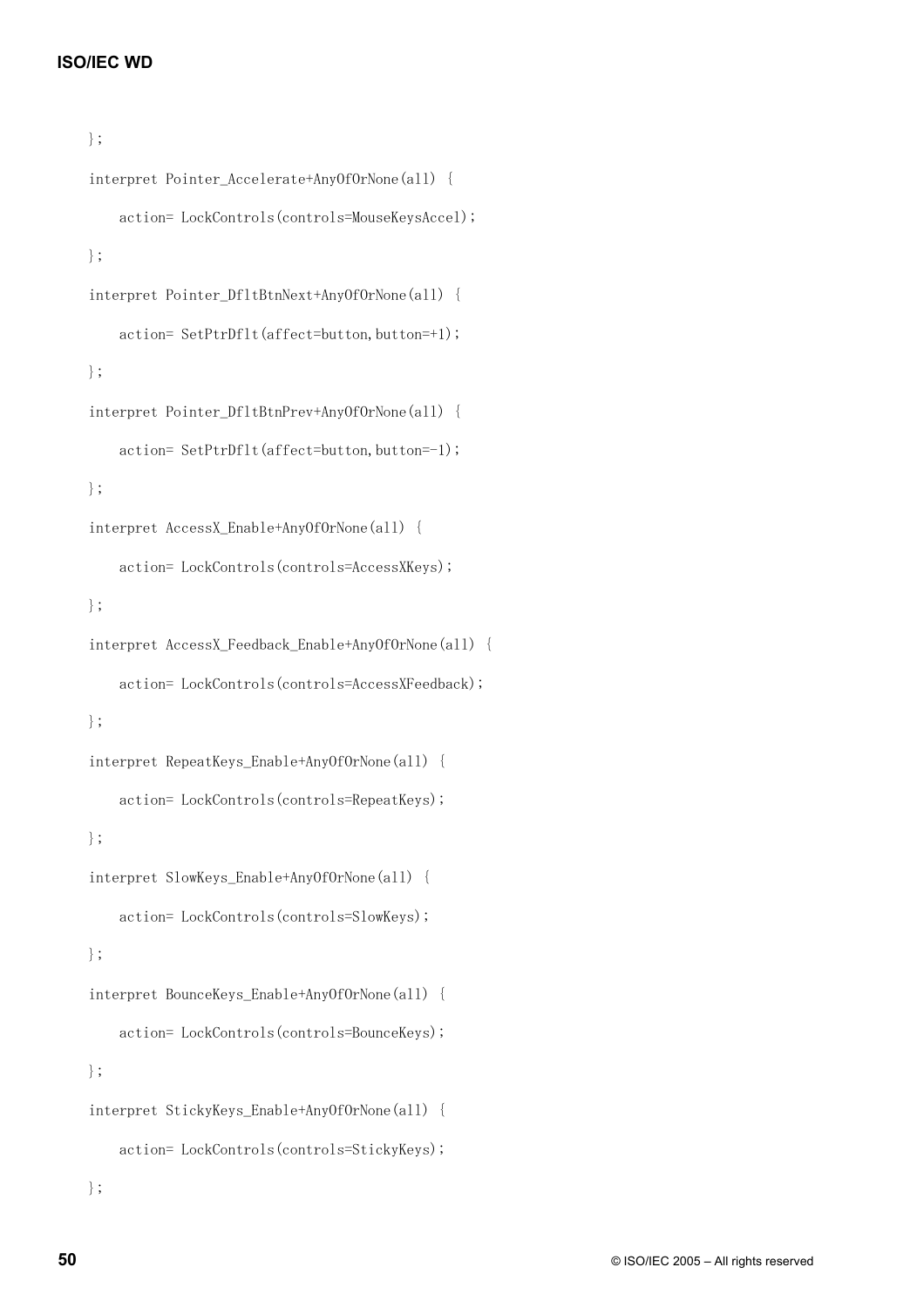```
    };

    interpret Pointer_Accelerate+AnyOfOrNone(all) {

        action= LockControls(controls=MouseKeysAccel);

    };

    interpret Pointer_DfltBtnNext+AnyOfOrNone(all) {

        action= SetPtrDflt(affect=button,button=+1);

    };

    interpret Pointer_DfltBtnPrev+AnyOfOrNone(all) {

        action= SetPtrDflt(affect=button,button=-1);

    };

    interpret AccessX_Enable+AnyOfOrNone(all) {

        action= LockControls(controls=AccessXKeys);

    };

    interpret AccessX_Feedback_Enable+AnyOfOrNone(all) {

        action= LockControls(controls=AccessXFeedback);

    };

    interpret RepeatKeys_Enable+AnyOfOrNone(all) {

        action= LockControls(controls=RepeatKeys);

    };

    interpret SlowKeys_Enable+AnyOfOrNone(all) {

        action= LockControls(controls=SlowKeys);

    };

    interpret BounceKeys_Enable+AnyOfOrNone(all) {

        action= LockControls(controls=BounceKeys);

    };

    interpret StickyKeys_Enable+AnyOfOrNone(all) {

        action= LockControls(controls=StickyKeys);

    };
```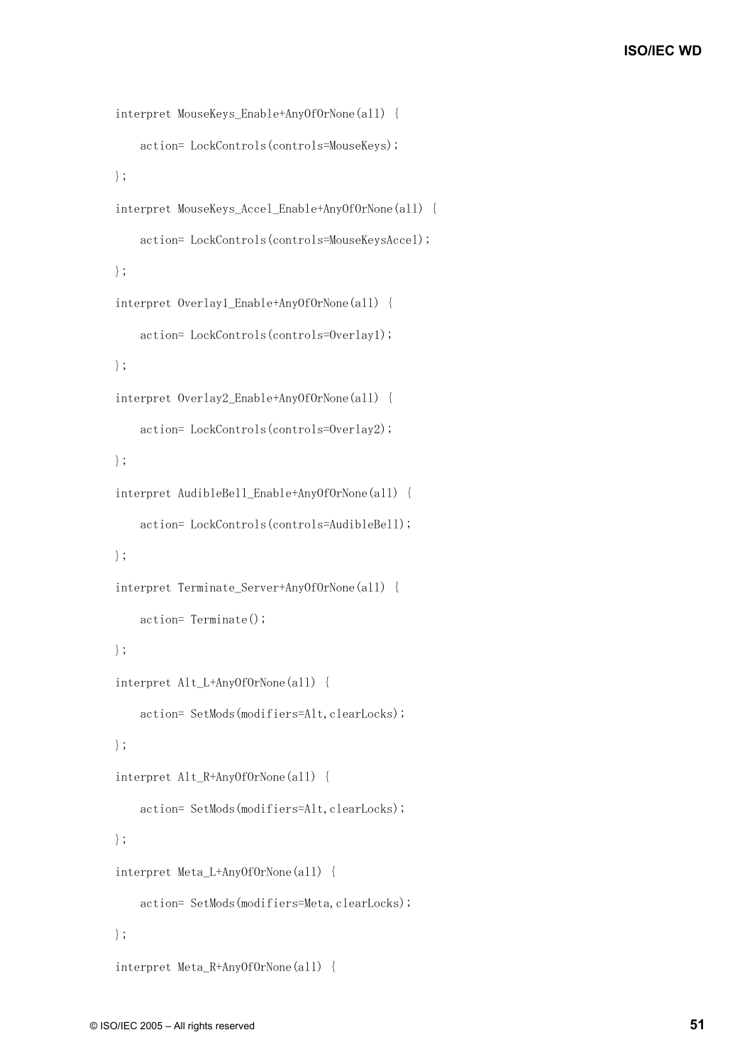```
interpret MouseKeys_Enable+AnyOfOrNone(all) {
    action= LockControls(controls=MouseKeys);
};
interpret MouseKeys_Accel_Enable+AnyOfOrNone(all) {
    action= LockControls(controls=MouseKeysAccel);
};
interpret Overlay1_Enable+AnyOfOrNone(all) {
    action= LockControls(controls=Overlay1);
};
interpret Overlay2_Enable+AnyOfOrNone(all) {
    action= LockControls(controls=Overlay2);
};
interpret AudibleBell_Enable+AnyOfOrNone(all) {
    action= LockControls(controls=AudibleBell);
};
interpret Terminate_Server+AnyOfOrNone(all) {
    action= Terminate();
};
interpret Alt_L+AnyOfOrNone(all) {
    action= SetMods(modifiers=Alt,clearLocks);
};
interpret Alt_R+AnyOfOrNone(all) {
    action= SetMods(modifiers=Alt,clearLocks);
};
interpret Meta_L+AnyOfOrNone(all) {
    action= SetMods(modifiers=Meta,clearLocks);
};
interpret Meta_R+AnyOfOrNone(all) {
```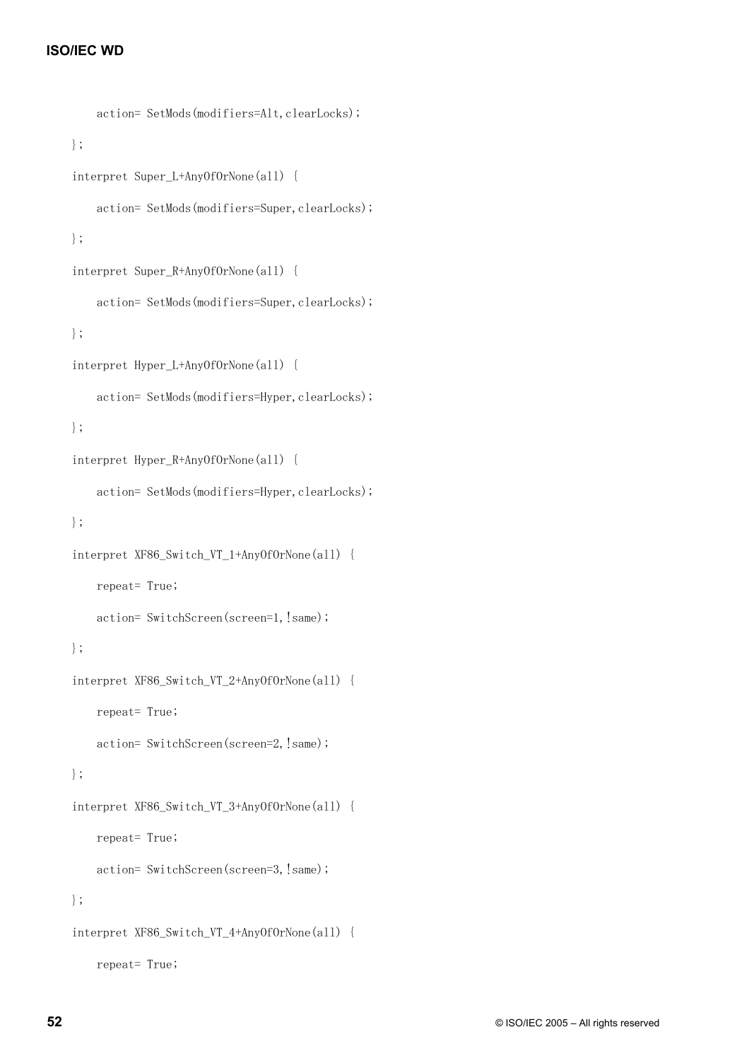```
        action= SetMods(modifiers=Alt,clearLocks);
    };
    interpret Super_L+AnyOfOrNone(all) {
        action= SetMods(modifiers=Super,clearLocks);
    };
    interpret Super_R+AnyOfOrNone(all) {
        action= SetMods(modifiers=Super,clearLocks);
    };
    interpret Hyper_L+AnyOfOrNone(all) {
        action= SetMods(modifiers=Hyper,clearLocks);
    };
    interpret Hyper_R+AnyOfOrNone(all) {
        action= SetMods(modifiers=Hyper,clearLocks);
    };
    interpret XF86_Switch_VT_1+AnyOfOrNone(all) {
        repeat= True;
        action= SwitchScreen(screen=1,!same);
    };
    interpret XF86_Switch_VT_2+AnyOfOrNone(all) {
        repeat= True;
        action= SwitchScreen(screen=2,!same);
    };
    interpret XF86_Switch_VT_3+AnyOfOrNone(all) {
        repeat= True;
        action= SwitchScreen(screen=3,!same);
    };
    interpret XF86_Switch_VT_4+AnyOfOrNone(all) {
        repeat= True;
```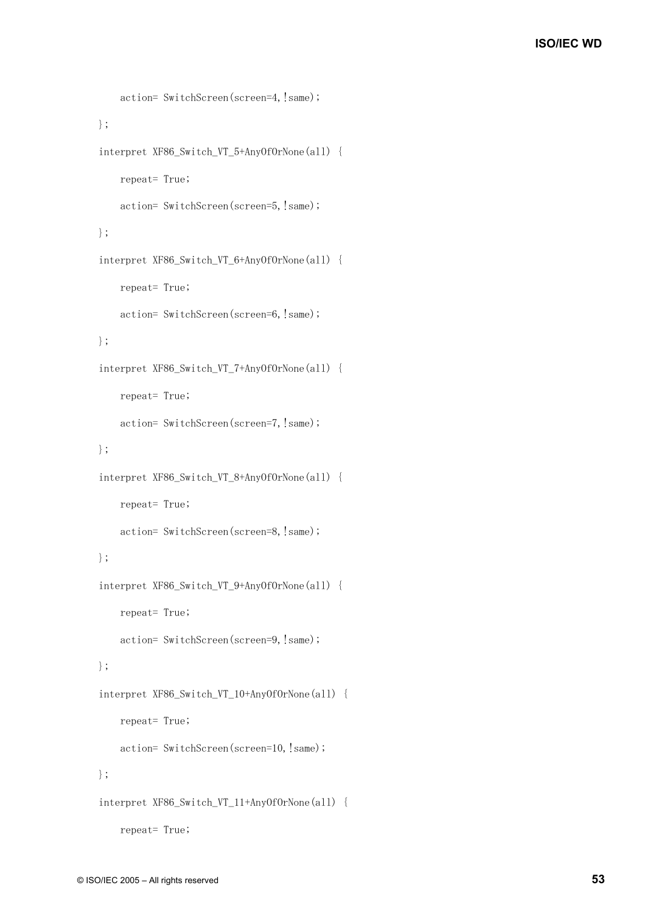```
    action= SwitchScreen(screen=4,!same);
};
interpret XF86_Switch_VT_5+AnyOfOrNone(all) {
    repeat= True;
    action= SwitchScreen(screen=5,!same);
};
interpret XF86_Switch_VT_6+AnyOfOrNone(all) {
    repeat= True;
    action= SwitchScreen(screen=6,!same);
};
interpret XF86_Switch_VT_7+AnyOfOrNone(all) {
    repeat= True;
    action= SwitchScreen(screen=7,!same);
};
interpret XF86_Switch_VT_8+AnyOfOrNone(all) {
    repeat= True;
    action= SwitchScreen(screen=8,!same);
};
interpret XF86_Switch_VT_9+AnyOfOrNone(all) {
    repeat= True;
    action= SwitchScreen(screen=9,!same);
};
interpret XF86_Switch_VT_10+AnyOfOrNone(all) {
    repeat= True;
    action= SwitchScreen(screen=10,!same);
};
interpret XF86_Switch_VT_11+AnyOfOrNone(all) {
    repeat= True;
```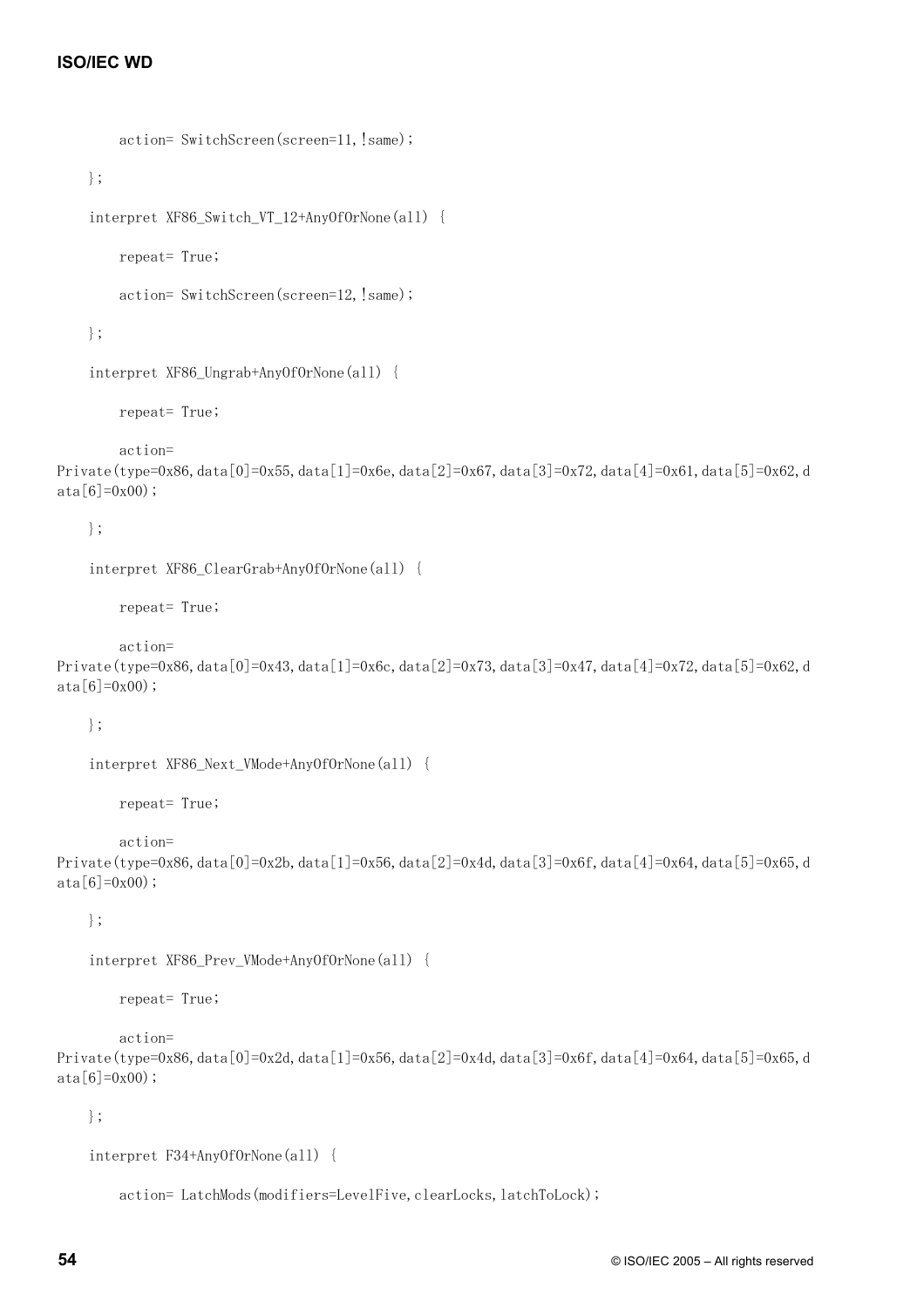```
        action= SwitchScreen(screen=11,!same);
    };
    interpret XF86_Switch_VT_12+AnyOfOrNone(all) {
        repeat= True;
        action= SwitchScreen(screen=12,!same);
    };
    interpret XF86_Ungrab+AnyOfOrNone(all) {
        repeat= True;
        action=
Private(type=0x86,data[0]=0x55,data[1]=0x6e,data[2]=0x67,data[3]=0x72,data[4]=0x61,data[5]=0x62,data[6]=0x00);
    };
    interpret XF86_ClearGrab+AnyOfOrNone(all) {
        repeat= True;
        action=
Private(type=0x86,data[0]=0x43,data[1]=0x6c,data[2]=0x73,data[3]=0x47,data[4]=0x72,data[5]=0x62,data[6]=0x00);
    };
    interpret XF86_Next_VMode+AnyOfOrNone(all) {
        repeat= True;
        action=
Private(type=0x86,data[0]=0x2b,data[1]=0x56,data[2]=0x4d,data[3]=0x6f,data[4]=0x64,data[5]=0x65,data[6]=0x00);
    };
    interpret XF86_Prev_VMode+AnyOfOrNone(all) {
        repeat= True;
        action=
Private(type=0x86,data[0]=0x2d,data[1]=0x56,data[2]=0x4d,data[3]=0x6f,data[4]=0x64,data[5]=0x65,data[6]=0x00);
    };
    interpret F34+AnyOfOrNone(all) {
        action= LatchMods(modifiers=LevelFive,clearLocks,latchToLock);
```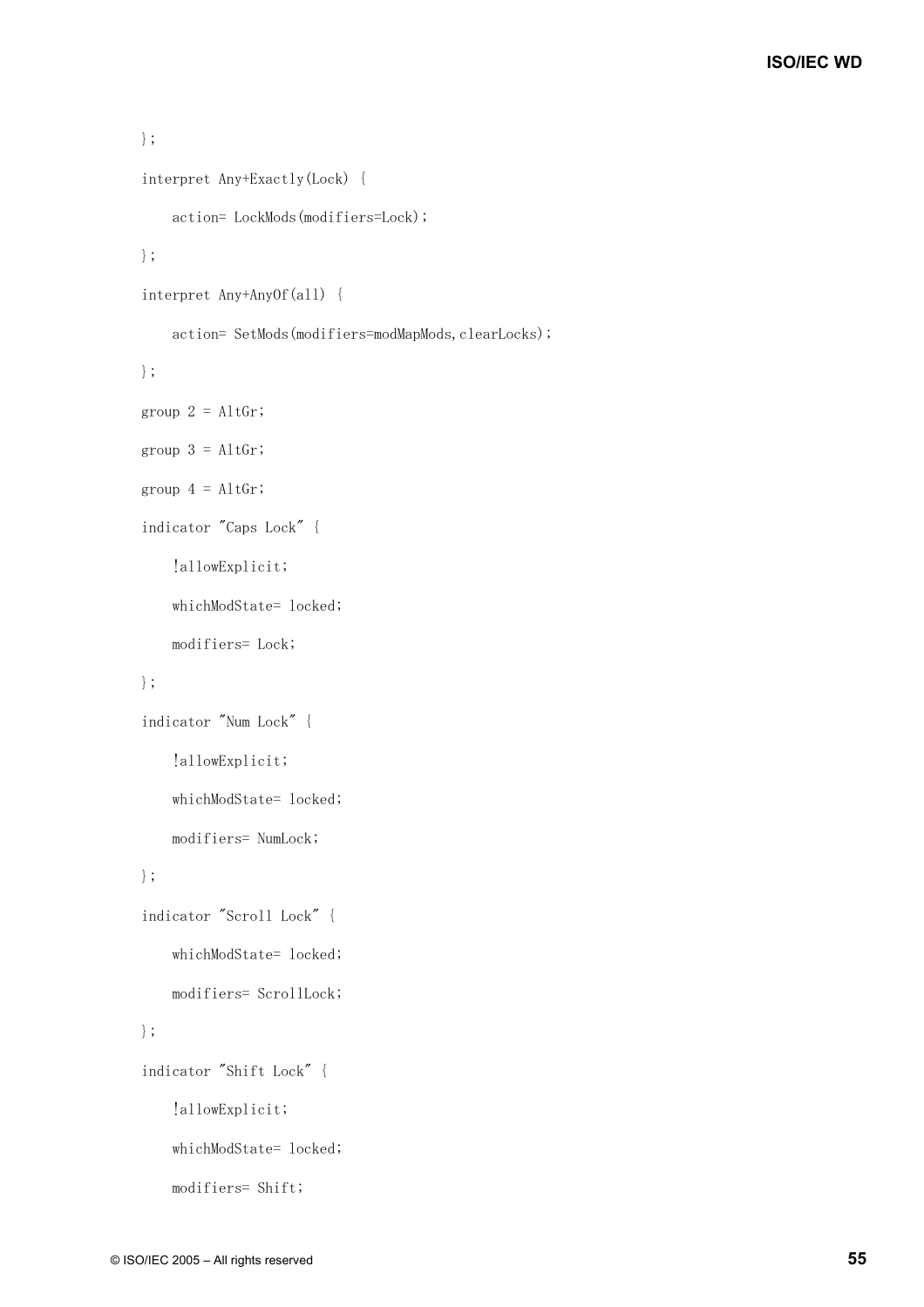```
};

interpret Any+Exactly(Lock) {

    action= LockMods(modifiers=Lock);

};

interpret Any+AnyOf(all) {

    action= SetMods(modifiers=modMapMods,clearLocks);

};

group 2 = AltGr;

group 3 = AltGr;

group 4 = AltGr;

indicator "Caps Lock" {

    !allowExplicit;

    whichModState= locked;

    modifiers= Lock;

};

indicator "Num Lock" {

    !allowExplicit;

    whichModState= locked;

    modifiers= NumLock;

};

indicator "Scroll Lock" {

    whichModState= locked;

    modifiers= ScrollLock;

};

indicator "Shift Lock" {

    !allowExplicit;

    whichModState= locked;

    modifiers= Shift;
```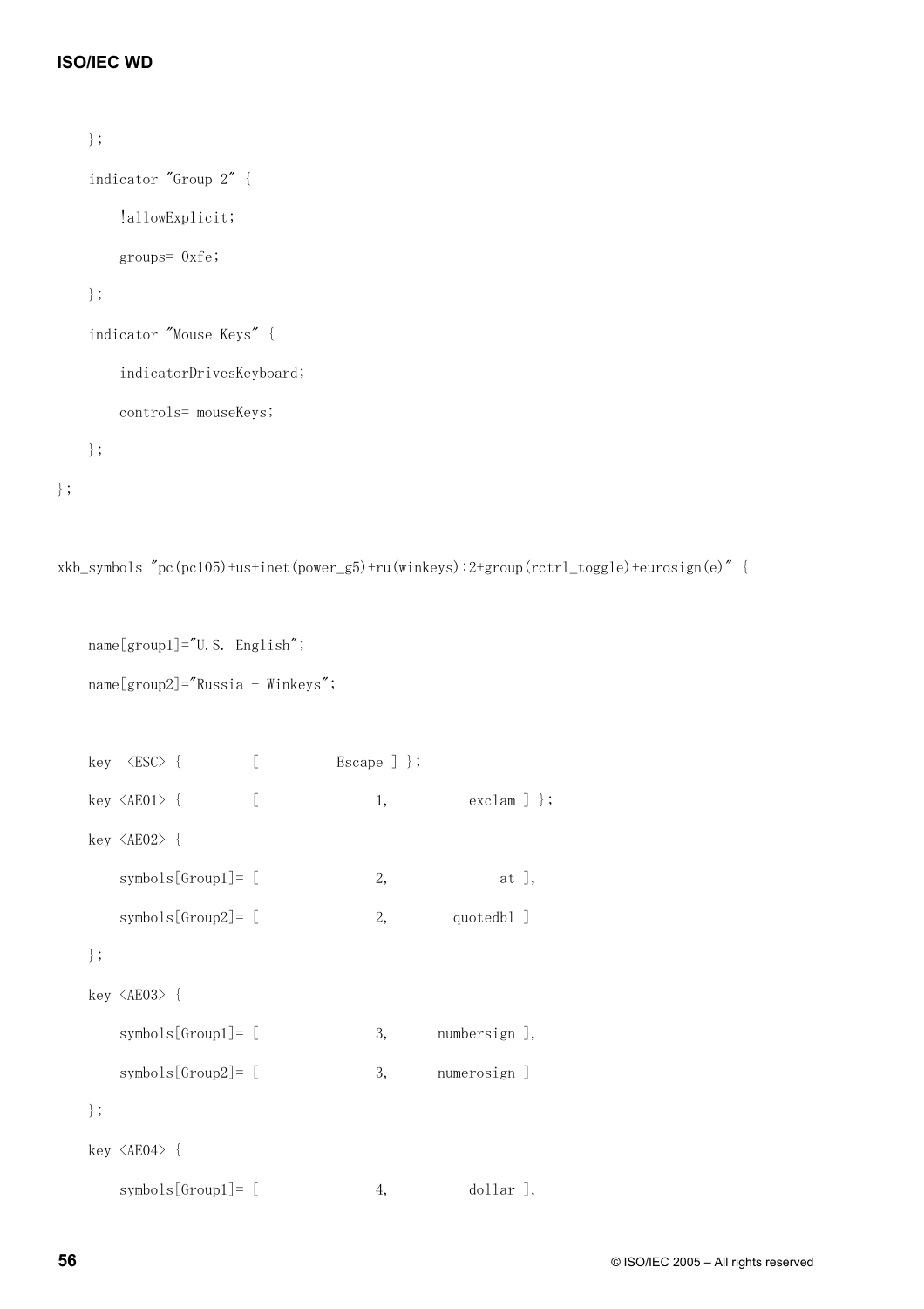```
    };
    indicator "Group 2" {
        !allowExplicit;
        groups= 0xfe;
    };
    indicator "Mouse Keys" {
        indicatorDrivesKeyboard;
        controls= mouseKeys;
    };
};

xkb_symbols "pc(pc105)+us+inet(power_g5)+ru(winkeys):2+group(rctrl_toggle)+eurosign(e)" {

    name[group1]="U.S. English";
    name[group2]="Russia - Winkeys";

    key  <ESC> {         [          Escape ] };
    key <AE01> {         [               1,          exclam ] };
    key <AE02> {
        symbols[Group1]= [               2,              at ],
        symbols[Group2]= [               2,        quotedbl ]
    };
    key <AE03> {
        symbols[Group1]= [               3,      numbersign ],
        symbols[Group2]= [               3,      numerosign ]
    };
    key <AE04> {
        symbols[Group1]= [               4,          dollar ],
```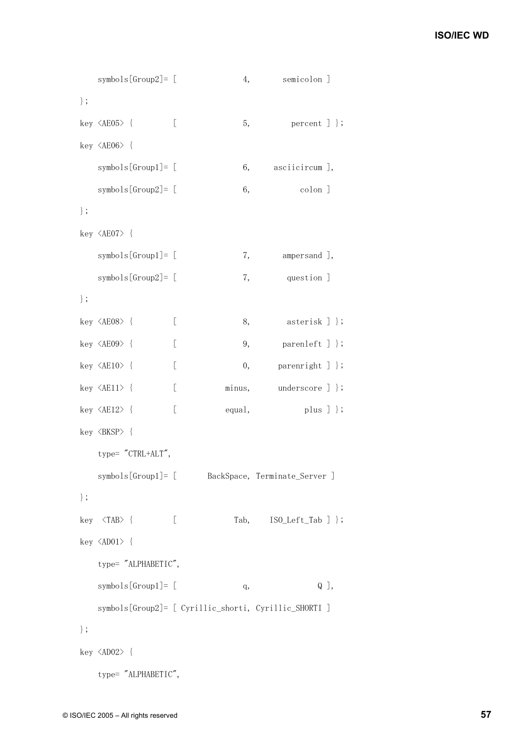```
    symbols[Group2]= [               4,       semicolon ]
};
key <AE05> {        [               5,         percent ] };
key <AE06> {
    symbols[Group1]= [               6,     asciicircum ],
    symbols[Group2]= [               6,           colon ]
};
key <AE07> {
    symbols[Group1]= [               7,       ampersand ],
    symbols[Group2]= [               7,        question ]
};
key <AE08> {        [               8,        asterisk ] };
key <AE09> {        [               9,       parenleft ] };
key <AE10> {        [               0,      parenright ] };
key <AE11> {        [           minus,      underscore ] };
key <AE12> {        [           equal,            plus ] };
key <BKSP> {
    type= "CTRL+ALT",
    symbols[Group1]= [       BackSpace, Terminate_Server ]
};
key  <TAB> {        [             Tab,    ISO_Left_Tab ] };
key <AD01> {
    type= "ALPHABETIC",
    symbols[Group1]= [               q,               Q ],
    symbols[Group2]= [ Cyrillic_shorti, Cyrillic_SHORTI ]
};
key <AD02> {
    type= "ALPHABETIC",
```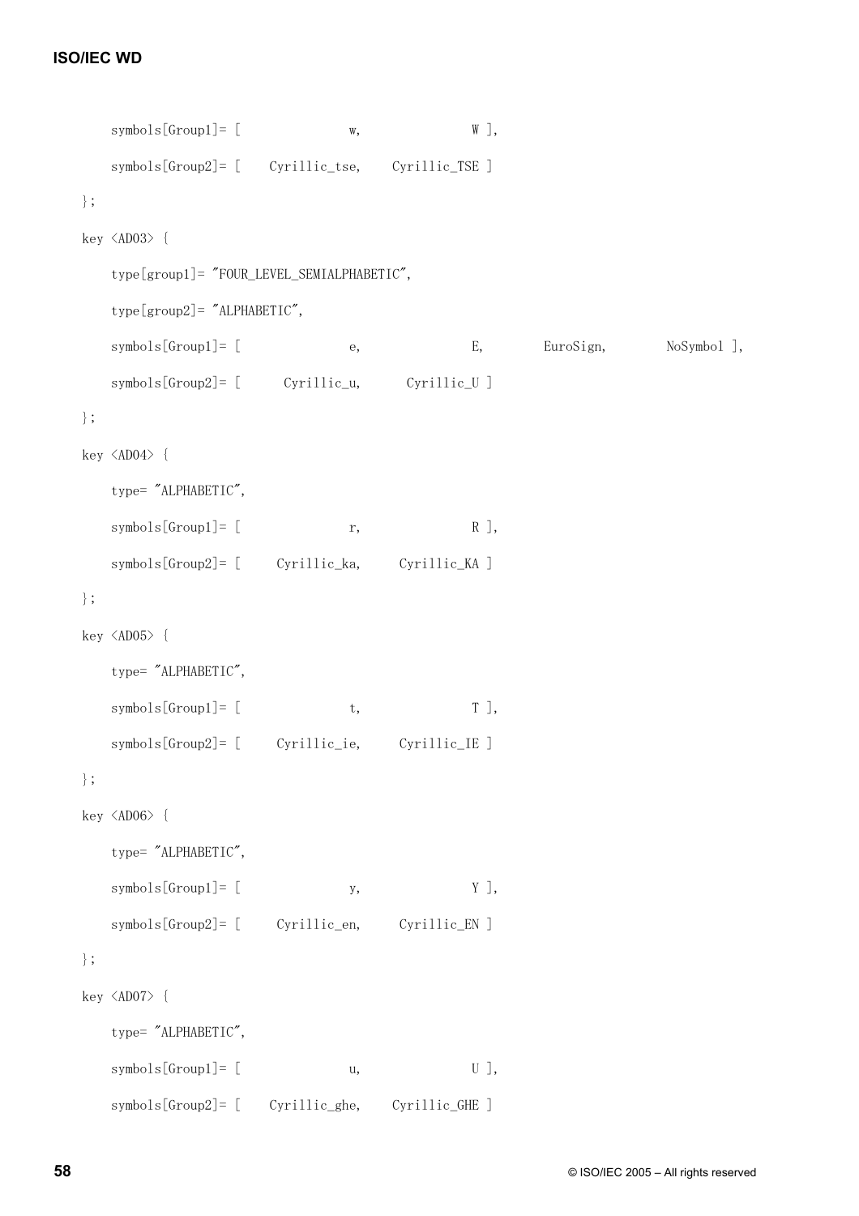```
    symbols[Group1]= [              w,              W ],
    symbols[Group2]= [   Cyrillic_tse,   Cyrillic_TSE ]
};
key <AD03> {
    type[group1]= "FOUR_LEVEL_SEMIALPHABETIC",
    type[group2]= "ALPHABETIC",
    symbols[Group1]= [              e,              E,       EuroSign,       NoSymbol ],
    symbols[Group2]= [     Cyrillic_u,     Cyrillic_U ]
};
key <AD04> {
    type= "ALPHABETIC",
    symbols[Group1]= [              r,              R ],
    symbols[Group2]= [    Cyrillic_ka,    Cyrillic_KA ]
};
key <AD05> {
    type= "ALPHABETIC",
    symbols[Group1]= [              t,              T ],
    symbols[Group2]= [    Cyrillic_ie,    Cyrillic_IE ]
};
key <AD06> {
    type= "ALPHABETIC",
    symbols[Group1]= [              y,              Y ],
    symbols[Group2]= [    Cyrillic_en,    Cyrillic_EN ]
};
key <AD07> {
    type= "ALPHABETIC",
    symbols[Group1]= [              u,              U ],
    symbols[Group2]= [   Cyrillic_ghe,   Cyrillic_GHE ]
```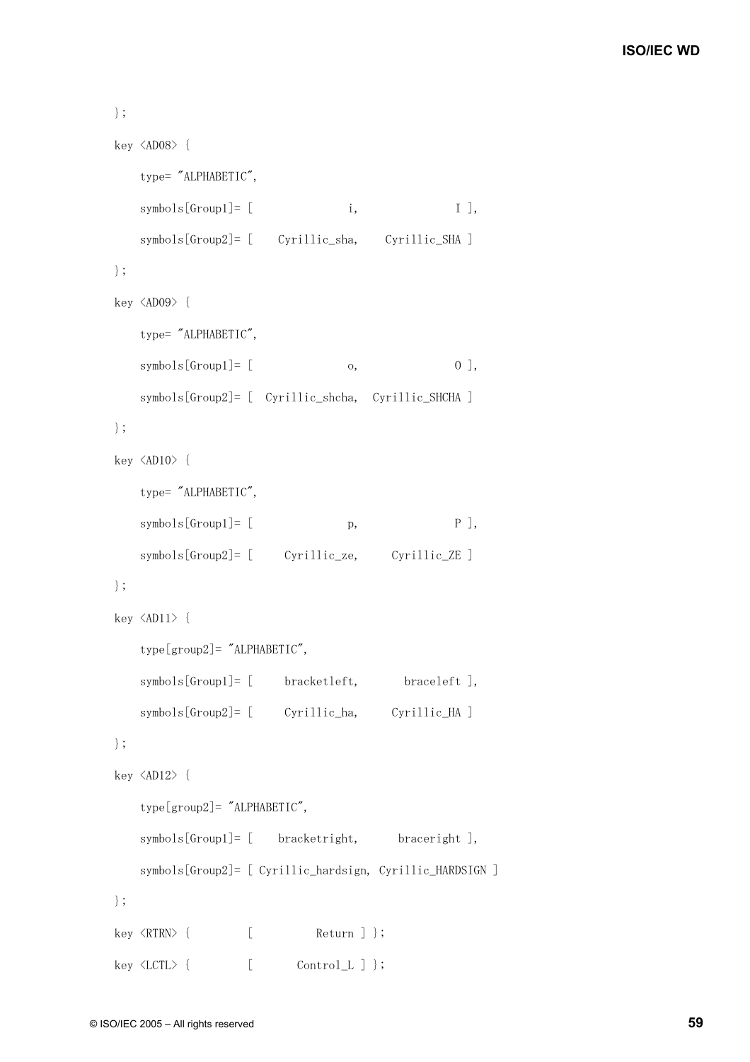```
};

key <AD08> {

    type= "ALPHABETIC",

    symbols[Group1]= [               i,               I ],

    symbols[Group2]= [    Cyrillic_sha,    Cyrillic_SHA ]

};

key <AD09> {

    type= "ALPHABETIC",

    symbols[Group1]= [               o,               O ],

    symbols[Group2]= [  Cyrillic_shcha,  Cyrillic_SHCHA ]

};

key <AD10> {

    type= "ALPHABETIC",

    symbols[Group1]= [               p,               P ],

    symbols[Group2]= [     Cyrillic_ze,     Cyrillic_ZE ]

};

key <AD11> {

    type[group2]= "ALPHABETIC",

    symbols[Group1]= [     bracketleft,       braceleft ],

    symbols[Group2]= [     Cyrillic_ha,     Cyrillic_HA ]

};

key <AD12> {

    type[group2]= "ALPHABETIC",

    symbols[Group1]= [    bracketright,      braceright ],

    symbols[Group2]= [ Cyrillic_hardsign, Cyrillic_HARDSIGN ]

};

key <RTRN> {         [          Return ] };

key <LCTL> {         [       Control_L ] };
```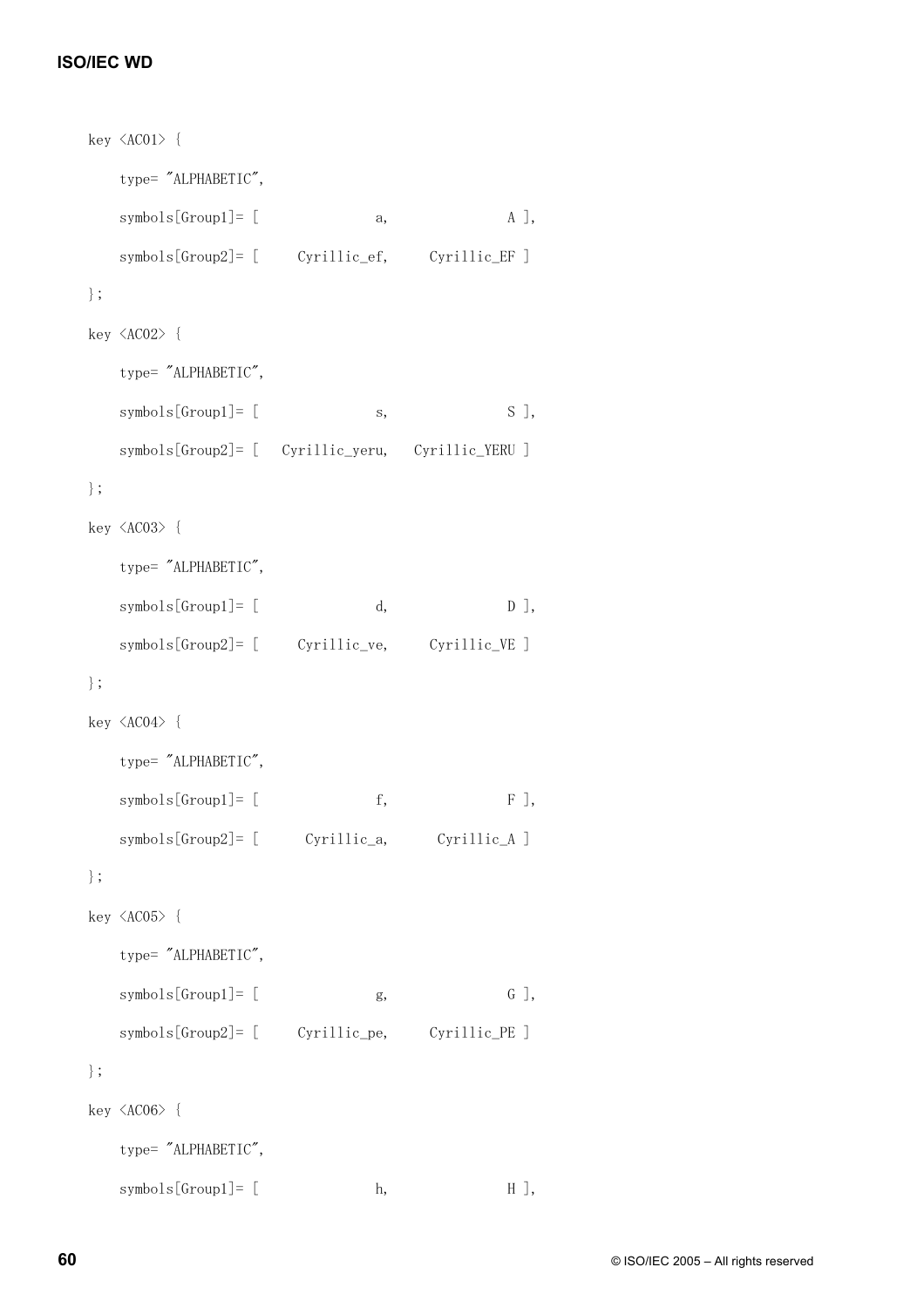```
key <AC01> {
    type= "ALPHABETIC",
    symbols[Group1]= [           a,           A ],
    symbols[Group2]= [   Cyrillic_ef,   Cyrillic_EF ]
};
key <AC02> {
    type= "ALPHABETIC",
    symbols[Group1]= [           s,           S ],
    symbols[Group2]= [  Cyrillic_yeru,  Cyrillic_YERU ]
};
key <AC03> {
    type= "ALPHABETIC",
    symbols[Group1]= [           d,           D ],
    symbols[Group2]= [   Cyrillic_ve,   Cyrillic_VE ]
};
key <AC04> {
    type= "ALPHABETIC",
    symbols[Group1]= [           f,           F ],
    symbols[Group2]= [    Cyrillic_a,    Cyrillic_A ]
};
key <AC05> {
    type= "ALPHABETIC",
    symbols[Group1]= [           g,           G ],
    symbols[Group2]= [   Cyrillic_pe,   Cyrillic_PE ]
};
key <AC06> {
    type= "ALPHABETIC",
    symbols[Group1]= [           h,           H ],
```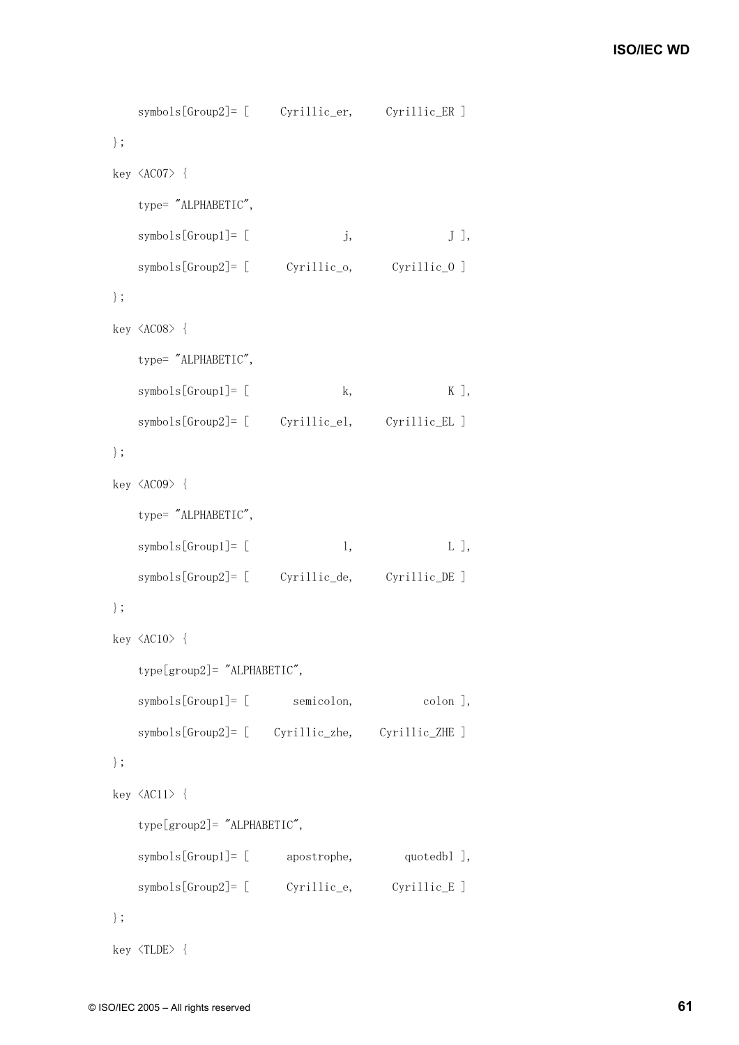```
    symbols[Group2]= [     Cyrillic_er,     Cyrillic_ER ]
};
key <AC07> {
    type= "ALPHABETIC",
    symbols[Group1]= [               j,               J ],
    symbols[Group2]= [      Cyrillic_o,      Cyrillic_O ]
};
key <AC08> {
    type= "ALPHABETIC",
    symbols[Group1]= [               k,               K ],
    symbols[Group2]= [     Cyrillic_el,     Cyrillic_EL ]
};
key <AC09> {
    type= "ALPHABETIC",
    symbols[Group1]= [               l,               L ],
    symbols[Group2]= [     Cyrillic_de,     Cyrillic_DE ]
};
key <AC10> {
    type[group2]= "ALPHABETIC",
    symbols[Group1]= [       semicolon,           colon ],
    symbols[Group2]= [    Cyrillic_zhe,    Cyrillic_ZHE ]
};
key <AC11> {
    type[group2]= "ALPHABETIC",
    symbols[Group1]= [      apostrophe,        quotedbl ],
    symbols[Group2]= [      Cyrillic_e,      Cyrillic_E ]
};
key <TLDE> {
```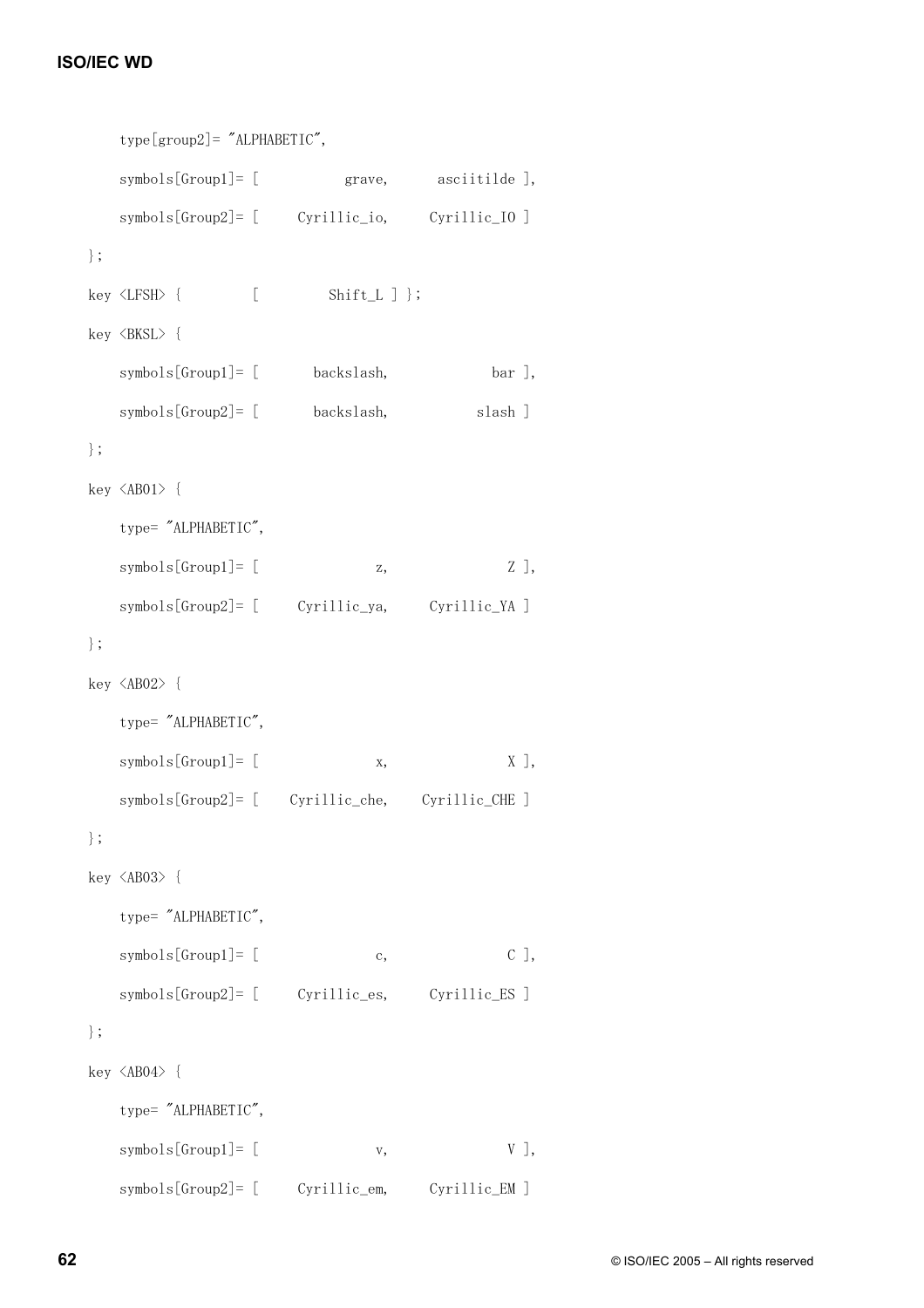```
        type[group2]= "ALPHABETIC",
        symbols[Group1]= [           grave,      asciitilde ],
        symbols[Group2]= [     Cyrillic_io,     Cyrillic_IO ]
    };
    key <LFSH> {         [         Shift_L ] };
    key <BKSL> {
        symbols[Group1]= [       backslash,             bar ],
        symbols[Group2]= [       backslash,           slash ]
    };
    key <AB01> {
        type= "ALPHABETIC",
        symbols[Group1]= [               z,               Z ],
        symbols[Group2]= [     Cyrillic_ya,     Cyrillic_YA ]
    };
    key <AB02> {
        type= "ALPHABETIC",
        symbols[Group1]= [               x,               X ],
        symbols[Group2]= [    Cyrillic_che,    Cyrillic_CHE ]
    };
    key <AB03> {
        type= "ALPHABETIC",
        symbols[Group1]= [               c,               C ],
        symbols[Group2]= [     Cyrillic_es,     Cyrillic_ES ]
    };
    key <AB04> {
        type= "ALPHABETIC",
        symbols[Group1]= [               v,               V ],
        symbols[Group2]= [     Cyrillic_em,     Cyrillic_EM ]
```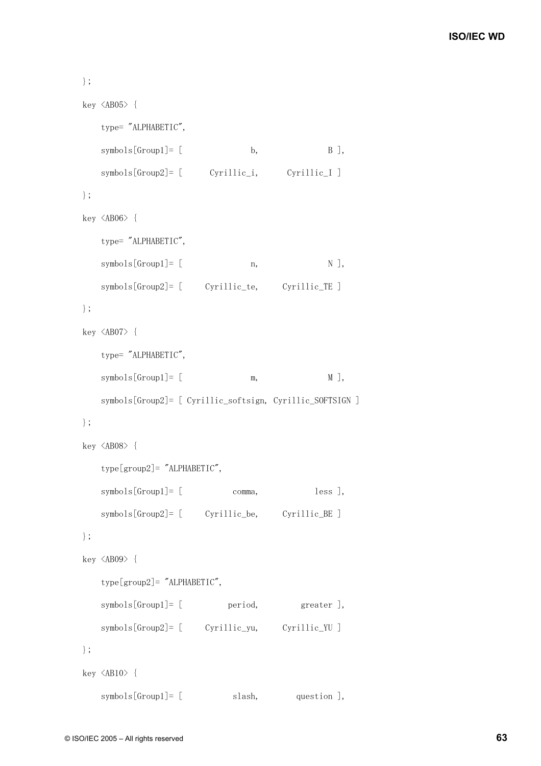```
};

key <AB05> {
    type= "ALPHABETIC",
    symbols[Group1]= [               b,               B ],
    symbols[Group2]= [      Cyrillic_i,      Cyrillic_I ]
};

key <AB06> {
    type= "ALPHABETIC",
    symbols[Group1]= [               n,               N ],
    symbols[Group2]= [     Cyrillic_te,     Cyrillic_TE ]
};

key <AB07> {
    type= "ALPHABETIC",
    symbols[Group1]= [               m,               M ],
    symbols[Group2]= [ Cyrillic_softsign, Cyrillic_SOFTSIGN ]
};

key <AB08> {
    type[group2]= "ALPHABETIC",
    symbols[Group1]= [           comma,            less ],
    symbols[Group2]= [     Cyrillic_be,     Cyrillic_BE ]
};

key <AB09> {
    type[group2]= "ALPHABETIC",
    symbols[Group1]= [          period,         greater ],
    symbols[Group2]= [     Cyrillic_yu,     Cyrillic_YU ]
};

key <AB10> {
    symbols[Group1]= [           slash,        question ],
```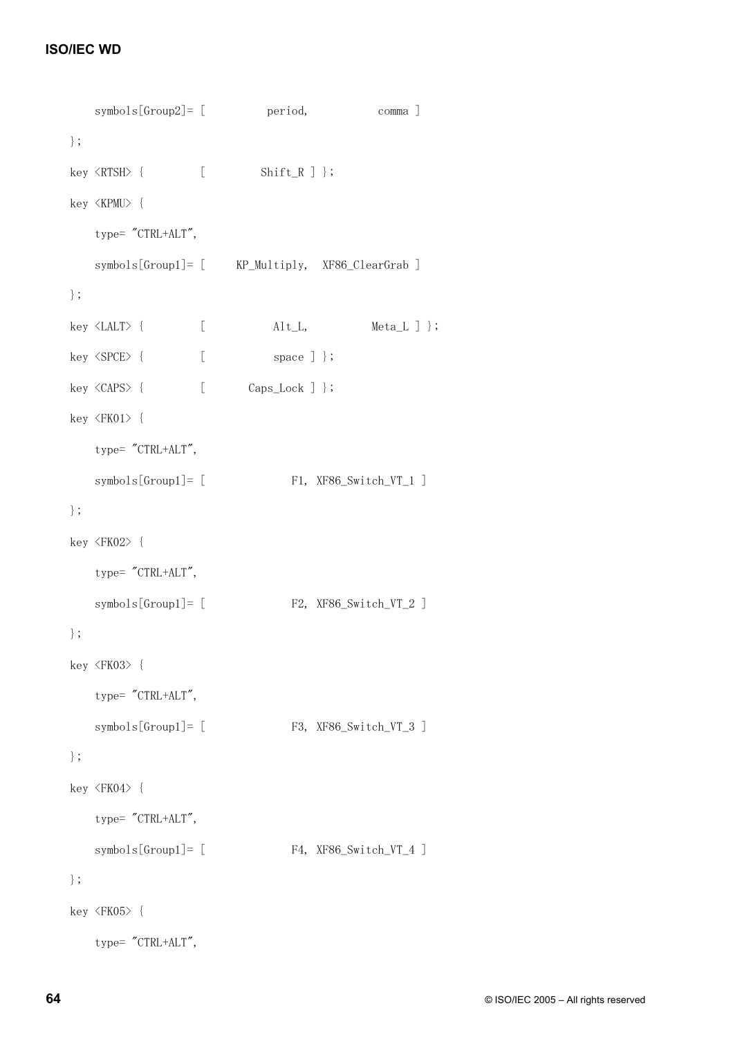```
    symbols[Group2]= [          period,           comma ]
};
key <RTSH> {         [         Shift_R ] };
key <KPMU> {
    type= "CTRL+ALT",
    symbols[Group1]= [     KP_Multiply,  XF86_ClearGrab ]
};
key <LALT> {         [           Alt_L,          Meta_L ] };
key <SPCE> {         [           space ] };
key <CAPS> {         [       Caps_Lock ] };
key <FK01> {
    type= "CTRL+ALT",
    symbols[Group1]= [              F1, XF86_Switch_VT_1 ]
};
key <FK02> {
    type= "CTRL+ALT",
    symbols[Group1]= [              F2, XF86_Switch_VT_2 ]
};
key <FK03> {
    type= "CTRL+ALT",
    symbols[Group1]= [              F3, XF86_Switch_VT_3 ]
};
key <FK04> {
    type= "CTRL+ALT",
    symbols[Group1]= [              F4, XF86_Switch_VT_4 ]
};
key <FK05> {
    type= "CTRL+ALT",
```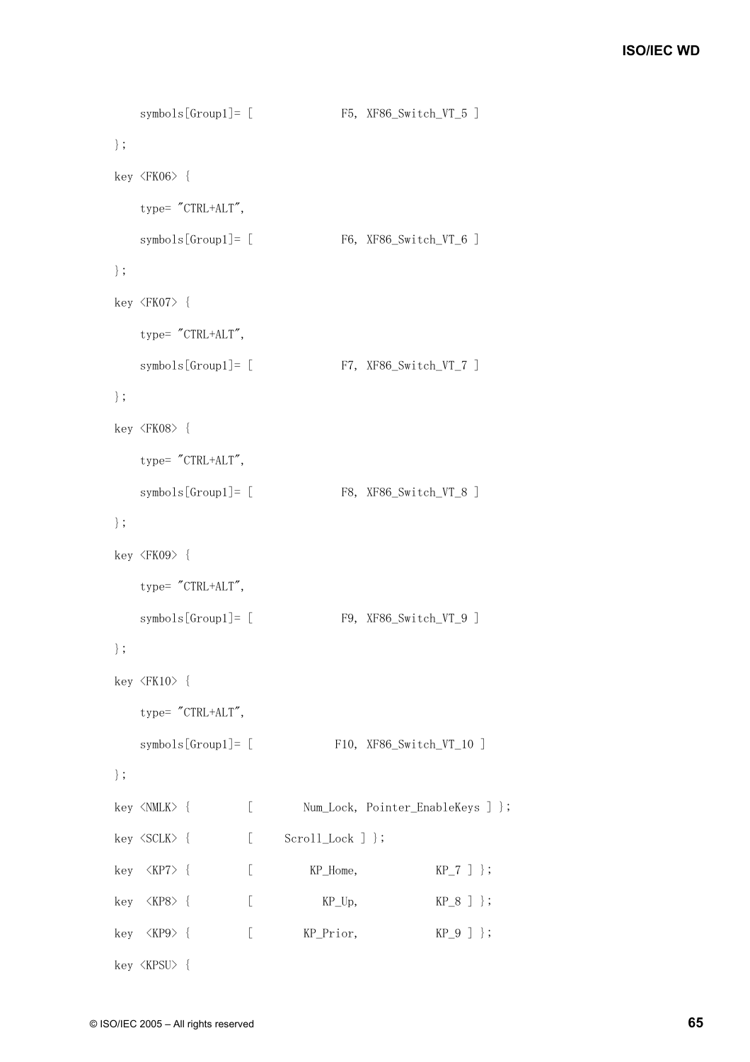```
    symbols[Group1]= [              F5, XF86_Switch_VT_5 ]
};
key <FK06> {
    type= "CTRL+ALT",
    symbols[Group1]= [              F6, XF86_Switch_VT_6 ]
};
key <FK07> {
    type= "CTRL+ALT",
    symbols[Group1]= [              F7, XF86_Switch_VT_7 ]
};
key <FK08> {
    type= "CTRL+ALT",
    symbols[Group1]= [              F8, XF86_Switch_VT_8 ]
};
key <FK09> {
    type= "CTRL+ALT",
    symbols[Group1]= [              F9, XF86_Switch_VT_9 ]
};
key <FK10> {
    type= "CTRL+ALT",
    symbols[Group1]= [             F10, XF86_Switch_VT_10 ]
};
key <NMLK> {         [        Num_Lock, Pointer_EnableKeys ] };
key <SCLK> {         [     Scroll_Lock ] };
key  <KP7> {         [         KP_Home,            KP_7 ] };
key  <KP8> {         [           KP_Up,            KP_8 ] };
key  <KP9> {         [        KP_Prior,            KP_9 ] };
key <KPSU> {
```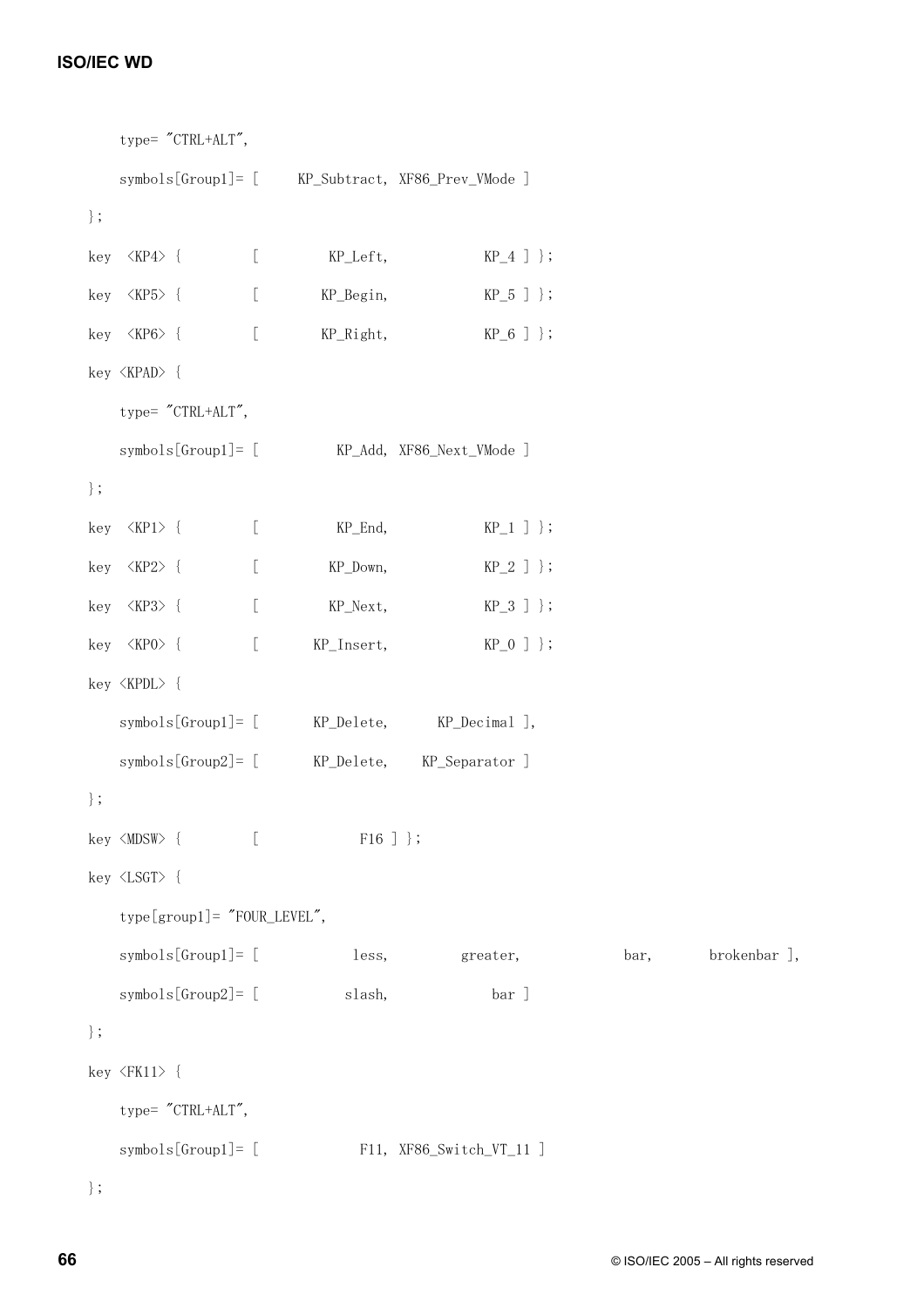```
    type= "CTRL+ALT",
    symbols[Group1]= [     KP_Subtract, XF86_Prev_VMode ]
};
key  <KP4> {        [         KP_Left,            KP_4 ] };
key  <KP5> {        [        KP_Begin,            KP_5 ] };
key  <KP6> {        [        KP_Right,            KP_6 ] };
key <KPAD> {
    type= "CTRL+ALT",
    symbols[Group1]= [          KP_Add, XF86_Next_VMode ]
};
key  <KP1> {        [          KP_End,            KP_1 ] };
key  <KP2> {        [         KP_Down,            KP_2 ] };
key  <KP3> {        [         KP_Next,            KP_3 ] };
key  <KP0> {        [       KP_Insert,            KP_0 ] };
key <KPDL> {
    symbols[Group1]= [       KP_Delete,      KP_Decimal ],
    symbols[Group2]= [       KP_Delete,    KP_Separator ]
};
key <MDSW> {        [             F16 ] };
key <LSGT> {
    type[group1]= "FOUR_LEVEL",
    symbols[Group1]= [            less,         greater,             bar,       brokenbar ],
    symbols[Group2]= [           slash,             bar ]
};
key <FK11> {
    type= "CTRL+ALT",
    symbols[Group1]= [             F11, XF86_Switch_VT_11 ]
};
```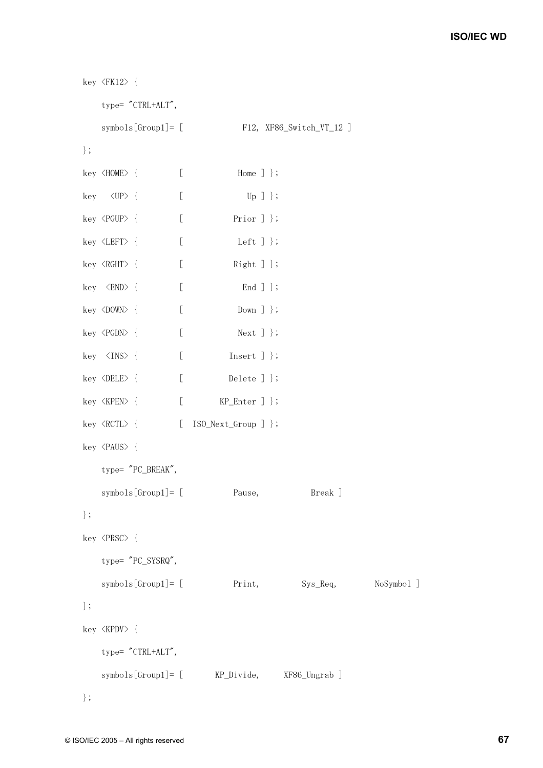```
key <FK12> {
    type= "CTRL+ALT",
    symbols[Group1]= [             F12, XF86_Switch_VT_12 ]
};
key <HOME> {         [            Home ] };
key   <UP> {         [              Up ] };
key <PGUP> {         [           Prior ] };
key <LEFT> {         [            Left ] };
key <RGHT> {         [           Right ] };
key  <END> {         [             End ] };
key <DOWN> {         [            Down ] };
key <PGDN> {         [            Next ] };
key  <INS> {         [          Insert ] };
key <DELE> {         [          Delete ] };
key <KPEN> {         [        KP_Enter ] };
key <RCTL> {         [  ISO_Next_Group ] };
key <PAUS> {
    type= "PC_BREAK",
    symbols[Group1]= [           Pause,           Break ]
};
key <PRSC> {
    type= "PC_SYSRQ",
    symbols[Group1]= [           Print,         Sys_Req,        NoSymbol ]
};
key <KPDV> {
    type= "CTRL+ALT",
    symbols[Group1]= [       KP_Divide,     XF86_Ungrab ]
};
```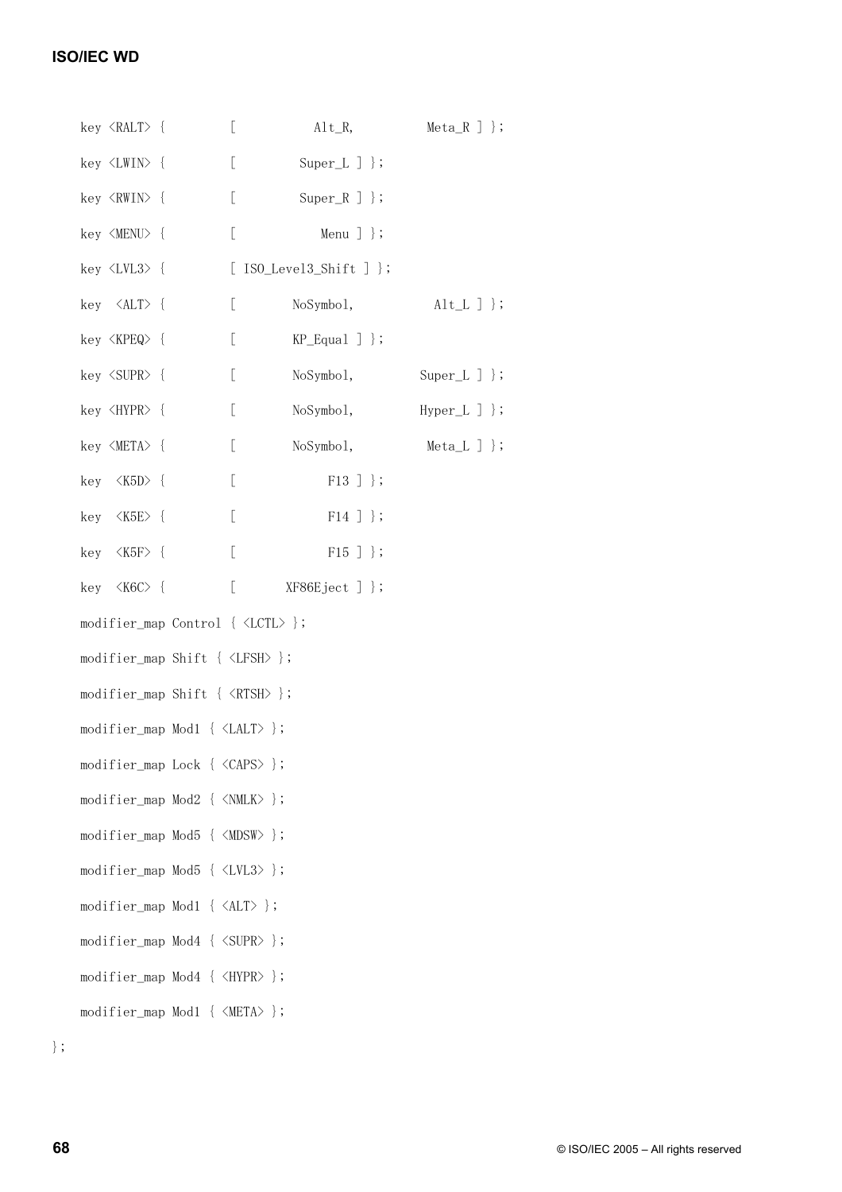```
    key <RALT> {        [         Alt_R,          Meta_R ] };
    key <LWIN> {        [        Super_L ] };
    key <RWIN> {        [        Super_R ] };
    key <MENU> {        [           Menu ] };
    key <LVL3> {        [ ISO_Level3_Shift ] };
    key  <ALT> {        [       NoSymbol,           Alt_L ] };
    key <KPEQ> {        [       KP_Equal ] };
    key <SUPR> {        [       NoSymbol,         Super_L ] };
    key <HYPR> {        [       NoSymbol,         Hyper_L ] };
    key <META> {        [       NoSymbol,          Meta_L ] };
    key  <K5D> {        [            F13 ] };
    key  <K5E> {        [            F14 ] };
    key  <K5F> {        [            F15 ] };
    key  <K6C> {        [      XF86Eject ] };
    modifier_map Control { <LCTL> };
    modifier_map Shift { <LFSH> };
    modifier_map Shift { <RTSH> };
    modifier_map Mod1 { <LALT> };
    modifier_map Lock { <CAPS> };
    modifier_map Mod2 { <NMLK> };
    modifier_map Mod5 { <MDSW> };
    modifier_map Mod5 { <LVL3> };
    modifier_map Mod1 { <ALT> };
    modifier_map Mod4 { <SUPR> };
    modifier_map Mod4 { <HYPR> };
    modifier_map Mod1 { <META> };
};
```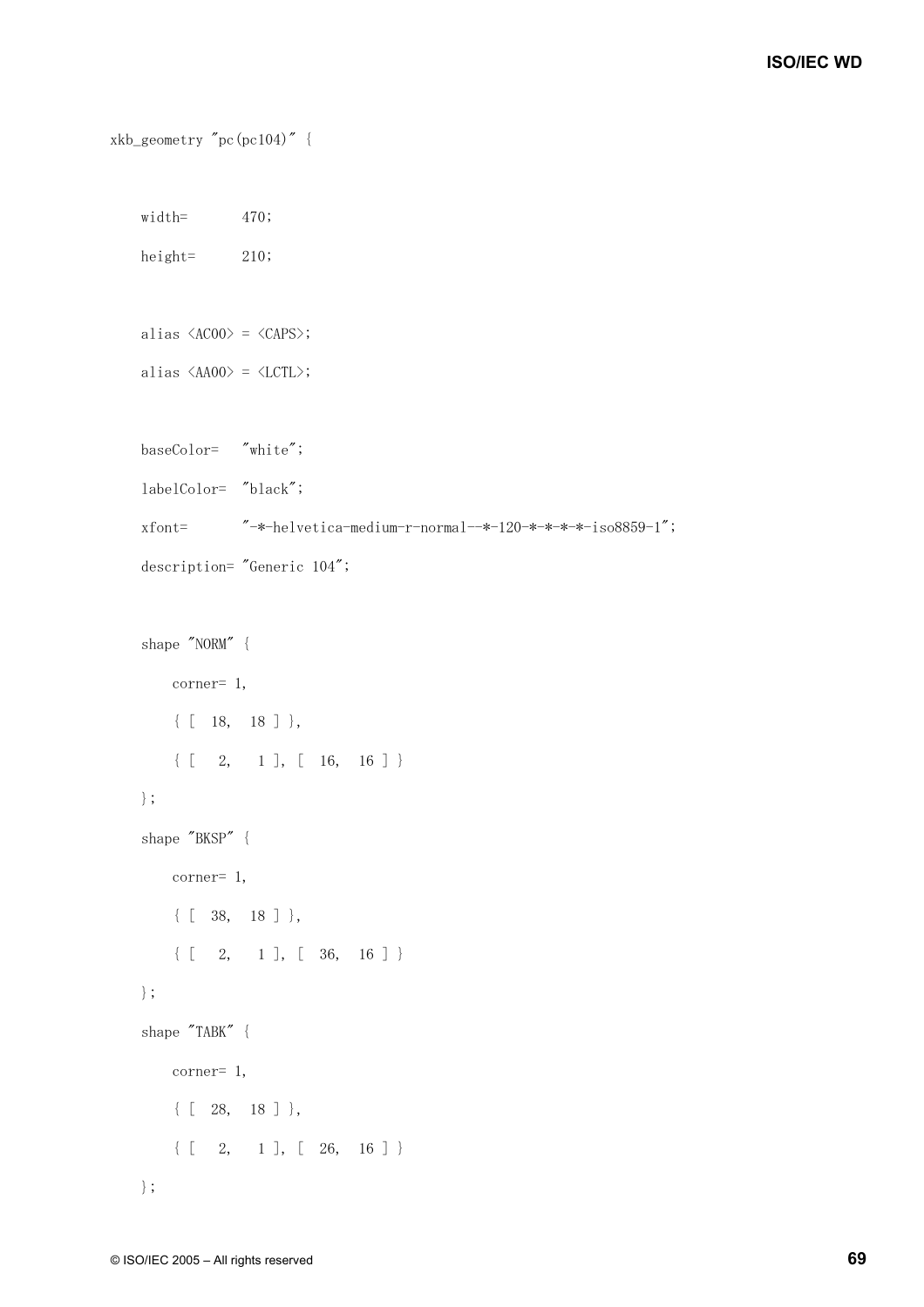```
xkb_geometry "pc(pc104)" {

    width=       470;
    height=      210;

    alias <AC00> = <CAPS>;
    alias <AA00> = <LCTL>;

    baseColor=   "white";
    labelColor=  "black";
    xfont=       "-*-helvetica-medium-r-normal--*-120-*-*-*-*-iso8859-1";
    description= "Generic 104";

    shape "NORM" {
        corner= 1,
        { [  18,  18 ] },
        { [   2,   1 ], [  16,  16 ] }
    };
    shape "BKSP" {
        corner= 1,
        { [  38,  18 ] },
        { [   2,   1 ], [  36,  16 ] }
    };
    shape "TABK" {
        corner= 1,
        { [  28,  18 ] },
        { [   2,   1 ], [  26,  16 ] }
    };
```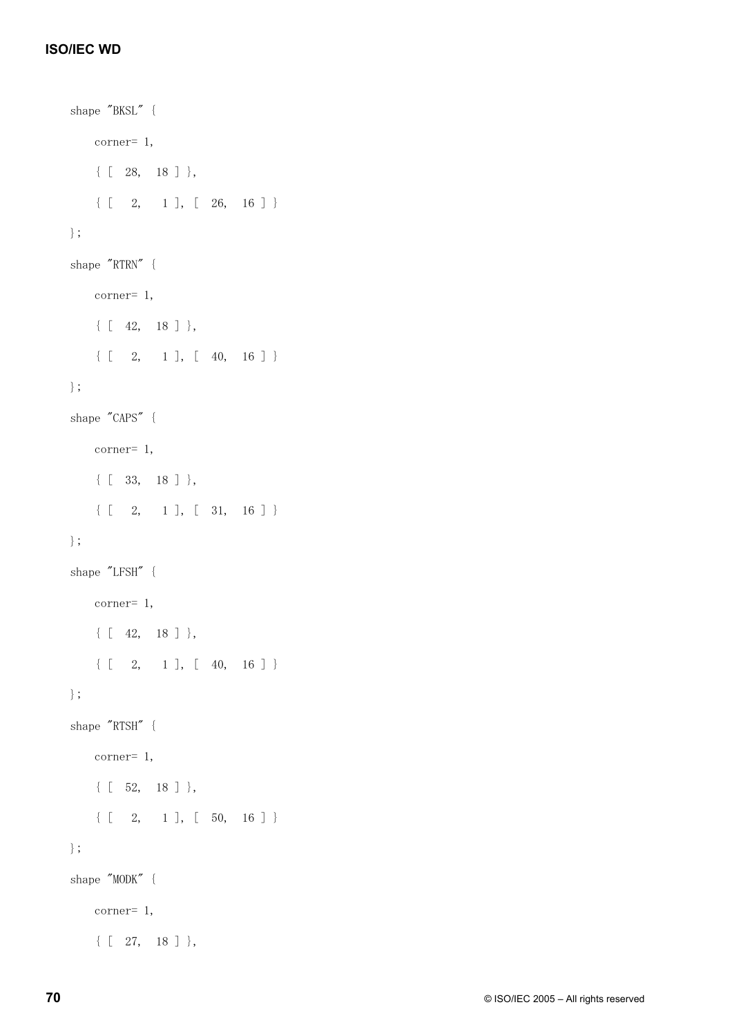```
shape "BKSL" {
    corner= 1,
    { [  28,  18 ] },
    { [   2,   1 ], [  26,  16 ] }
};
shape "RTRN" {
    corner= 1,
    { [  42,  18 ] },
    { [   2,   1 ], [  40,  16 ] }
};
shape "CAPS" {
    corner= 1,
    { [  33,  18 ] },
    { [   2,   1 ], [  31,  16 ] }
};
shape "LFSH" {
    corner= 1,
    { [  42,  18 ] },
    { [   2,   1 ], [  40,  16 ] }
};
shape "RTSH" {
    corner= 1,
    { [  52,  18 ] },
    { [   2,   1 ], [  50,  16 ] }
};
shape "MODK" {
    corner= 1,
    { [  27,  18 ] },
```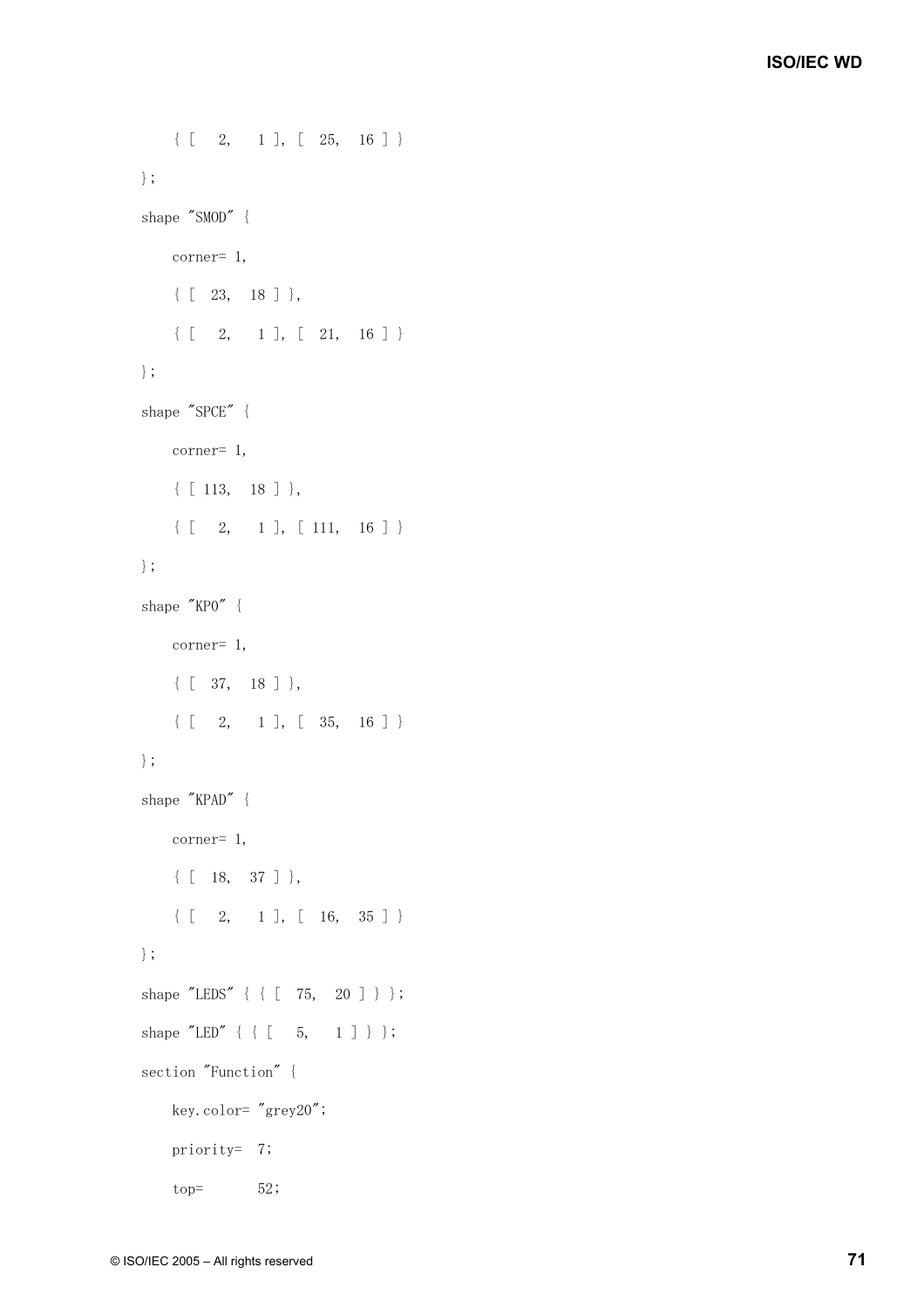```
    { [   2,   1 ], [  25,  16 ] }
};
shape "SMOD" {
    corner= 1,
    { [  23,  18 ] },
    { [   2,   1 ], [  21,  16 ] }
};
shape "SPCE" {
    corner= 1,
    { [ 113,  18 ] },
    { [   2,   1 ], [ 111,  16 ] }
};
shape "KP0" {
    corner= 1,
    { [  37,  18 ] },
    { [   2,   1 ], [  35,  16 ] }
};
shape "KPAD" {
    corner= 1,
    { [  18,  37 ] },
    { [   2,   1 ], [  16,  35 ] }
};
shape "LEDS" { { [  75,  20 ] } };
shape "LED" { { [   5,   1 ] } };
section "Function" {
    key.color= "grey20";
    priority=  7;
    top=       52;
```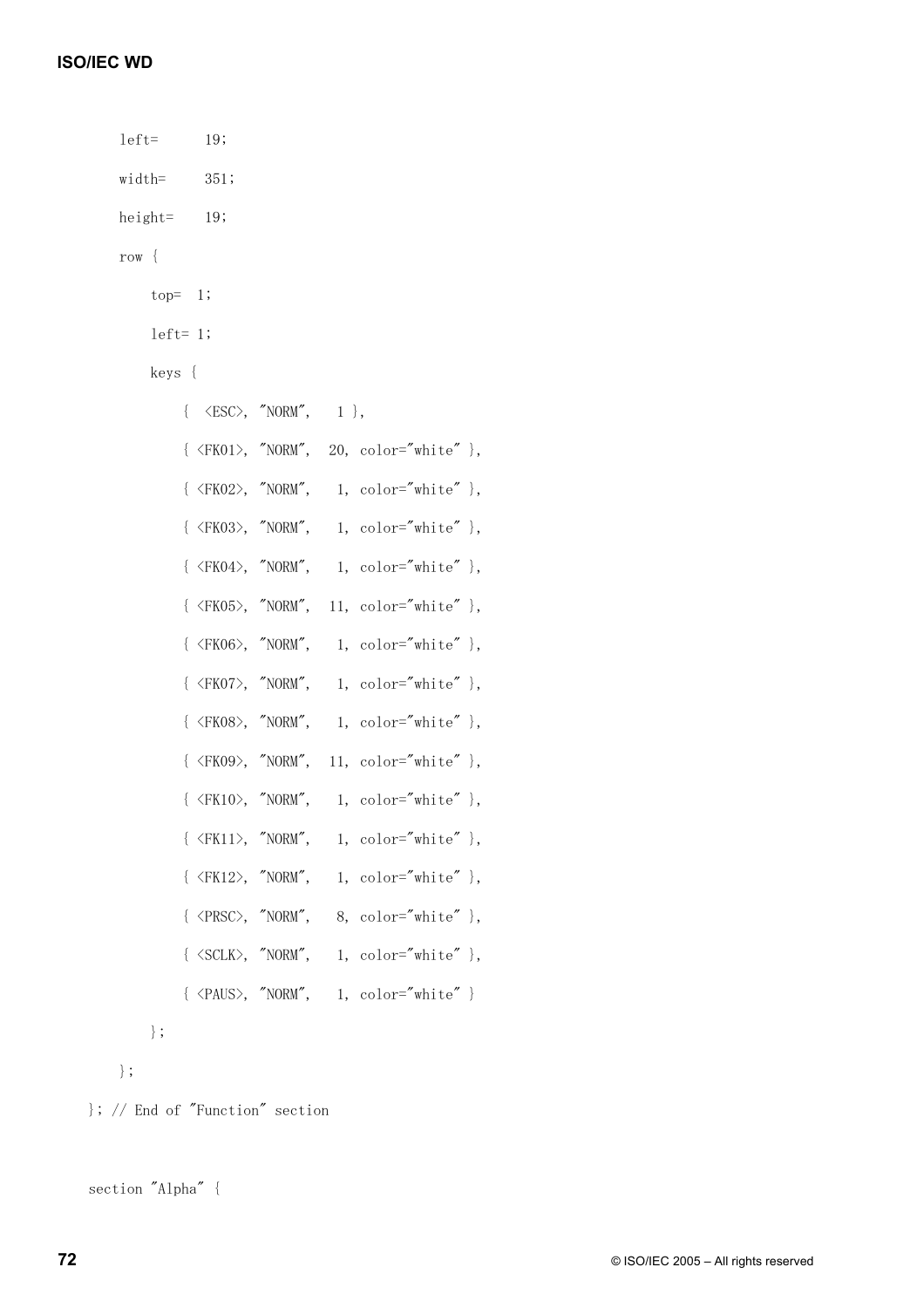```
        left=      19;
        width=     351;
        height=    19;
        row {
            top=  1;
            left= 1;
            keys {
                {  <ESC>, "NORM",    1 },
                { <FK01>, "NORM",   20, color="white" },
                { <FK02>, "NORM",    1, color="white" },
                { <FK03>, "NORM",    1, color="white" },
                { <FK04>, "NORM",    1, color="white" },
                { <FK05>, "NORM",   11, color="white" },
                { <FK06>, "NORM",    1, color="white" },
                { <FK07>, "NORM",    1, color="white" },
                { <FK08>, "NORM",    1, color="white" },
                { <FK09>, "NORM",   11, color="white" },
                { <FK10>, "NORM",    1, color="white" },
                { <FK11>, "NORM",    1, color="white" },
                { <FK12>, "NORM",    1, color="white" },
                { <PRSC>, "NORM",    8, color="white" },
                { <SCLK>, "NORM",    1, color="white" },
                { <PAUS>, "NORM",    1, color="white" }
            };
        };
    }; // End of "Function" section

    section "Alpha" {
```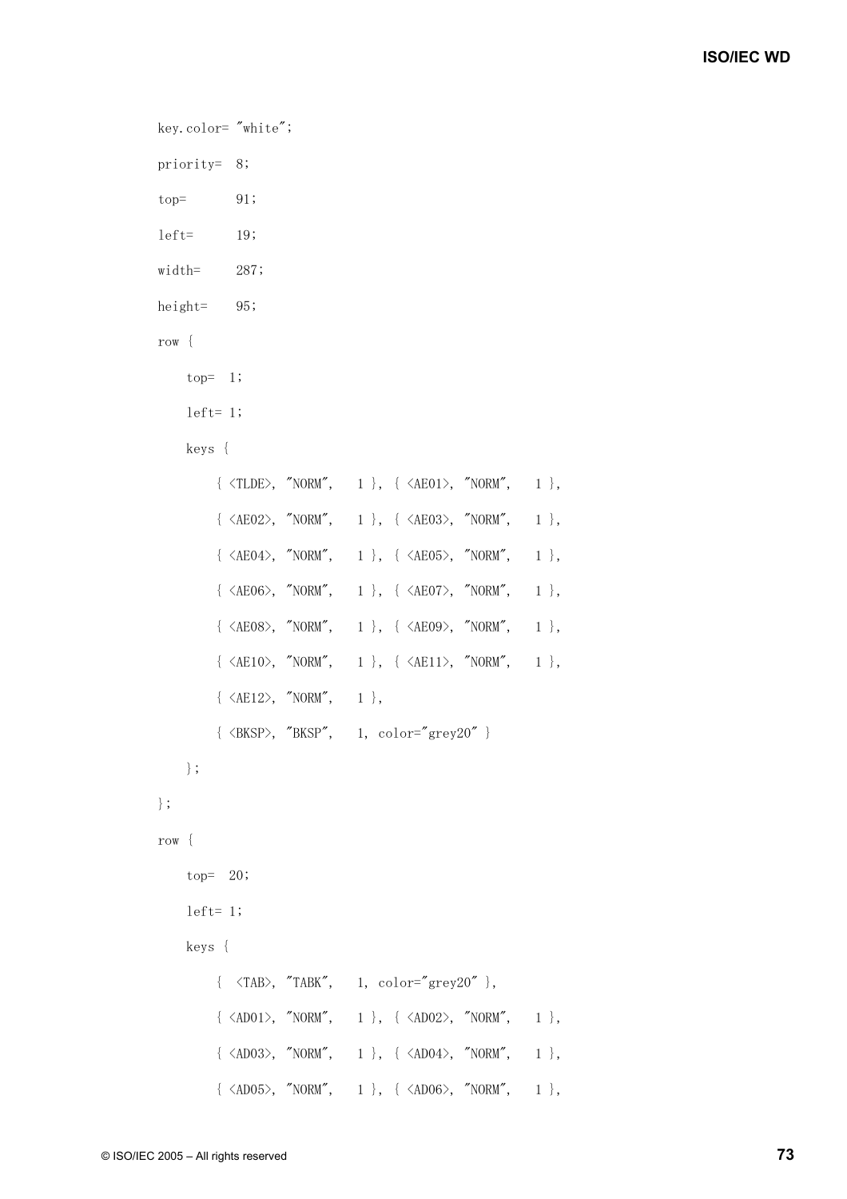```
key.color= "white";
priority=  8;
top=       91;
left=      19;
width=     287;
height=    95;
row {
    top=  1;
    left= 1;
    keys {
        { <TLDE>, "NORM",   1 }, { <AE01>, "NORM",   1 },
        { <AE02>, "NORM",   1 }, { <AE03>, "NORM",   1 },
        { <AE04>, "NORM",   1 }, { <AE05>, "NORM",   1 },
        { <AE06>, "NORM",   1 }, { <AE07>, "NORM",   1 },
        { <AE08>, "NORM",   1 }, { <AE09>, "NORM",   1 },
        { <AE10>, "NORM",   1 }, { <AE11>, "NORM",   1 },
        { <AE12>, "NORM",   1 },
        { <BKSP>, "BKSP",   1, color="grey20" }
    };
};
row {
    top=  20;
    left= 1;
    keys {
        {  <TAB>, "TABK",   1, color="grey20" },
        { <AD01>, "NORM",   1 }, { <AD02>, "NORM",   1 },
        { <AD03>, "NORM",   1 }, { <AD04>, "NORM",   1 },
        { <AD05>, "NORM",   1 }, { <AD06>, "NORM",   1 },
```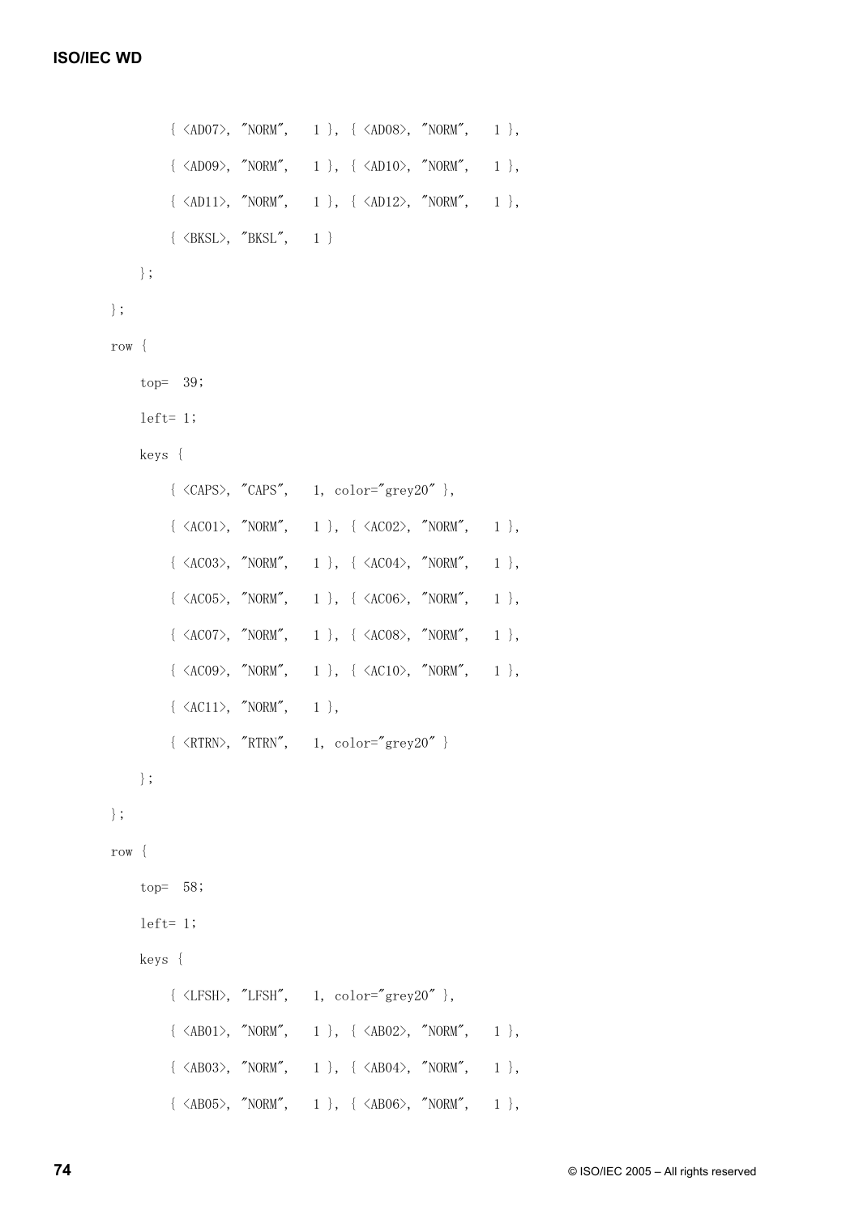```
            { <AD07>, "NORM",   1 }, { <AD08>, "NORM",   1 },
            { <AD09>, "NORM",   1 }, { <AD10>, "NORM",   1 },
            { <AD11>, "NORM",   1 }, { <AD12>, "NORM",   1 },
            { <BKSL>, "BKSL",   1 }
        };
    };
    row {
        top=  39;
        left= 1;
        keys {
            { <CAPS>, "CAPS",   1, color="grey20" },
            { <AC01>, "NORM",   1 }, { <AC02>, "NORM",   1 },
            { <AC03>, "NORM",   1 }, { <AC04>, "NORM",   1 },
            { <AC05>, "NORM",   1 }, { <AC06>, "NORM",   1 },
            { <AC07>, "NORM",   1 }, { <AC08>, "NORM",   1 },
            { <AC09>, "NORM",   1 }, { <AC10>, "NORM",   1 },
            { <AC11>, "NORM",   1 },
            { <RTRN>, "RTRN",   1, color="grey20" }
        };
    };
    row {
        top=  58;
        left= 1;
        keys {
            { <LFSH>, "LFSH",   1, color="grey20" },
            { <AB01>, "NORM",   1 }, { <AB02>, "NORM",   1 },
            { <AB03>, "NORM",   1 }, { <AB04>, "NORM",   1 },
            { <AB05>, "NORM",   1 }, { <AB06>, "NORM",   1 },
```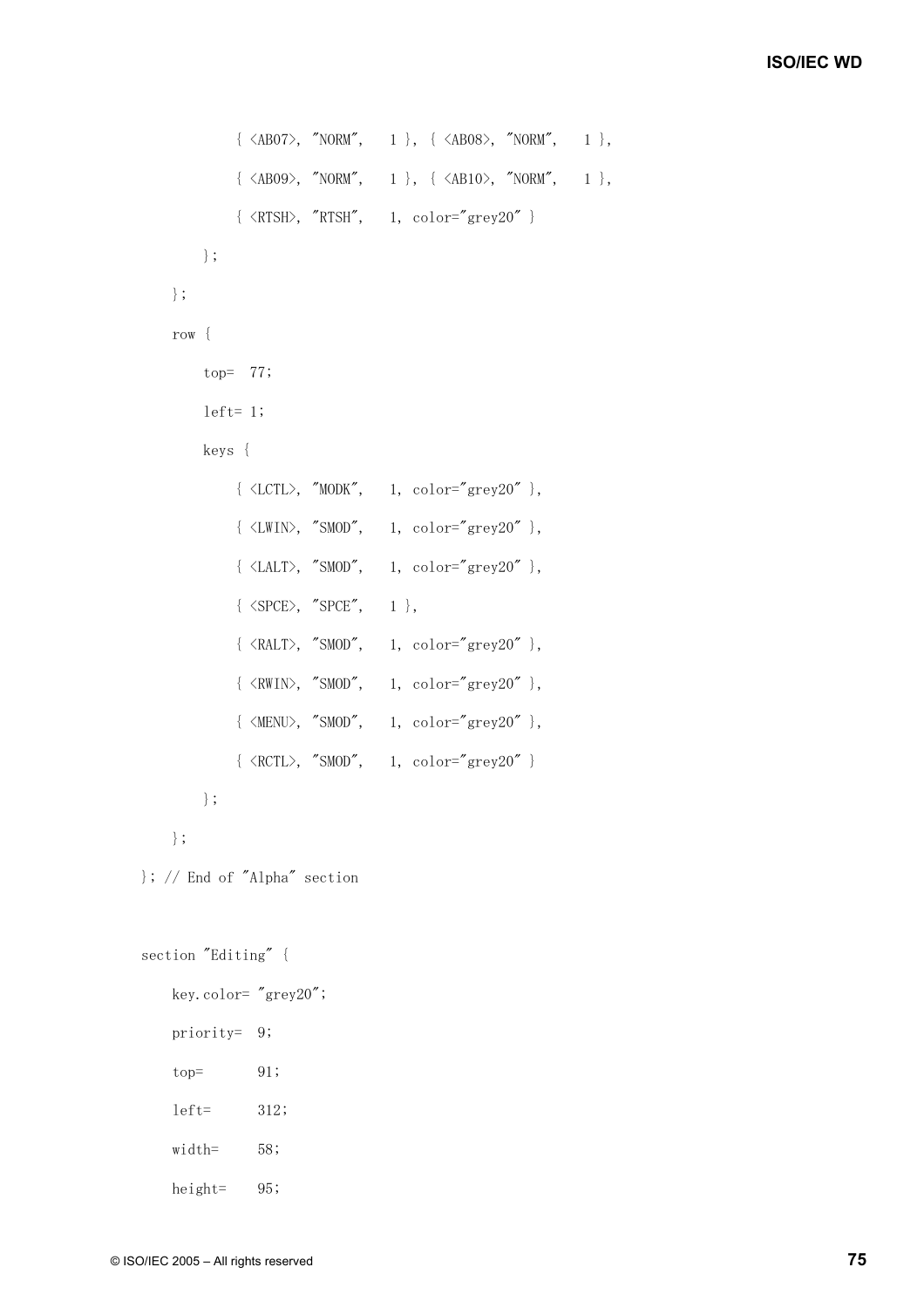```
            { <AB07>, "NORM",   1 }, { <AB08>, "NORM",   1 },
            { <AB09>, "NORM",   1 }, { <AB10>, "NORM",   1 },
            { <RTSH>, "RTSH",   1, color="grey20" }
        };
    };
    row {
        top=  77;
        left= 1;
        keys {
            { <LCTL>, "MODK",   1, color="grey20" },
            { <LWIN>, "SMOD",   1, color="grey20" },
            { <LALT>, "SMOD",   1, color="grey20" },
            { <SPCE>, "SPCE",   1 },
            { <RALT>, "SMOD",   1, color="grey20" },
            { <RWIN>, "SMOD",   1, color="grey20" },
            { <MENU>, "SMOD",   1, color="grey20" },
            { <RCTL>, "SMOD",   1, color="grey20" }
        };
    };
}; // End of "Alpha" section

section "Editing" {
    key.color= "grey20";
    priority=  9;
    top=       91;
    left=      312;
    width=     58;
    height=    95;
```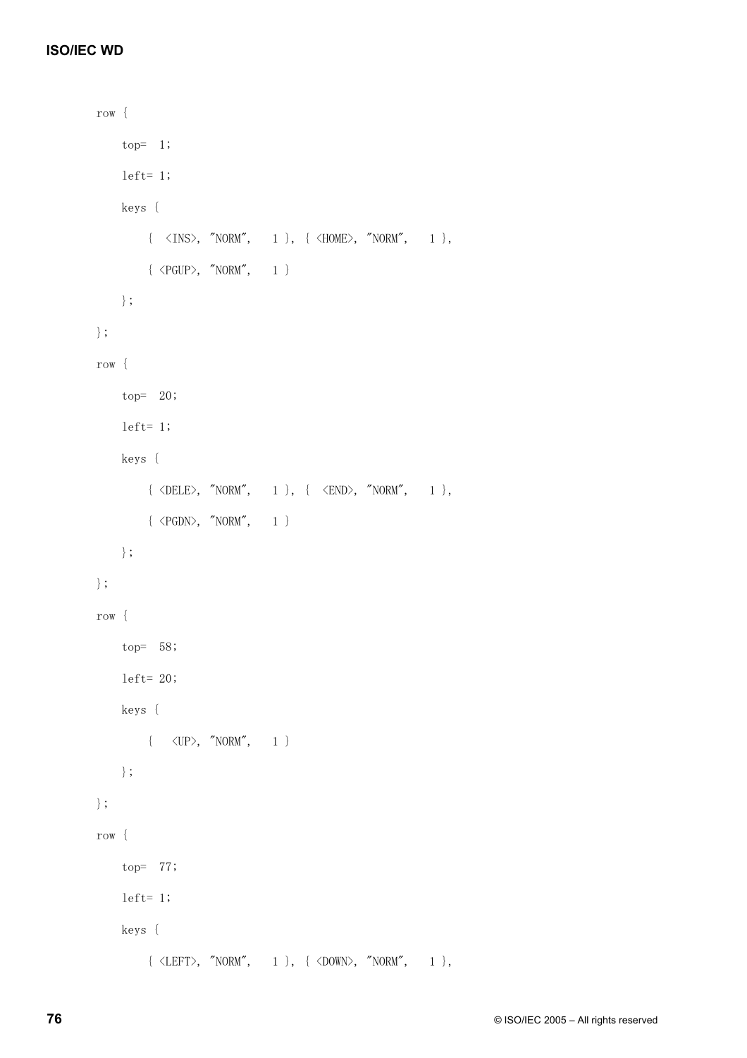```
row {
    top=  1;
    left= 1;
    keys {
        {  <INS>, "NORM",   1 }, { <HOME>, "NORM",   1 },
        { <PGUP>, "NORM",   1 }
    };
};
row {
    top=  20;
    left= 1;
    keys {
        { <DELE>, "NORM",   1 }, {  <END>, "NORM",   1 },
        { <PGDN>, "NORM",   1 }
    };
};
row {
    top=  58;
    left= 20;
    keys {
        {   <UP>, "NORM",   1 }
    };
};
row {
    top=  77;
    left= 1;
    keys {
        { <LEFT>, "NORM",   1 }, { <DOWN>, "NORM",   1 },
```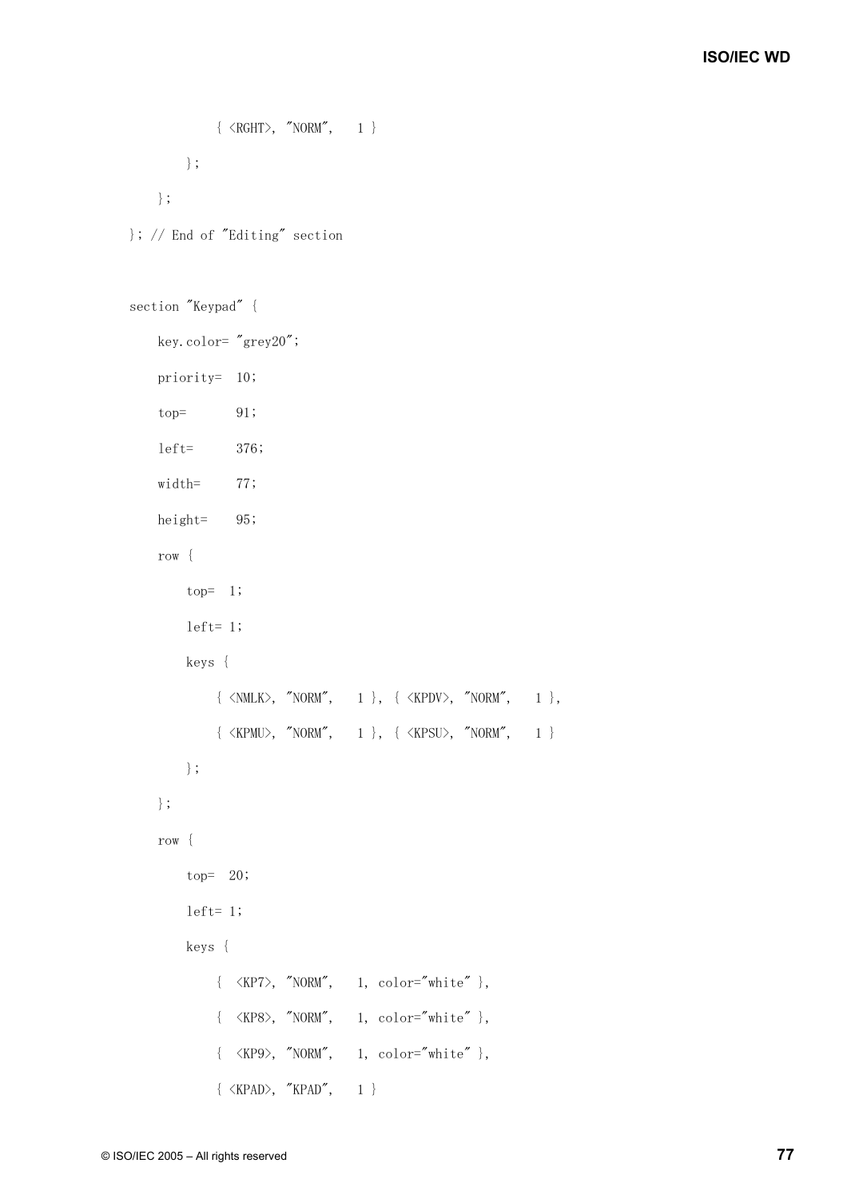```
            { <RGHT>, "NORM",   1 }
        };
    };
}; // End of "Editing" section


section "Keypad" {
    key.color= "grey20";
    priority=  10;
    top=       91;
    left=      376;
    width=     77;
    height=    95;
    row {
        top=  1;
        left= 1;
        keys {
            { <NMLK>, "NORM",   1 }, { <KPDV>, "NORM",   1 },
            { <KPMU>, "NORM",   1 }, { <KPSU>, "NORM",   1 }
        };
    };
    row {
        top=  20;
        left= 1;
        keys {
            {  <KP7>, "NORM",   1, color="white" },
            {  <KP8>, "NORM",   1, color="white" },
            {  <KP9>, "NORM",   1, color="white" },
            { <KPAD>, "KPAD",   1 }
```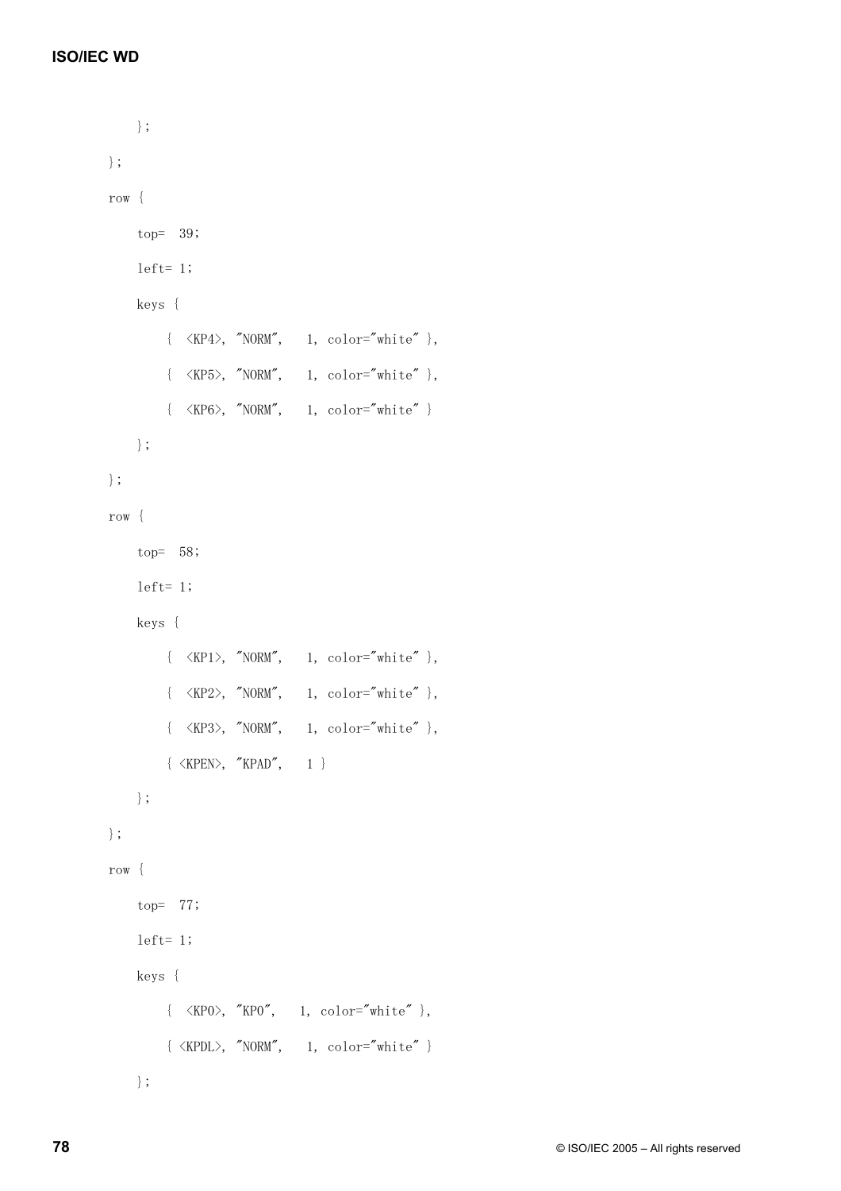```
        };
    };
    row {
        top=  39;
        left= 1;
        keys {
            {  <KP4>, "NORM",   1, color="white" },
            {  <KP5>, "NORM",   1, color="white" },
            {  <KP6>, "NORM",   1, color="white" }
        };
    };
    row {
        top=  58;
        left= 1;
        keys {
            {  <KP1>, "NORM",   1, color="white" },
            {  <KP2>, "NORM",   1, color="white" },
            {  <KP3>, "NORM",   1, color="white" },
            { <KPEN>, "KPAD",   1 }
        };
    };
    row {
        top=  77;
        left= 1;
        keys {
            {  <KP0>, "KP0",   1, color="white" },
            { <KPDL>, "NORM",   1, color="white" }
        };
```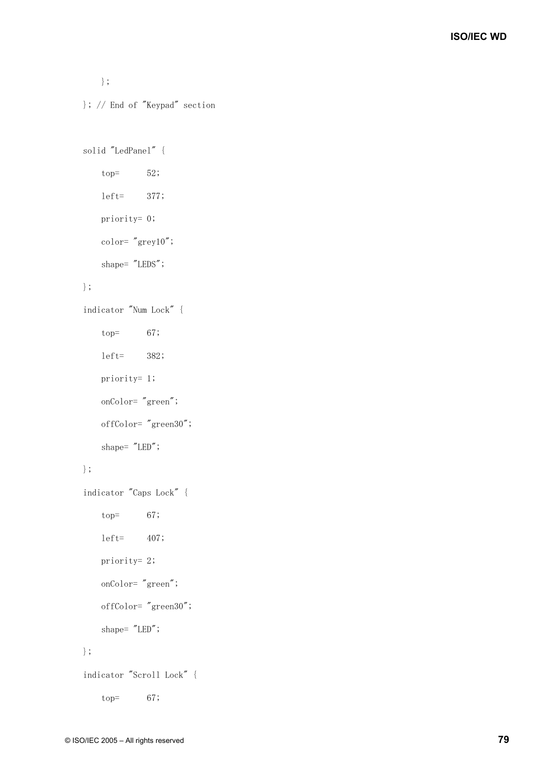```
    };
}; // End of "Keypad" section

solid "LedPanel" {
    top=      52;
    left=     377;
    priority= 0;
    color= "grey10";
    shape= "LEDS";
};
indicator "Num Lock" {
    top=      67;
    left=     382;
    priority= 1;
    onColor= "green";
    offColor= "green30";
    shape= "LED";
};
indicator "Caps Lock" {
    top=      67;
    left=     407;
    priority= 2;
    onColor= "green";
    offColor= "green30";
    shape= "LED";
};
indicator "Scroll Lock" {
    top=      67;
```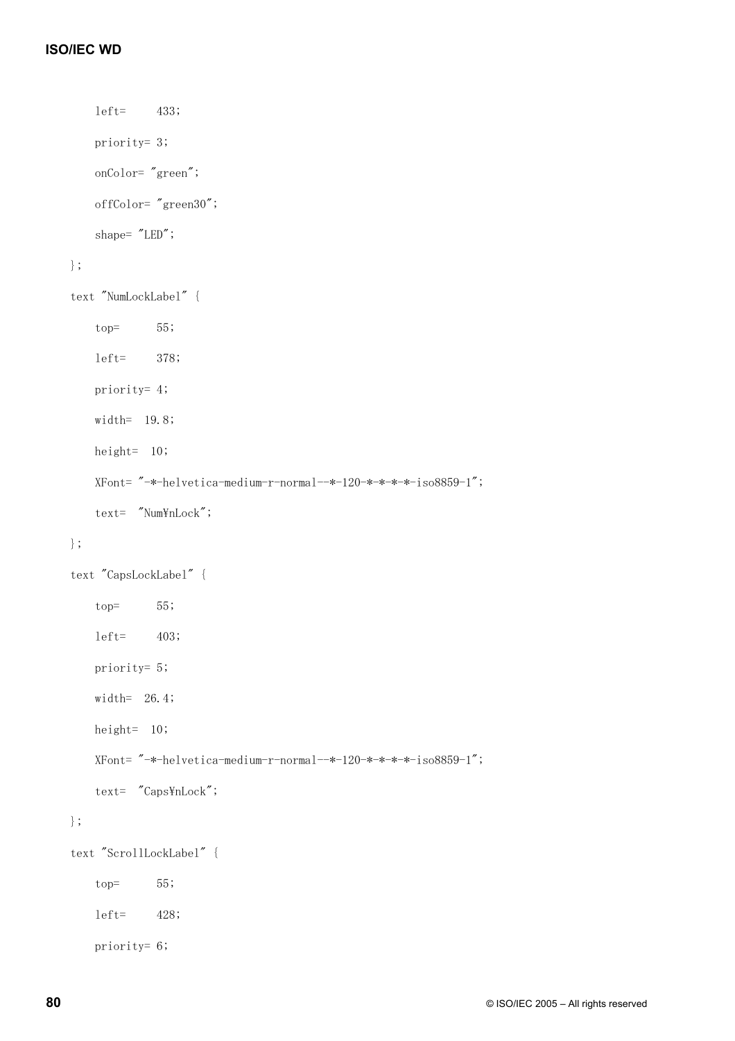```
        left=     433;
        priority= 3;
        onColor= "green";
        offColor= "green30";
        shape= "LED";
    };
    text "NumLockLabel" {
        top=      55;
        left=     378;
        priority= 4;
        width=  19.8;
        height=  10;
        XFont= "-*-helvetica-medium-r-normal--*-120-*-*-*-*-iso8859-1";
        text=  "Num¥nLock";
    };
    text "CapsLockLabel" {
        top=      55;
        left=     403;
        priority= 5;
        width=  26.4;
        height=  10;
        XFont= "-*-helvetica-medium-r-normal--*-120-*-*-*-*-iso8859-1";
        text=  "Caps¥nLock";
    };
    text "ScrollLockLabel" {
        top=      55;
        left=     428;
        priority= 6;
```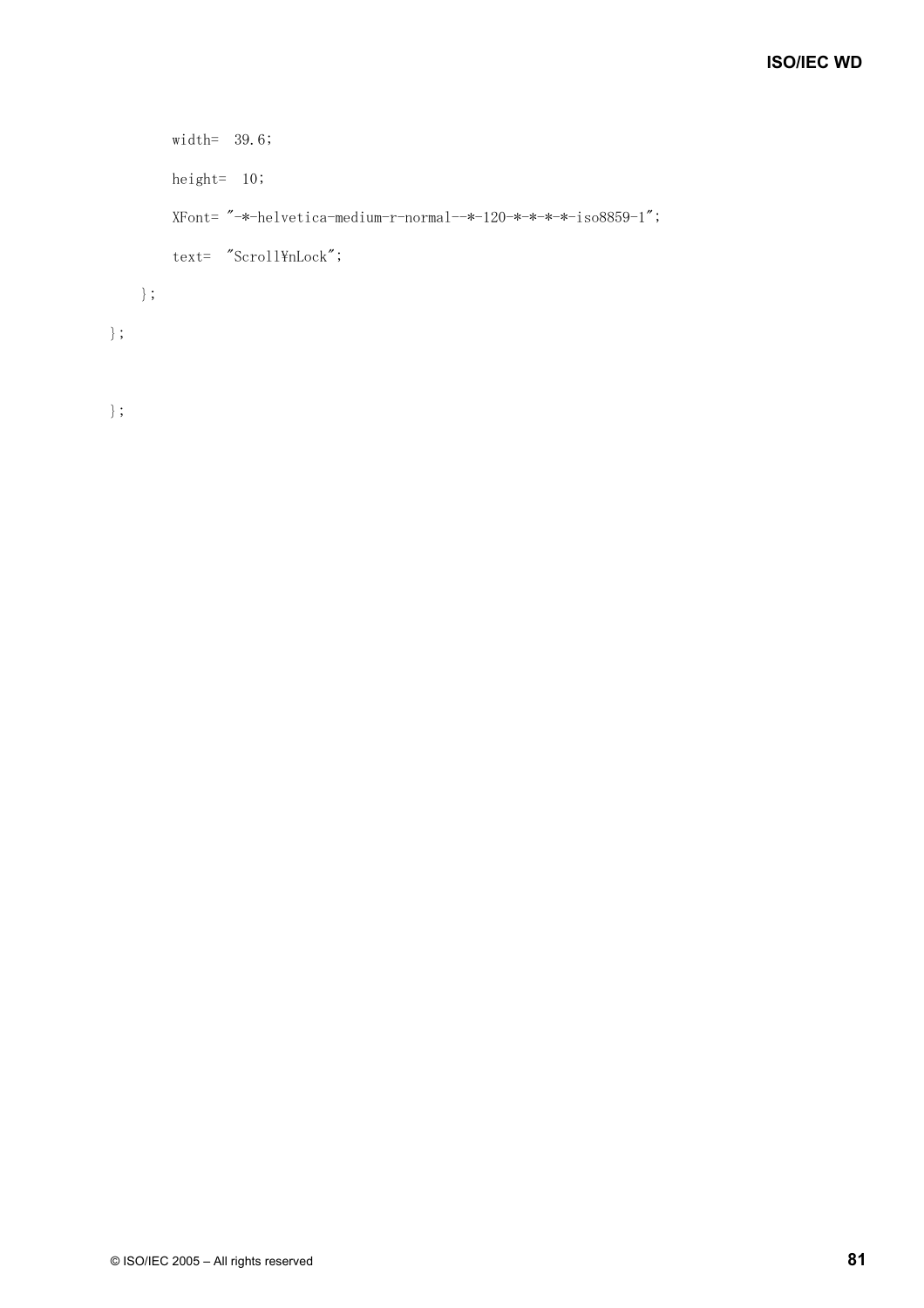```
        width=  39.6;
        height=  10;
        XFont= "-*-helvetica-medium-r-normal--*-120-*-*-*-*-iso8859-1";
        text=  "Scroll¥nLock";
    };
};

};
```